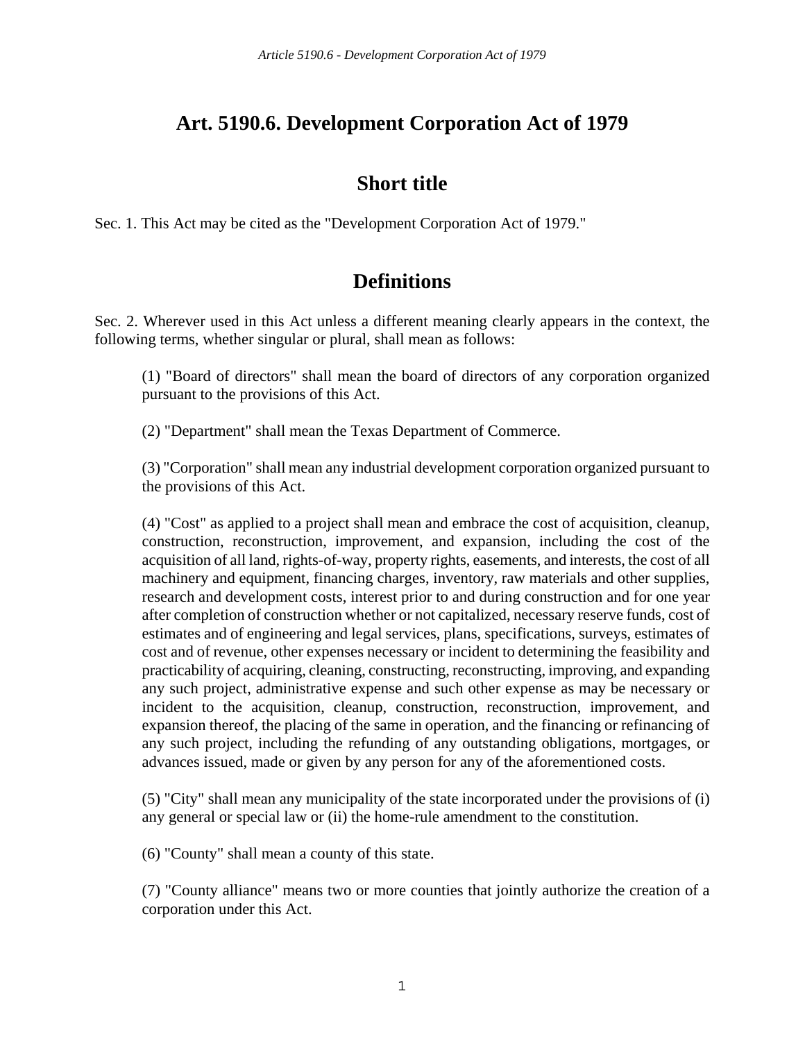# Art. 5190.6. Development Corporation Act of 1979

## Short title

Sec. 1. This Act may be cited as the "Development Corporation Act of 1979."

## Definitions

Sec. 2. Wherever used in this Act unless a different meaning clearly appears in the context, the following terms, whether singular or plural, shall mean as follows:

(1) "Board of directors" shall mean the board of directors of any corporation organized pursuant to the provisions of this Act.

(2) "Department" shall mean the Texas Department of Commerce.

(3) "Corporation" shall mean any industrial development corporation organized pursuant to the provisions of this Act.

(4) "Cost" as applied to a project shall mean and embrace the cost of acquisition, cleanup, construction, reconstruction, improvement, and expansion, including the cost of the acquisition of all land, rights-of-way, property rights, easements, and interests, the cost of all machinery and equipment, financing charges, inventory, raw materials and other supplies, research and development costs, interest prior to and during construction and for one year after completion of construction whether or not capitalized, necessary reserve funds, cost of estimates and of engineering and legal services, plans, specifications, surveys, estimates of cost and of revenue, other expenses necessary or incident to determining the feasibility and practicability of acquiring, cleaning, constructing, reconstructing, improving, and expanding any such project, administrative expense and such other expense as may be necessary or incident to the acquisition, cleanup, construction, reconstruction, improvement, and expansion thereof, the placing of the same in operation, and the financing or refinancing of any such project, including the refunding of any outstanding obligations, mortgages, or advances issued, made or given by any person for any of the aforementioned costs.

(5) "City" shall mean any municipality of the state incorporated under the provisions of (i) any general or special law or (ii) the home-rule amendment to the constitution.

(6) "County" shall mean a county of this state.

(7) "County alliance" means two or more counties that jointly authorize the creation of a corporation under this Act.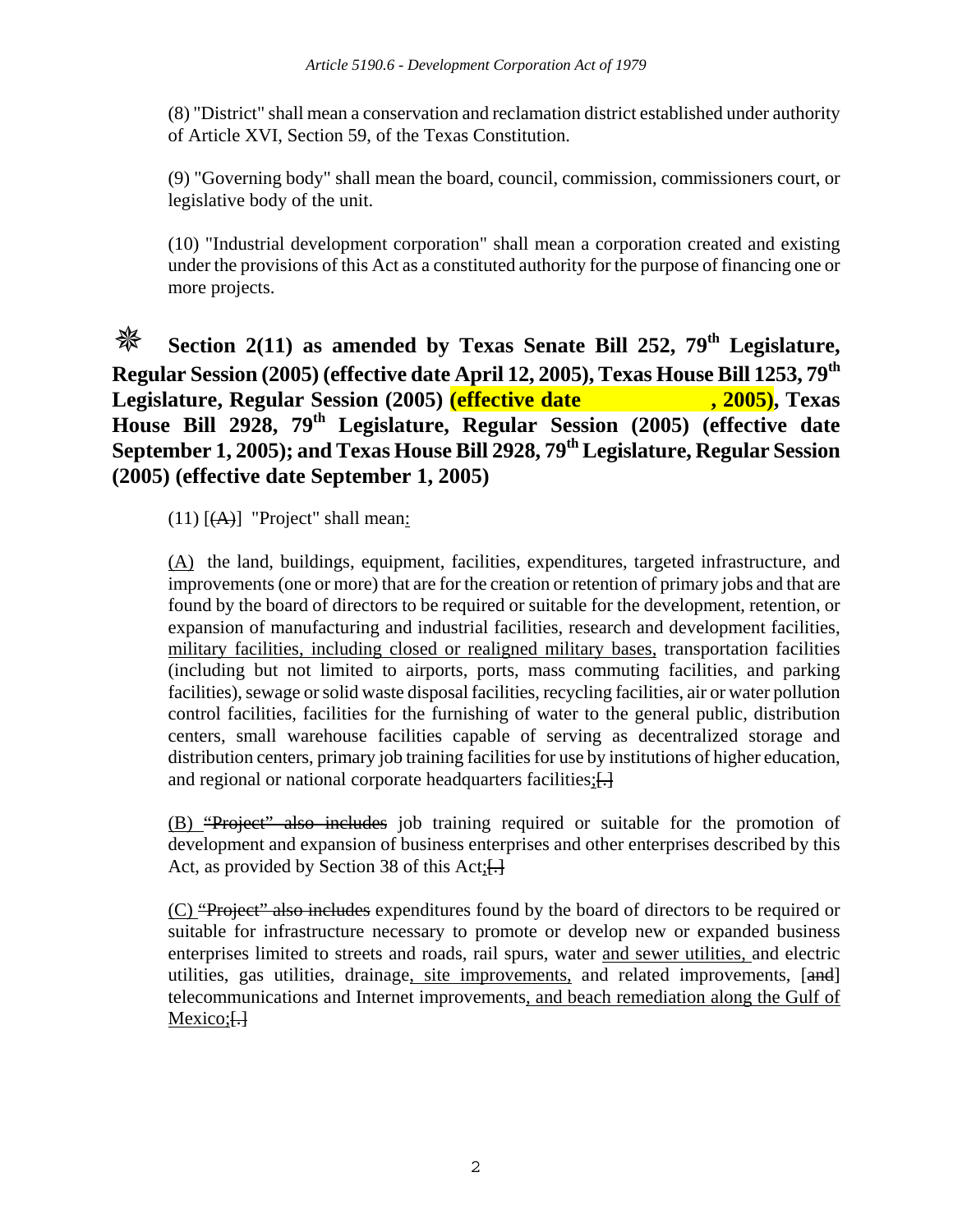(8) "District" shall mean a conservation and reclamation district established under authority of Article XVI, Section 59, of the Texas Constitution.

(9) "Governing body" shall mean the board, council, commission, commissioners court, or legislative body of the unit.

(10) "Industrial development corporation" shall mean a corporation created and existing under the provisions of this Act as a constituted authority for the purpose of financing one or more projects.

**✵ Section 2(11) as amended by Texas Senate Bill 252, 79th Legislature, Regular Session (2005) (effective date April 12, 2005), Texas House Bill 1253, 79th Legislature, Regular Session (2005) (effective date , 2005), Texas House Bill 2928, 79th Legislature, Regular Session (2005) (effective date September 1, 2005); and Texas House Bill 2928, 79th Legislature, Regular Session (2005) (effective date September 1, 2005)**

(11) [~~(A)~~] "Project" shall mean<u>:</u>

<u>(A)</u> the land, buildings, equipment, facilities, expenditures, targeted infrastructure, and improvements (one or more) that are for the creation or retention of primary jobs and that are found by the board of directors to be required or suitable for the development, retention, or expansion of manufacturing and industrial facilities, research and development facilities, <u>military facilities, including closed or realigned military bases,</u> transportation facilities (including but not limited to airports, ports, mass commuting facilities, and parking facilities), sewage or solid waste disposal facilities, recycling facilities, air or water pollution control facilities, facilities for the furnishing of water to the general public, distribution centers, small warehouse facilities capable of serving as decentralized storage and distribution centers, primary job training facilities for use by institutions of higher education, and regional or national corporate headquarters facilities<u>;</u>~~[.]~~

<u>(B)</u> ~~"Project" also includes~~ job training required or suitable for the promotion of development and expansion of business enterprises and other enterprises described by this Act, as provided by Section 38 of this Act<u>;</u>~~[.]~~

<u>(C)</u> ~~"Project" also includes~~ expenditures found by the board of directors to be required or suitable for infrastructure necessary to promote or develop new or expanded business enterprises limited to streets and roads, rail spurs, water <u>and sewer utilities,</u> and electric utilities, gas utilities, drainage<u>, site improvements,</u> and related improvements, [~~and~~] telecommunications and Internet improvements<u>, and beach remediation along the Gulf of Mexico;</u>~~[.]~~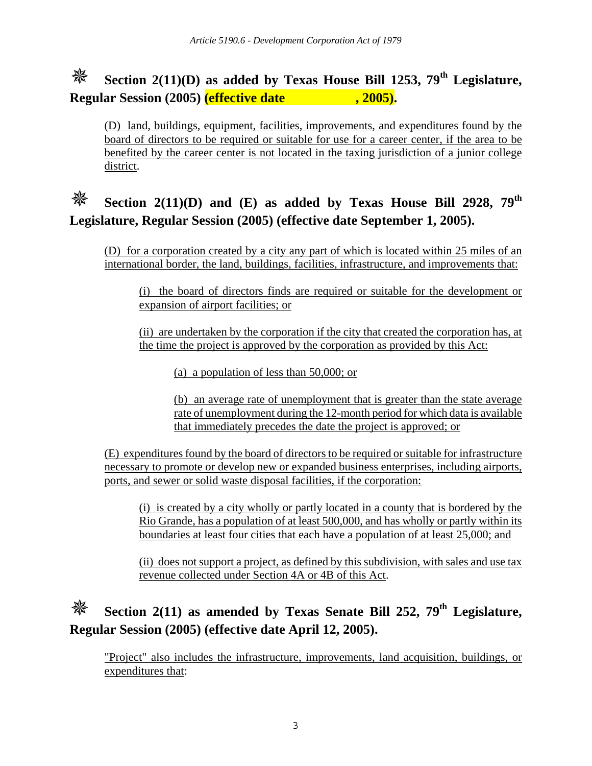### ✵ Section 2(11)(D) as added by Texas House Bill 1253, 79th Legislature, Regular Session (2005) (effective date , 2005).

(D) land, buildings, equipment, facilities, improvements, and expenditures found by the board of directors to be required or suitable for use for a career center, if the area to be benefited by the career center is not located in the taxing jurisdiction of a junior college district.

### ✵ Section 2(11)(D) and (E) as added by Texas House Bill 2928, 79th Legislature, Regular Session (2005) (effective date September 1, 2005).

(D) for a corporation created by a city any part of which is located within 25 miles of an international border, the land, buildings, facilities, infrastructure, and improvements that:

(i) the board of directors finds are required or suitable for the development or expansion of airport facilities; or

(ii) are undertaken by the corporation if the city that created the corporation has, at the time the project is approved by the corporation as provided by this Act:

(a) a population of less than 50,000; or

(b) an average rate of unemployment that is greater than the state average rate of unemployment during the 12-month period for which data is available that immediately precedes the date the project is approved; or

(E) expenditures found by the board of directors to be required or suitable for infrastructure necessary to promote or develop new or expanded business enterprises, including airports, ports, and sewer or solid waste disposal facilities, if the corporation:

(i) is created by a city wholly or partly located in a county that is bordered by the Rio Grande, has a population of at least 500,000, and has wholly or partly within its boundaries at least four cities that each have a population of at least 25,000; and

(ii) does not support a project, as defined by this subdivision, with sales and use tax revenue collected under Section 4A or 4B of this Act.

### ✵ Section 2(11) as amended by Texas Senate Bill 252, 79th Legislature, Regular Session (2005) (effective date April 12, 2005).

"Project" also includes the infrastructure, improvements, land acquisition, buildings, or expenditures that: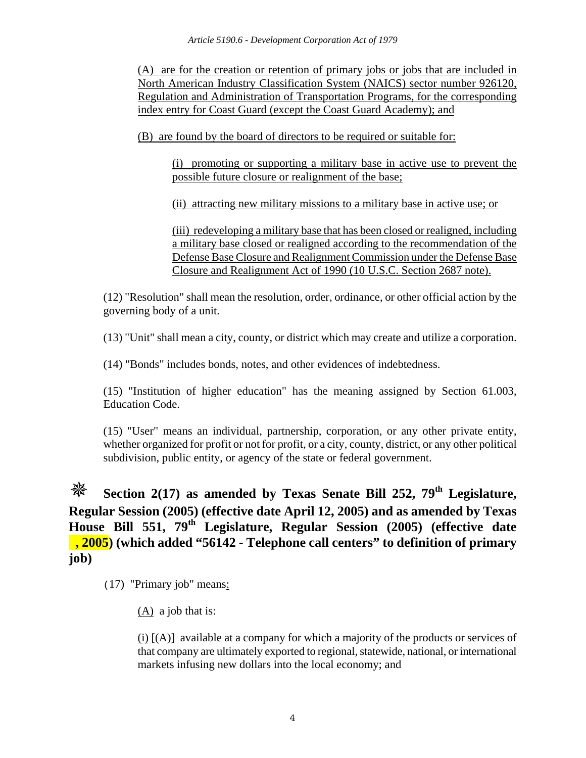(A) are for the creation or retention of primary jobs or jobs that are included in North American Industry Classification System (NAICS) sector number 926120, Regulation and Administration of Transportation Programs, for the corresponding index entry for Coast Guard (except the Coast Guard Academy); and

(B) are found by the board of directors to be required or suitable for:

(i) promoting or supporting a military base in active use to prevent the possible future closure or realignment of the base;

(ii) attracting new military missions to a military base in active use; or

(iii) redeveloping a military base that has been closed or realigned, including a military base closed or realigned according to the recommendation of the Defense Base Closure and Realignment Commission under the Defense Base Closure and Realignment Act of 1990 (10 U.S.C. Section 2687 note).

(12) "Resolution" shall mean the resolution, order, ordinance, or other official action by the governing body of a unit.

(13) "Unit" shall mean a city, county, or district which may create and utilize a corporation.

(14) "Bonds" includes bonds, notes, and other evidences of indebtedness.

(15) "Institution of higher education" has the meaning assigned by Section 61.003, Education Code.

(15) "User" means an individual, partnership, corporation, or any other private entity, whether organized for profit or not for profit, or a city, county, district, or any other political subdivision, public entity, or agency of the state or federal government.

**✵ Section 2(17) as amended by Texas Senate Bill 252, 79th Legislature, Regular Session (2005) (effective date April 12, 2005) and as amended by Texas House Bill 551, 79th Legislature, Regular Session (2005) (effective date , 2005) (which added "56142 - Telephone call centers" to definition of primary job)**

(17) "Primary job" means:

(A) a job that is:

(i) [(A)] available at a company for which a majority of the products or services of that company are ultimately exported to regional, statewide, national, or international markets infusing new dollars into the local economy; and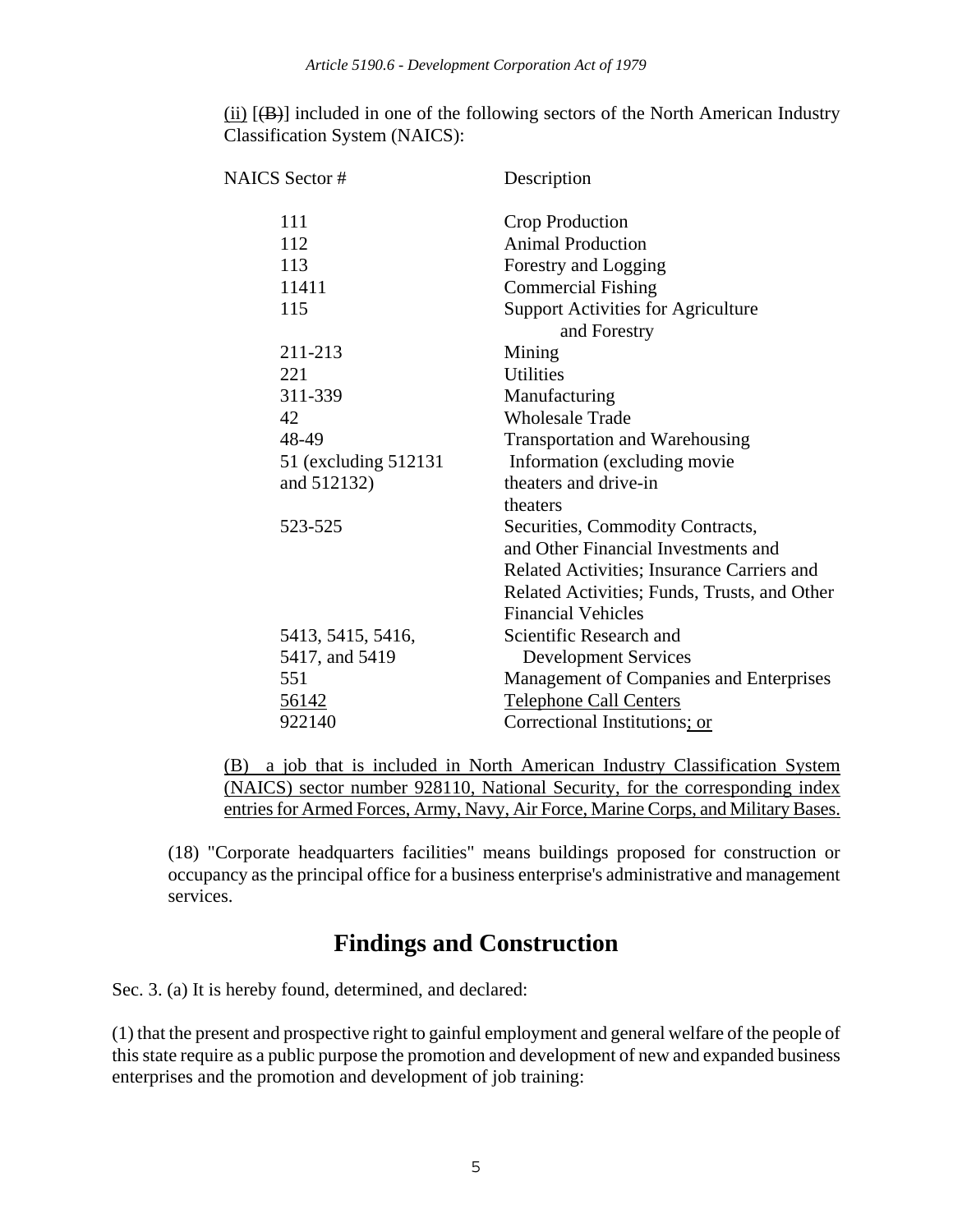(ii) [(B)] included in one of the following sectors of the North American Industry Classification System (NAICS):

| NAICS Sector # | Description |
|---|---|
| 111 | Crop Production |
| 112 | Animal Production |
| 113 | Forestry and Logging |
| 11411 | Commercial Fishing |
| 115 | Support Activities for Agriculture and Forestry |
| 211-213 | Mining |
| 221 | Utilities |
| 311-339 | Manufacturing |
| 42 | Wholesale Trade |
| 48-49 | Transportation and Warehousing |
| 51 (excluding 512131 and 512132) | Information (excluding movie theaters and drive-in theaters |
| 523-525 | Securities, Commodity Contracts, and Other Financial Investments and Related Activities; Insurance Carriers and Related Activities; Funds, Trusts, and Other Financial Vehicles |
| 5413, 5415, 5416, 5417, and 5419 | Scientific Research and Development Services |
| 551 | Management of Companies and Enterprises |
| 56142 | Telephone Call Centers |
| 922140 | Correctional Institutions; or |

(B) a job that is included in North American Industry Classification System (NAICS) sector number 928110, National Security, for the corresponding index entries for Armed Forces, Army, Navy, Air Force, Marine Corps, and Military Bases.

(18) "Corporate headquarters facilities" means buildings proposed for construction or occupancy as the principal office for a business enterprise's administrative and management services.

## Findings and Construction

Sec. 3. (a) It is hereby found, determined, and declared:

(1) that the present and prospective right to gainful employment and general welfare of the people of this state require as a public purpose the promotion and development of new and expanded business enterprises and the promotion and development of job training: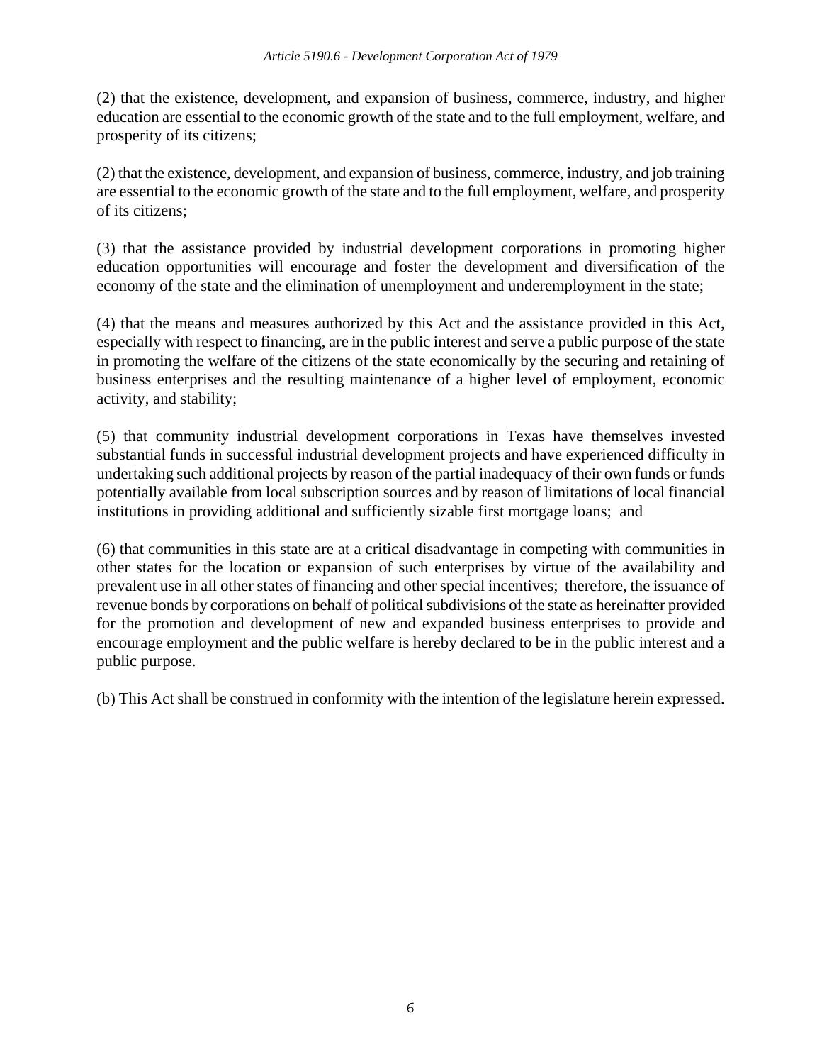(2) that the existence, development, and expansion of business, commerce, industry, and higher education are essential to the economic growth of the state and to the full employment, welfare, and prosperity of its citizens;

(2) that the existence, development, and expansion of business, commerce, industry, and job training are essential to the economic growth of the state and to the full employment, welfare, and prosperity of its citizens;

(3) that the assistance provided by industrial development corporations in promoting higher education opportunities will encourage and foster the development and diversification of the economy of the state and the elimination of unemployment and underemployment in the state;

(4) that the means and measures authorized by this Act and the assistance provided in this Act, especially with respect to financing, are in the public interest and serve a public purpose of the state in promoting the welfare of the citizens of the state economically by the securing and retaining of business enterprises and the resulting maintenance of a higher level of employment, economic activity, and stability;

(5) that community industrial development corporations in Texas have themselves invested substantial funds in successful industrial development projects and have experienced difficulty in undertaking such additional projects by reason of the partial inadequacy of their own funds or funds potentially available from local subscription sources and by reason of limitations of local financial institutions in providing additional and sufficiently sizable first mortgage loans; and

(6) that communities in this state are at a critical disadvantage in competing with communities in other states for the location or expansion of such enterprises by virtue of the availability and prevalent use in all other states of financing and other special incentives; therefore, the issuance of revenue bonds by corporations on behalf of political subdivisions of the state as hereinafter provided for the promotion and development of new and expanded business enterprises to provide and encourage employment and the public welfare is hereby declared to be in the public interest and a public purpose.

(b) This Act shall be construed in conformity with the intention of the legislature herein expressed.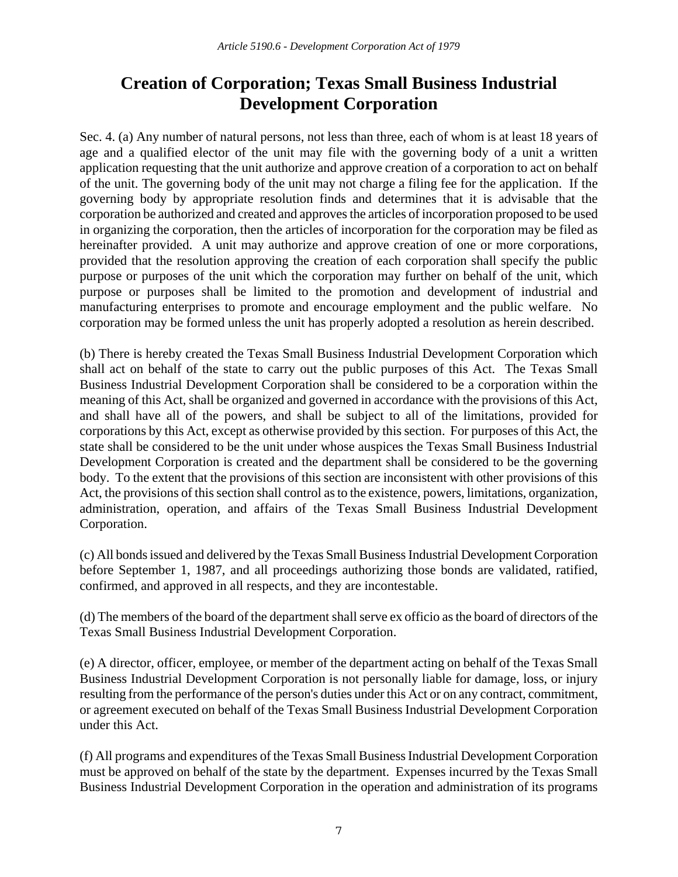# Creation of Corporation; Texas Small Business Industrial Development Corporation

Sec. 4. (a) Any number of natural persons, not less than three, each of whom is at least 18 years of age and a qualified elector of the unit may file with the governing body of a unit a written application requesting that the unit authorize and approve creation of a corporation to act on behalf of the unit. The governing body of the unit may not charge a filing fee for the application. If the governing body by appropriate resolution finds and determines that it is advisable that the corporation be authorized and created and approves the articles of incorporation proposed to be used in organizing the corporation, then the articles of incorporation for the corporation may be filed as hereinafter provided. A unit may authorize and approve creation of one or more corporations, provided that the resolution approving the creation of each corporation shall specify the public purpose or purposes of the unit which the corporation may further on behalf of the unit, which purpose or purposes shall be limited to the promotion and development of industrial and manufacturing enterprises to promote and encourage employment and the public welfare. No corporation may be formed unless the unit has properly adopted a resolution as herein described.

(b) There is hereby created the Texas Small Business Industrial Development Corporation which shall act on behalf of the state to carry out the public purposes of this Act. The Texas Small Business Industrial Development Corporation shall be considered to be a corporation within the meaning of this Act, shall be organized and governed in accordance with the provisions of this Act, and shall have all of the powers, and shall be subject to all of the limitations, provided for corporations by this Act, except as otherwise provided by this section. For purposes of this Act, the state shall be considered to be the unit under whose auspices the Texas Small Business Industrial Development Corporation is created and the department shall be considered to be the governing body. To the extent that the provisions of this section are inconsistent with other provisions of this Act, the provisions of this section shall control as to the existence, powers, limitations, organization, administration, operation, and affairs of the Texas Small Business Industrial Development Corporation.

(c) All bonds issued and delivered by the Texas Small Business Industrial Development Corporation before September 1, 1987, and all proceedings authorizing those bonds are validated, ratified, confirmed, and approved in all respects, and they are incontestable.

(d) The members of the board of the department shall serve ex officio as the board of directors of the Texas Small Business Industrial Development Corporation.

(e) A director, officer, employee, or member of the department acting on behalf of the Texas Small Business Industrial Development Corporation is not personally liable for damage, loss, or injury resulting from the performance of the person's duties under this Act or on any contract, commitment, or agreement executed on behalf of the Texas Small Business Industrial Development Corporation under this Act.

(f) All programs and expenditures of the Texas Small Business Industrial Development Corporation must be approved on behalf of the state by the department. Expenses incurred by the Texas Small Business Industrial Development Corporation in the operation and administration of its programs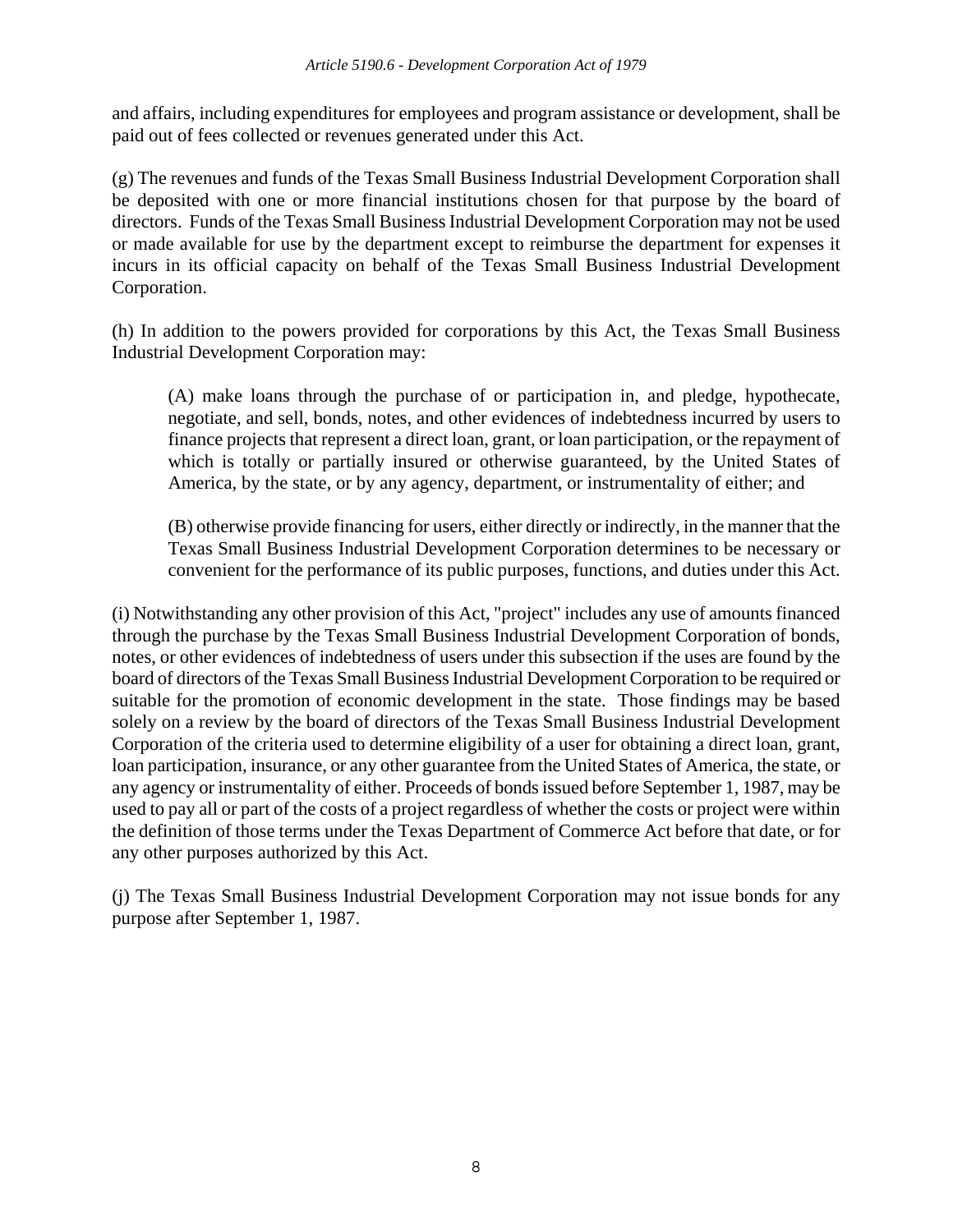and affairs, including expenditures for employees and program assistance or development, shall be paid out of fees collected or revenues generated under this Act.

(g) The revenues and funds of the Texas Small Business Industrial Development Corporation shall be deposited with one or more financial institutions chosen for that purpose by the board of directors. Funds of the Texas Small Business Industrial Development Corporation may not be used or made available for use by the department except to reimburse the department for expenses it incurs in its official capacity on behalf of the Texas Small Business Industrial Development Corporation.

(h) In addition to the powers provided for corporations by this Act, the Texas Small Business Industrial Development Corporation may:

> (A) make loans through the purchase of or participation in, and pledge, hypothecate, negotiate, and sell, bonds, notes, and other evidences of indebtedness incurred by users to finance projects that represent a direct loan, grant, or loan participation, or the repayment of which is totally or partially insured or otherwise guaranteed, by the United States of America, by the state, or by any agency, department, or instrumentality of either; and
>
> (B) otherwise provide financing for users, either directly or indirectly, in the manner that the Texas Small Business Industrial Development Corporation determines to be necessary or convenient for the performance of its public purposes, functions, and duties under this Act.

(i) Notwithstanding any other provision of this Act, "project" includes any use of amounts financed through the purchase by the Texas Small Business Industrial Development Corporation of bonds, notes, or other evidences of indebtedness of users under this subsection if the uses are found by the board of directors of the Texas Small Business Industrial Development Corporation to be required or suitable for the promotion of economic development in the state. Those findings may be based solely on a review by the board of directors of the Texas Small Business Industrial Development Corporation of the criteria used to determine eligibility of a user for obtaining a direct loan, grant, loan participation, insurance, or any other guarantee from the United States of America, the state, or any agency or instrumentality of either. Proceeds of bonds issued before September 1, 1987, may be used to pay all or part of the costs of a project regardless of whether the costs or project were within the definition of those terms under the Texas Department of Commerce Act before that date, or for any other purposes authorized by this Act.

(j) The Texas Small Business Industrial Development Corporation may not issue bonds for any purpose after September 1, 1987.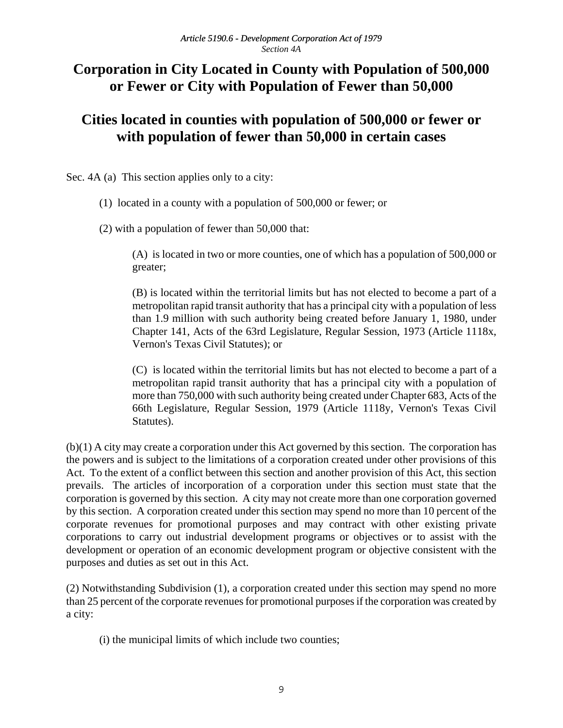*Article 5190.6 - Development Corporation Act of 1979*
*Section 4A*

# Corporation in City Located in County with Population of 500,000 or Fewer or City with Population of Fewer than 50,000

# Cities located in counties with population of 500,000 or fewer or with population of fewer than 50,000 in certain cases

Sec. 4A (a) This section applies only to a city:

(1) located in a county with a population of 500,000 or fewer; or

(2) with a population of fewer than 50,000 that:

(A) is located in two or more counties, one of which has a population of 500,000 or greater;

(B) is located within the territorial limits but has not elected to become a part of a metropolitan rapid transit authority that has a principal city with a population of less than 1.9 million with such authority being created before January 1, 1980, under Chapter 141, Acts of the 63rd Legislature, Regular Session, 1973 (Article 1118x, Vernon's Texas Civil Statutes); or

(C) is located within the territorial limits but has not elected to become a part of a metropolitan rapid transit authority that has a principal city with a population of more than 750,000 with such authority being created under Chapter 683, Acts of the 66th Legislature, Regular Session, 1979 (Article 1118y, Vernon's Texas Civil Statutes).

(b)(1) A city may create a corporation under this Act governed by this section. The corporation has the powers and is subject to the limitations of a corporation created under other provisions of this Act. To the extent of a conflict between this section and another provision of this Act, this section prevails. The articles of incorporation of a corporation under this section must state that the corporation is governed by this section. A city may not create more than one corporation governed by this section. A corporation created under this section may spend no more than 10 percent of the corporate revenues for promotional purposes and may contract with other existing private corporations to carry out industrial development programs or objectives or to assist with the development or operation of an economic development program or objective consistent with the purposes and duties as set out in this Act.

(2) Notwithstanding Subdivision (1), a corporation created under this section may spend no more than 25 percent of the corporate revenues for promotional purposes if the corporation was created by a city:

(i) the municipal limits of which include two counties;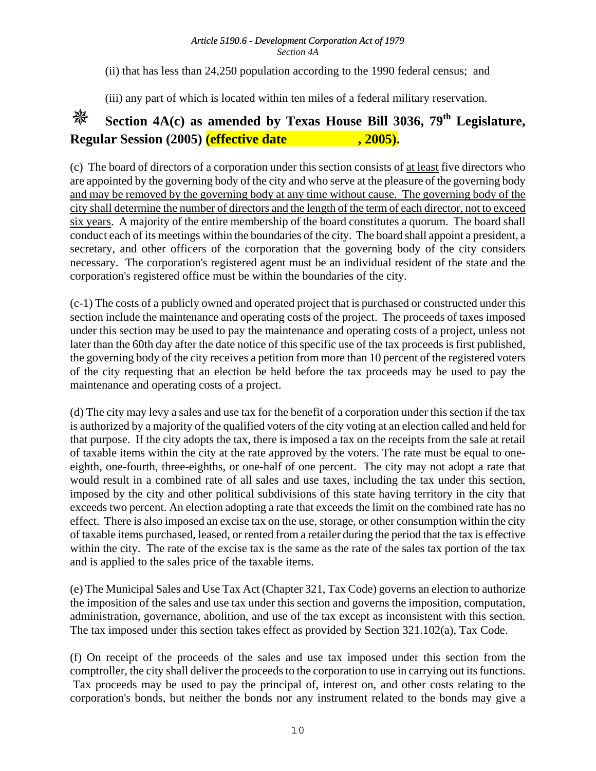(ii) that has less than 24,250 population according to the 1990 federal census; and

(iii) any part of which is located within ten miles of a federal military reservation.

## ✵ Section 4A(c) as amended by Texas House Bill 3036, 79th Legislature, Regular Session (2005) (effective date , 2005).

(c) The board of directors of a corporation under this section consists of <u>at least</u> five directors who are appointed by the governing body of the city and who serve at the pleasure of the governing body <u>and may be removed by the governing body at any time without cause. The governing body of the city shall determine the number of directors and the length of the term of each director, not to exceed six years</u>. A majority of the entire membership of the board constitutes a quorum. The board shall conduct each of its meetings within the boundaries of the city. The board shall appoint a president, a secretary, and other officers of the corporation that the governing body of the city considers necessary. The corporation's registered agent must be an individual resident of the state and the corporation's registered office must be within the boundaries of the city.

(c-1) The costs of a publicly owned and operated project that is purchased or constructed under this section include the maintenance and operating costs of the project. The proceeds of taxes imposed under this section may be used to pay the maintenance and operating costs of a project, unless not later than the 60th day after the date notice of this specific use of the tax proceeds is first published, the governing body of the city receives a petition from more than 10 percent of the registered voters of the city requesting that an election be held before the tax proceeds may be used to pay the maintenance and operating costs of a project.

(d) The city may levy a sales and use tax for the benefit of a corporation under this section if the tax is authorized by a majority of the qualified voters of the city voting at an election called and held for that purpose. If the city adopts the tax, there is imposed a tax on the receipts from the sale at retail of taxable items within the city at the rate approved by the voters. The rate must be equal to one-eighth, one-fourth, three-eighths, or one-half of one percent. The city may not adopt a rate that would result in a combined rate of all sales and use taxes, including the tax under this section, imposed by the city and other political subdivisions of this state having territory in the city that exceeds two percent. An election adopting a rate that exceeds the limit on the combined rate has no effect. There is also imposed an excise tax on the use, storage, or other consumption within the city of taxable items purchased, leased, or rented from a retailer during the period that the tax is effective within the city. The rate of the excise tax is the same as the rate of the sales tax portion of the tax and is applied to the sales price of the taxable items.

(e) The Municipal Sales and Use Tax Act (Chapter 321, Tax Code) governs an election to authorize the imposition of the sales and use tax under this section and governs the imposition, computation, administration, governance, abolition, and use of the tax except as inconsistent with this section. The tax imposed under this section takes effect as provided by Section 321.102(a), Tax Code.

(f) On receipt of the proceeds of the sales and use tax imposed under this section from the comptroller, the city shall deliver the proceeds to the corporation to use in carrying out its functions. Tax proceeds may be used to pay the principal of, interest on, and other costs relating to the corporation's bonds, but neither the bonds nor any instrument related to the bonds may give a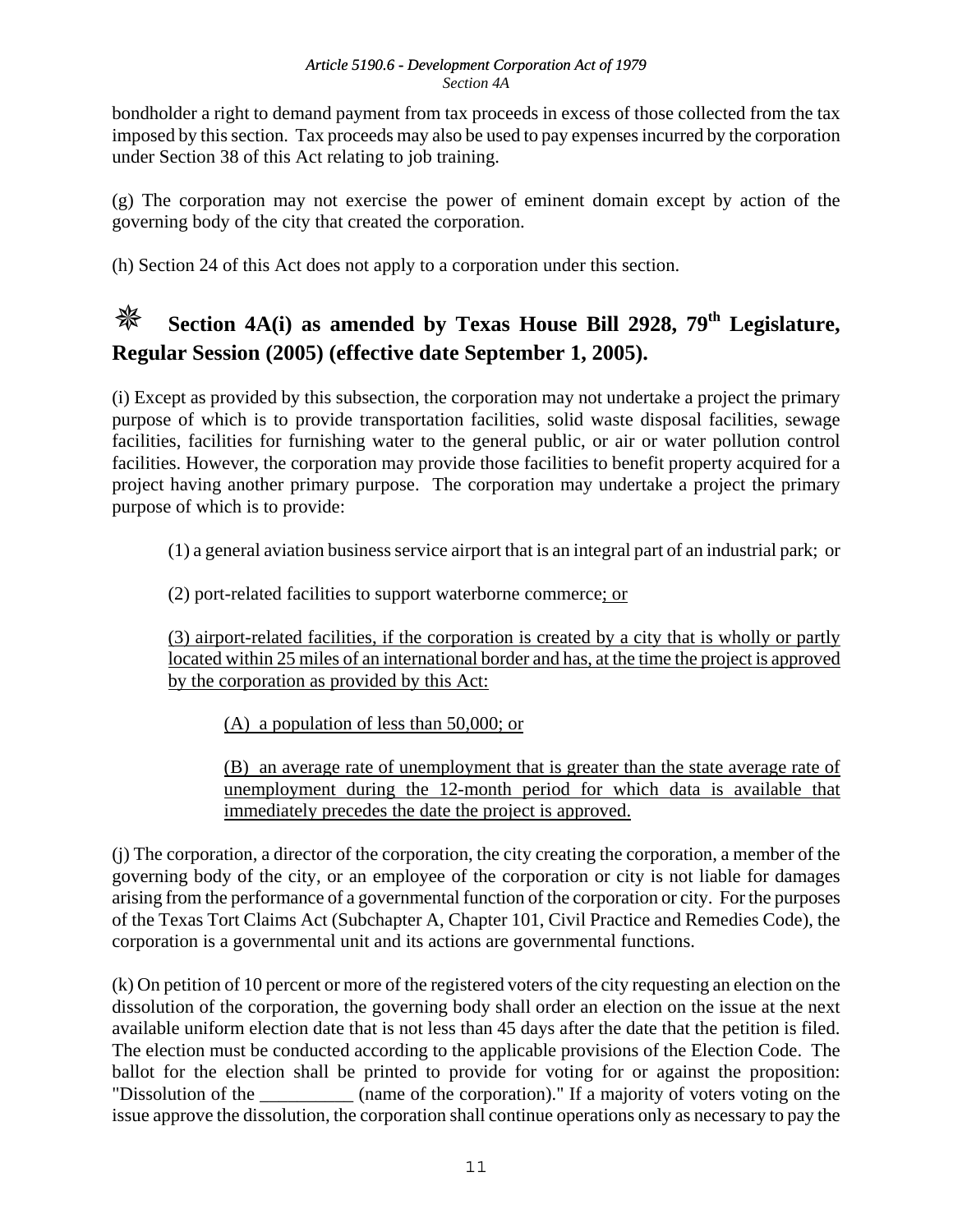bondholder a right to demand payment from tax proceeds in excess of those collected from the tax imposed by this section. Tax proceeds may also be used to pay expenses incurred by the corporation under Section 38 of this Act relating to job training.

(g) The corporation may not exercise the power of eminent domain except by action of the governing body of the city that created the corporation.

(h) Section 24 of this Act does not apply to a corporation under this section.

## ❈ Section 4A(i) as amended by Texas House Bill 2928, 79th Legislature, Regular Session (2005) (effective date September 1, 2005).

(i) Except as provided by this subsection, the corporation may not undertake a project the primary purpose of which is to provide transportation facilities, solid waste disposal facilities, sewage facilities, facilities for furnishing water to the general public, or air or water pollution control facilities. However, the corporation may provide those facilities to benefit property acquired for a project having another primary purpose. The corporation may undertake a project the primary purpose of which is to provide:

> (1) a general aviation business service airport that is an integral part of an industrial park; or
>
> (2) port-related facilities to support waterborne commerce<u>; or</u>
>
> <u>(3) airport-related facilities, if the corporation is created by a city that is wholly or partly located within 25 miles of an international border and has, at the time the project is approved by the corporation as provided by this Act:</u>
>
> > <u>(A) a population of less than 50,000; or</u>
> >
> > <u>(B) an average rate of unemployment that is greater than the state average rate of unemployment during the 12-month period for which data is available that immediately precedes the date the project is approved.</u>

(j) The corporation, a director of the corporation, the city creating the corporation, a member of the governing body of the city, or an employee of the corporation or city is not liable for damages arising from the performance of a governmental function of the corporation or city. For the purposes of the Texas Tort Claims Act (Subchapter A, Chapter 101, Civil Practice and Remedies Code), the corporation is a governmental unit and its actions are governmental functions.

(k) On petition of 10 percent or more of the registered voters of the city requesting an election on the dissolution of the corporation, the governing body shall order an election on the issue at the next available uniform election date that is not less than 45 days after the date that the petition is filed. The election must be conducted according to the applicable provisions of the Election Code. The ballot for the election shall be printed to provide for voting for or against the proposition: "Dissolution of the __________ (name of the corporation)." If a majority of voters voting on the issue approve the dissolution, the corporation shall continue operations only as necessary to pay the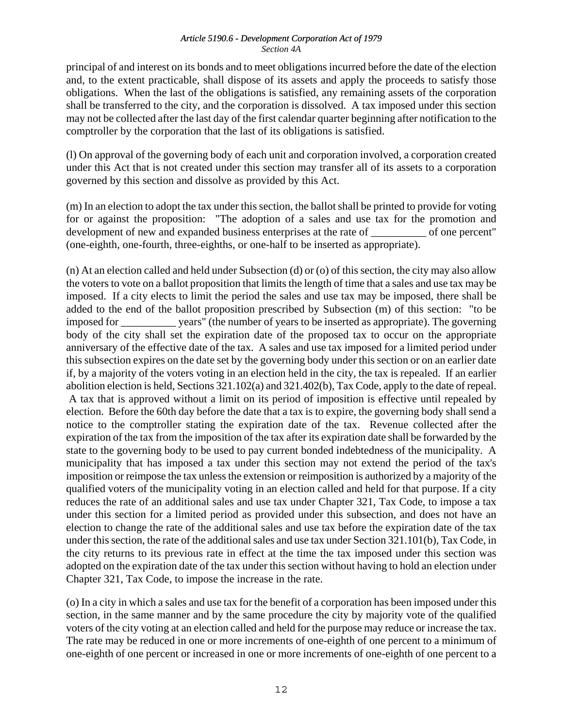principal of and interest on its bonds and to meet obligations incurred before the date of the election and, to the extent practicable, shall dispose of its assets and apply the proceeds to satisfy those obligations. When the last of the obligations is satisfied, any remaining assets of the corporation shall be transferred to the city, and the corporation is dissolved. A tax imposed under this section may not be collected after the last day of the first calendar quarter beginning after notification to the comptroller by the corporation that the last of its obligations is satisfied.

(l) On approval of the governing body of each unit and corporation involved, a corporation created under this Act that is not created under this section may transfer all of its assets to a corporation governed by this section and dissolve as provided by this Act.

(m) In an election to adopt the tax under this section, the ballot shall be printed to provide for voting for or against the proposition: "The adoption of a sales and use tax for the promotion and development of new and expanded business enterprises at the rate of __________ of one percent" (one-eighth, one-fourth, three-eighths, or one-half to be inserted as appropriate).

(n) At an election called and held under Subsection (d) or (o) of this section, the city may also allow the voters to vote on a ballot proposition that limits the length of time that a sales and use tax may be imposed. If a city elects to limit the period the sales and use tax may be imposed, there shall be added to the end of the ballot proposition prescribed by Subsection (m) of this section: "to be imposed for __________ years" (the number of years to be inserted as appropriate). The governing body of the city shall set the expiration date of the proposed tax to occur on the appropriate anniversary of the effective date of the tax. A sales and use tax imposed for a limited period under this subsection expires on the date set by the governing body under this section or on an earlier date if, by a majority of the voters voting in an election held in the city, the tax is repealed. If an earlier abolition election is held, Sections 321.102(a) and 321.402(b), Tax Code, apply to the date of repeal. A tax that is approved without a limit on its period of imposition is effective until repealed by election. Before the 60th day before the date that a tax is to expire, the governing body shall send a notice to the comptroller stating the expiration date of the tax. Revenue collected after the expiration of the tax from the imposition of the tax after its expiration date shall be forwarded by the state to the governing body to be used to pay current bonded indebtedness of the municipality. A municipality that has imposed a tax under this section may not extend the period of the tax's imposition or reimpose the tax unless the extension or reimposition is authorized by a majority of the qualified voters of the municipality voting in an election called and held for that purpose. If a city reduces the rate of an additional sales and use tax under Chapter 321, Tax Code, to impose a tax under this section for a limited period as provided under this subsection, and does not have an election to change the rate of the additional sales and use tax before the expiration date of the tax under this section, the rate of the additional sales and use tax under Section 321.101(b), Tax Code, in the city returns to its previous rate in effect at the time the tax imposed under this section was adopted on the expiration date of the tax under this section without having to hold an election under Chapter 321, Tax Code, to impose the increase in the rate.

(o) In a city in which a sales and use tax for the benefit of a corporation has been imposed under this section, in the same manner and by the same procedure the city by majority vote of the qualified voters of the city voting at an election called and held for the purpose may reduce or increase the tax. The rate may be reduced in one or more increments of one-eighth of one percent to a minimum of one-eighth of one percent or increased in one or more increments of one-eighth of one percent to a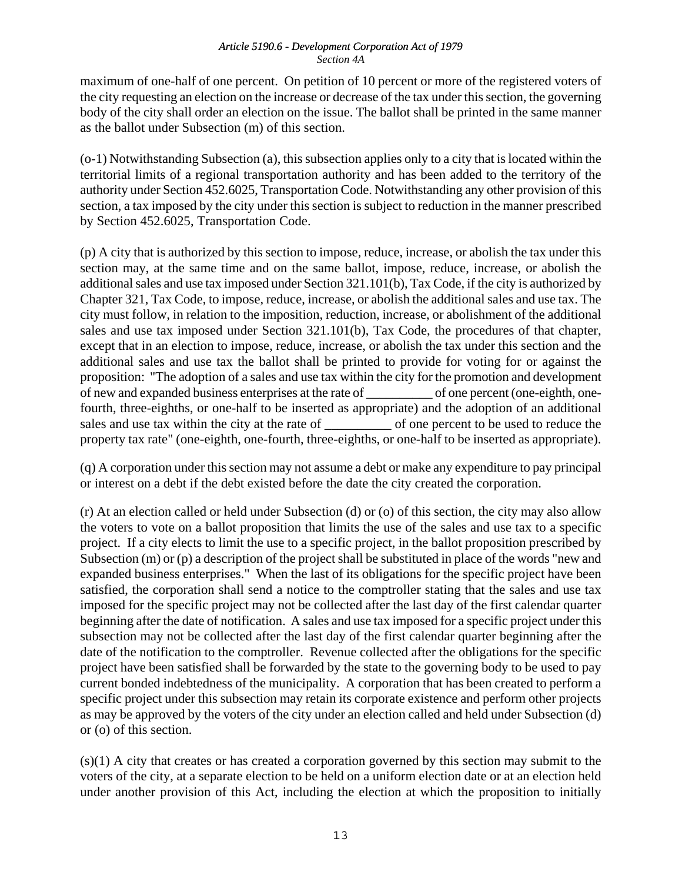maximum of one-half of one percent. On petition of 10 percent or more of the registered voters of the city requesting an election on the increase or decrease of the tax under this section, the governing body of the city shall order an election on the issue. The ballot shall be printed in the same manner as the ballot under Subsection (m) of this section.

(o-1) Notwithstanding Subsection (a), this subsection applies only to a city that is located within the territorial limits of a regional transportation authority and has been added to the territory of the authority under Section 452.6025, Transportation Code. Notwithstanding any other provision of this section, a tax imposed by the city under this section is subject to reduction in the manner prescribed by Section 452.6025, Transportation Code.

(p) A city that is authorized by this section to impose, reduce, increase, or abolish the tax under this section may, at the same time and on the same ballot, impose, reduce, increase, or abolish the additional sales and use tax imposed under Section 321.101(b), Tax Code, if the city is authorized by Chapter 321, Tax Code, to impose, reduce, increase, or abolish the additional sales and use tax. The city must follow, in relation to the imposition, reduction, increase, or abolishment of the additional sales and use tax imposed under Section 321.101(b), Tax Code, the procedures of that chapter, except that in an election to impose, reduce, increase, or abolish the tax under this section and the additional sales and use tax the ballot shall be printed to provide for voting for or against the proposition: "The adoption of a sales and use tax within the city for the promotion and development of new and expanded business enterprises at the rate of __________ of one percent (one-eighth, one-fourth, three-eighths, or one-half to be inserted as appropriate) and the adoption of an additional sales and use tax within the city at the rate of __________ of one percent to be used to reduce the property tax rate" (one-eighth, one-fourth, three-eighths, or one-half to be inserted as appropriate).

(q) A corporation under this section may not assume a debt or make any expenditure to pay principal or interest on a debt if the debt existed before the date the city created the corporation.

(r) At an election called or held under Subsection (d) or (o) of this section, the city may also allow the voters to vote on a ballot proposition that limits the use of the sales and use tax to a specific project. If a city elects to limit the use to a specific project, in the ballot proposition prescribed by Subsection (m) or (p) a description of the project shall be substituted in place of the words "new and expanded business enterprises." When the last of its obligations for the specific project have been satisfied, the corporation shall send a notice to the comptroller stating that the sales and use tax imposed for the specific project may not be collected after the last day of the first calendar quarter beginning after the date of notification. A sales and use tax imposed for a specific project under this subsection may not be collected after the last day of the first calendar quarter beginning after the date of the notification to the comptroller. Revenue collected after the obligations for the specific project have been satisfied shall be forwarded by the state to the governing body to be used to pay current bonded indebtedness of the municipality. A corporation that has been created to perform a specific project under this subsection may retain its corporate existence and perform other projects as may be approved by the voters of the city under an election called and held under Subsection (d) or (o) of this section.

(s)(1) A city that creates or has created a corporation governed by this section may submit to the voters of the city, at a separate election to be held on a uniform election date or at an election held under another provision of this Act, including the election at which the proposition to initially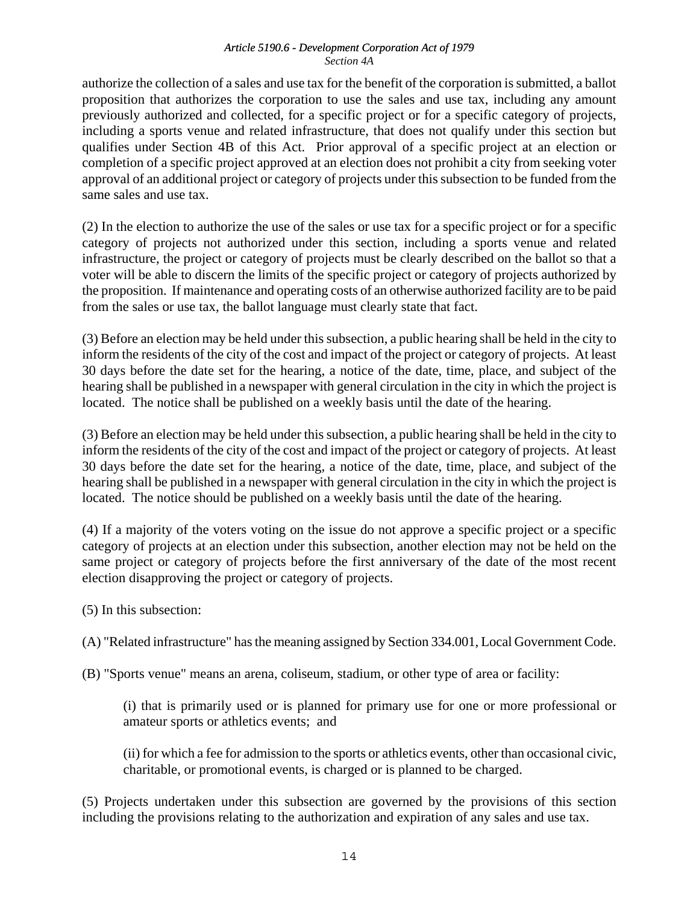authorize the collection of a sales and use tax for the benefit of the corporation is submitted, a ballot proposition that authorizes the corporation to use the sales and use tax, including any amount previously authorized and collected, for a specific project or for a specific category of projects, including a sports venue and related infrastructure, that does not qualify under this section but qualifies under Section 4B of this Act. Prior approval of a specific project at an election or completion of a specific project approved at an election does not prohibit a city from seeking voter approval of an additional project or category of projects under this subsection to be funded from the same sales and use tax.

(2) In the election to authorize the use of the sales or use tax for a specific project or for a specific category of projects not authorized under this section, including a sports venue and related infrastructure, the project or category of projects must be clearly described on the ballot so that a voter will be able to discern the limits of the specific project or category of projects authorized by the proposition. If maintenance and operating costs of an otherwise authorized facility are to be paid from the sales or use tax, the ballot language must clearly state that fact.

(3) Before an election may be held under this subsection, a public hearing shall be held in the city to inform the residents of the city of the cost and impact of the project or category of projects. At least 30 days before the date set for the hearing, a notice of the date, time, place, and subject of the hearing shall be published in a newspaper with general circulation in the city in which the project is located. The notice shall be published on a weekly basis until the date of the hearing.

(3) Before an election may be held under this subsection, a public hearing shall be held in the city to inform the residents of the city of the cost and impact of the project or category of projects. At least 30 days before the date set for the hearing, a notice of the date, time, place, and subject of the hearing shall be published in a newspaper with general circulation in the city in which the project is located. The notice should be published on a weekly basis until the date of the hearing.

(4) If a majority of the voters voting on the issue do not approve a specific project or a specific category of projects at an election under this subsection, another election may not be held on the same project or category of projects before the first anniversary of the date of the most recent election disapproving the project or category of projects.

(5) In this subsection:

(A) "Related infrastructure" has the meaning assigned by Section 334.001, Local Government Code.

(B) "Sports venue" means an arena, coliseum, stadium, or other type of area or facility:

> (i) that is primarily used or is planned for primary use for one or more professional or amateur sports or athletics events; and
>
> (ii) for which a fee for admission to the sports or athletics events, other than occasional civic, charitable, or promotional events, is charged or is planned to be charged.

(5) Projects undertaken under this subsection are governed by the provisions of this section including the provisions relating to the authorization and expiration of any sales and use tax.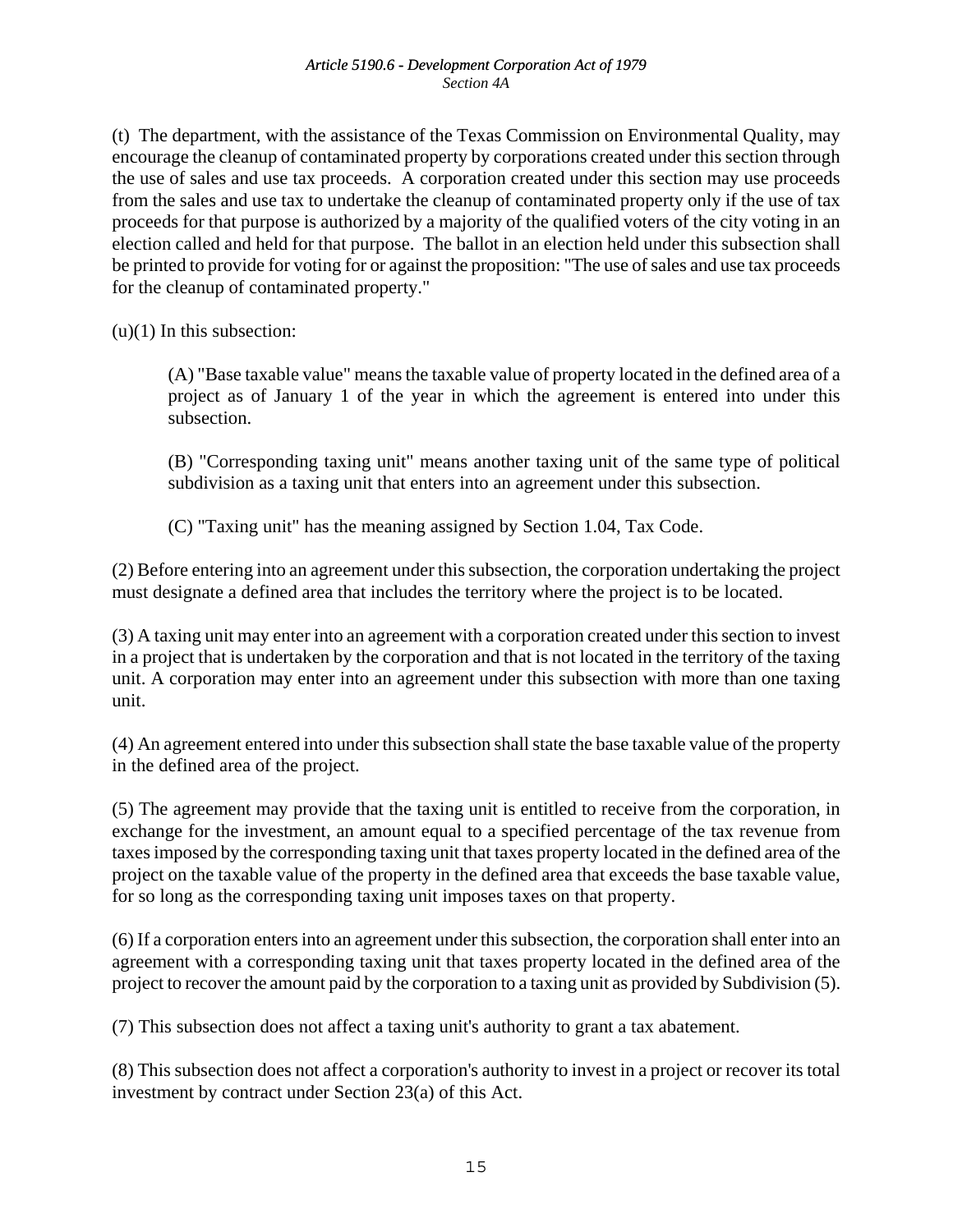(t) The department, with the assistance of the Texas Commission on Environmental Quality, may encourage the cleanup of contaminated property by corporations created under this section through the use of sales and use tax proceeds. A corporation created under this section may use proceeds from the sales and use tax to undertake the cleanup of contaminated property only if the use of tax proceeds for that purpose is authorized by a majority of the qualified voters of the city voting in an election called and held for that purpose. The ballot in an election held under this subsection shall be printed to provide for voting for or against the proposition: "The use of sales and use tax proceeds for the cleanup of contaminated property."

(u)(1) In this subsection:

> (A) "Base taxable value" means the taxable value of property located in the defined area of a project as of January 1 of the year in which the agreement is entered into under this subsection.
>
> (B) "Corresponding taxing unit" means another taxing unit of the same type of political subdivision as a taxing unit that enters into an agreement under this subsection.
>
> (C) "Taxing unit" has the meaning assigned by Section 1.04, Tax Code.

(2) Before entering into an agreement under this subsection, the corporation undertaking the project must designate a defined area that includes the territory where the project is to be located.

(3) A taxing unit may enter into an agreement with a corporation created under this section to invest in a project that is undertaken by the corporation and that is not located in the territory of the taxing unit. A corporation may enter into an agreement under this subsection with more than one taxing unit.

(4) An agreement entered into under this subsection shall state the base taxable value of the property in the defined area of the project.

(5) The agreement may provide that the taxing unit is entitled to receive from the corporation, in exchange for the investment, an amount equal to a specified percentage of the tax revenue from taxes imposed by the corresponding taxing unit that taxes property located in the defined area of the project on the taxable value of the property in the defined area that exceeds the base taxable value, for so long as the corresponding taxing unit imposes taxes on that property.

(6) If a corporation enters into an agreement under this subsection, the corporation shall enter into an agreement with a corresponding taxing unit that taxes property located in the defined area of the project to recover the amount paid by the corporation to a taxing unit as provided by Subdivision (5).

(7) This subsection does not affect a taxing unit's authority to grant a tax abatement.

(8) This subsection does not affect a corporation's authority to invest in a project or recover its total investment by contract under Section 23(a) of this Act.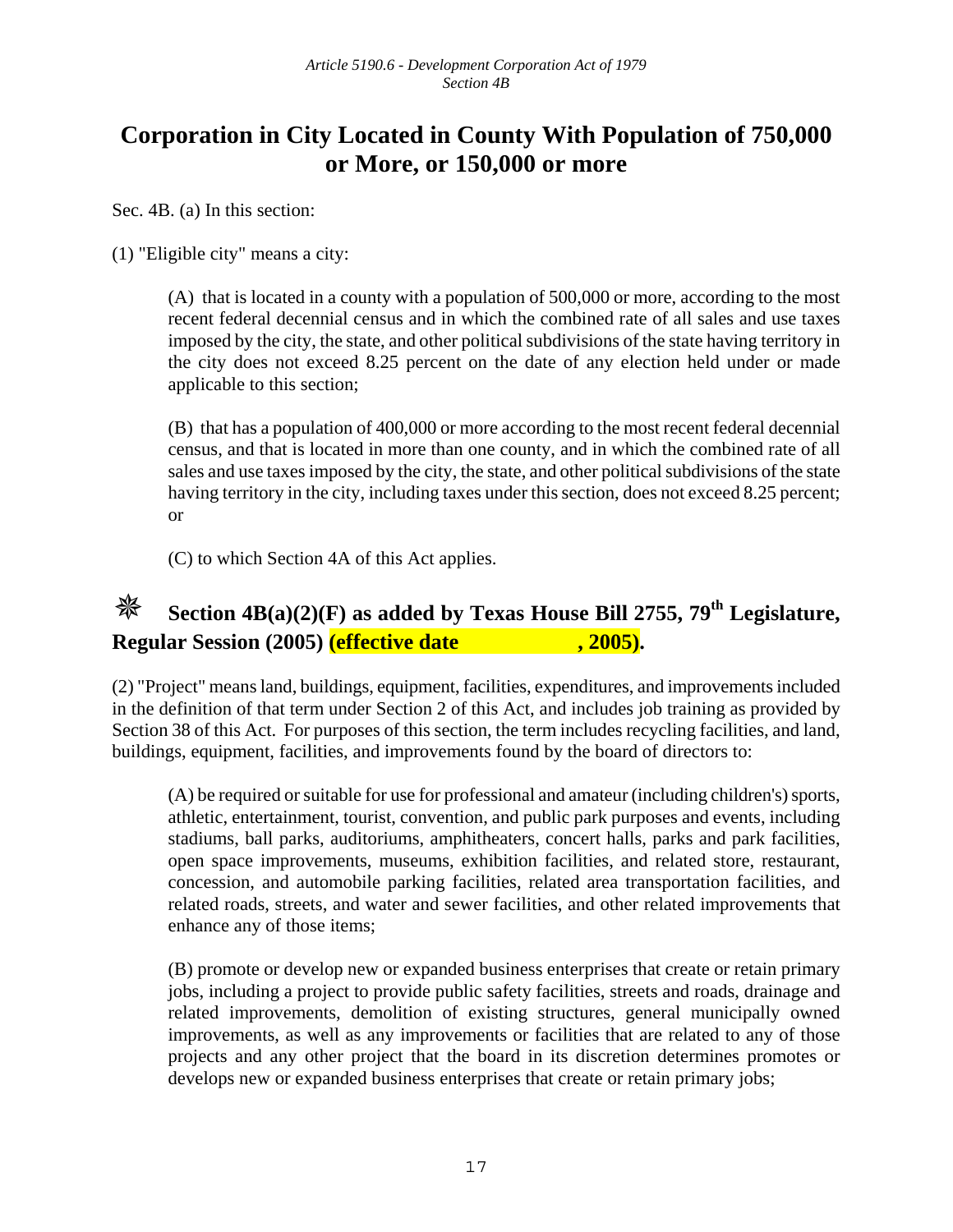*Article 5190.6 - Development Corporation Act of 1979*
*Section 4B*

# Corporation in City Located in County With Population of 750,000 or More, or 150,000 or more

Sec. 4B. (a) In this section:

(1) "Eligible city" means a city:

> (A) that is located in a county with a population of 500,000 or more, according to the most recent federal decennial census and in which the combined rate of all sales and use taxes imposed by the city, the state, and other political subdivisions of the state having territory in the city does not exceed 8.25 percent on the date of any election held under or made applicable to this section;
>
> (B) that has a population of 400,000 or more according to the most recent federal decennial census, and that is located in more than one county, and in which the combined rate of all sales and use taxes imposed by the city, the state, and other political subdivisions of the state having territory in the city, including taxes under this section, does not exceed 8.25 percent; or
>
> (C) to which Section 4A of this Act applies.

### ✵ Section 4B(a)(2)(F) as added by Texas House Bill 2755, 79th Legislature, Regular Session (2005) (effective date , 2005).

(2) "Project" means land, buildings, equipment, facilities, expenditures, and improvements included in the definition of that term under Section 2 of this Act, and includes job training as provided by Section 38 of this Act. For purposes of this section, the term includes recycling facilities, and land, buildings, equipment, facilities, and improvements found by the board of directors to:

> (A) be required or suitable for use for professional and amateur (including children's) sports, athletic, entertainment, tourist, convention, and public park purposes and events, including stadiums, ball parks, auditoriums, amphitheaters, concert halls, parks and park facilities, open space improvements, museums, exhibition facilities, and related store, restaurant, concession, and automobile parking facilities, related area transportation facilities, and related roads, streets, and water and sewer facilities, and other related improvements that enhance any of those items;
>
> (B) promote or develop new or expanded business enterprises that create or retain primary jobs, including a project to provide public safety facilities, streets and roads, drainage and related improvements, demolition of existing structures, general municipally owned improvements, as well as any improvements or facilities that are related to any of those projects and any other project that the board in its discretion determines promotes or develops new or expanded business enterprises that create or retain primary jobs;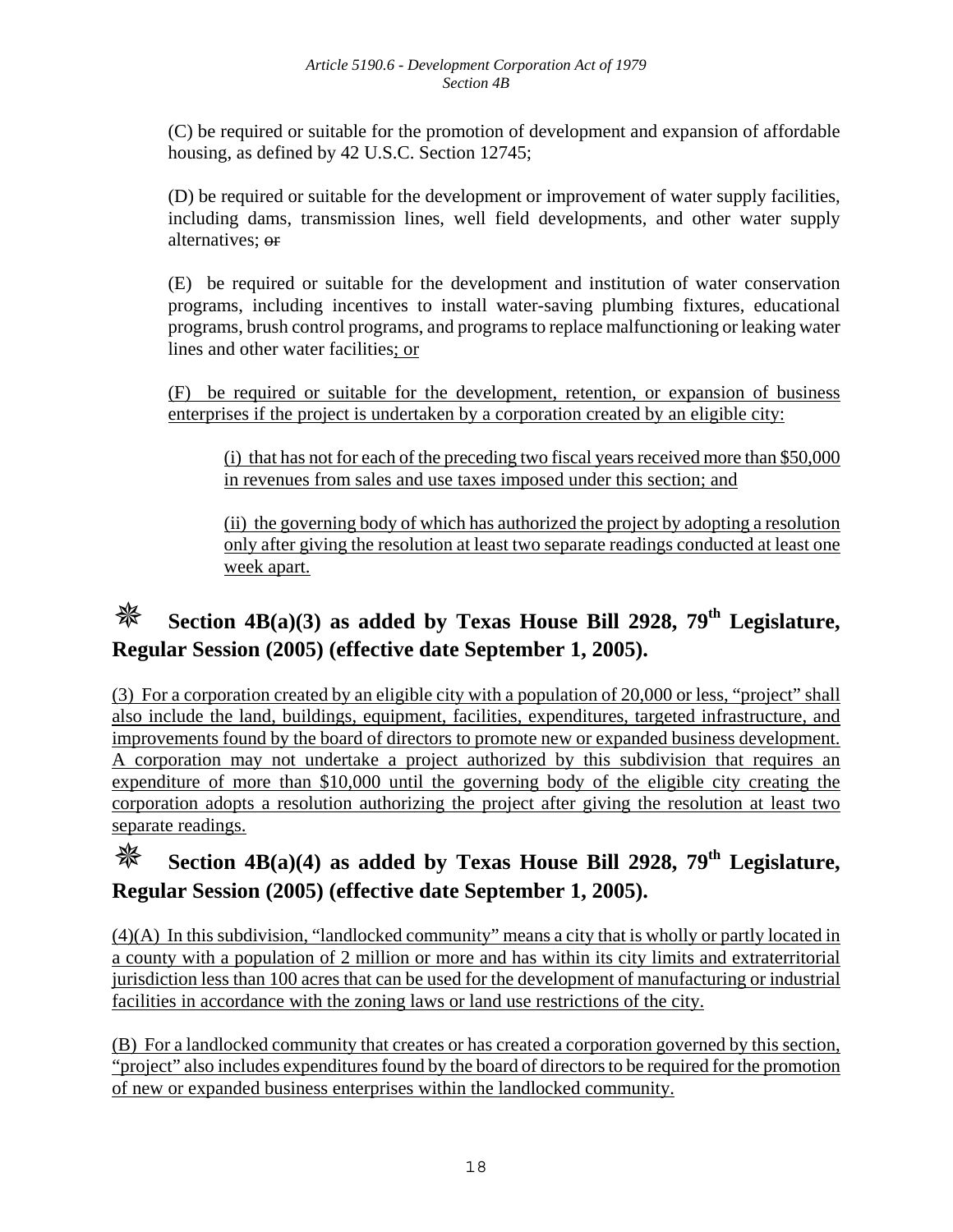(C) be required or suitable for the promotion of development and expansion of affordable housing, as defined by 42 U.S.C. Section 12745;

(D) be required or suitable for the development or improvement of water supply facilities, including dams, transmission lines, well field developments, and other water supply alternatives; ~~or~~

(E) be required or suitable for the development and institution of water conservation programs, including incentives to install water-saving plumbing fixtures, educational programs, brush control programs, and programs to replace malfunctioning or leaking water lines and other water facilities<u>; or</u>

<u>(F) be required or suitable for the development, retention, or expansion of business enterprises if the project is undertaken by a corporation created by an eligible city:</u>

> <u>(i) that has not for each of the preceding two fiscal years received more than $50,000 in revenues from sales and use taxes imposed under this section; and</u>
>
> <u>(ii) the governing body of which has authorized the project by adopting a resolution only after giving the resolution at least two separate readings conducted at least one week apart.</u>

## ❈ Section 4B(a)(3) as added by Texas House Bill 2928, 79th Legislature, Regular Session (2005) (effective date September 1, 2005).

<u>(3) For a corporation created by an eligible city with a population of 20,000 or less, "project" shall also include the land, buildings, equipment, facilities, expenditures, targeted infrastructure, and improvements found by the board of directors to promote new or expanded business development. A corporation may not undertake a project authorized by this subdivision that requires an expenditure of more than $10,000 until the governing body of the eligible city creating the corporation adopts a resolution authorizing the project after giving the resolution at least two separate readings.</u>

## ❈ Section 4B(a)(4) as added by Texas House Bill 2928, 79th Legislature, Regular Session (2005) (effective date September 1, 2005).

<u>(4)(A) In this subdivision, "landlocked community" means a city that is wholly or partly located in a county with a population of 2 million or more and has within its city limits and extraterritorial jurisdiction less than 100 acres that can be used for the development of manufacturing or industrial facilities in accordance with the zoning laws or land use restrictions of the city.</u>

<u>(B) For a landlocked community that creates or has created a corporation governed by this section, "project" also includes expenditures found by the board of directors to be required for the promotion of new or expanded business enterprises within the landlocked community.</u>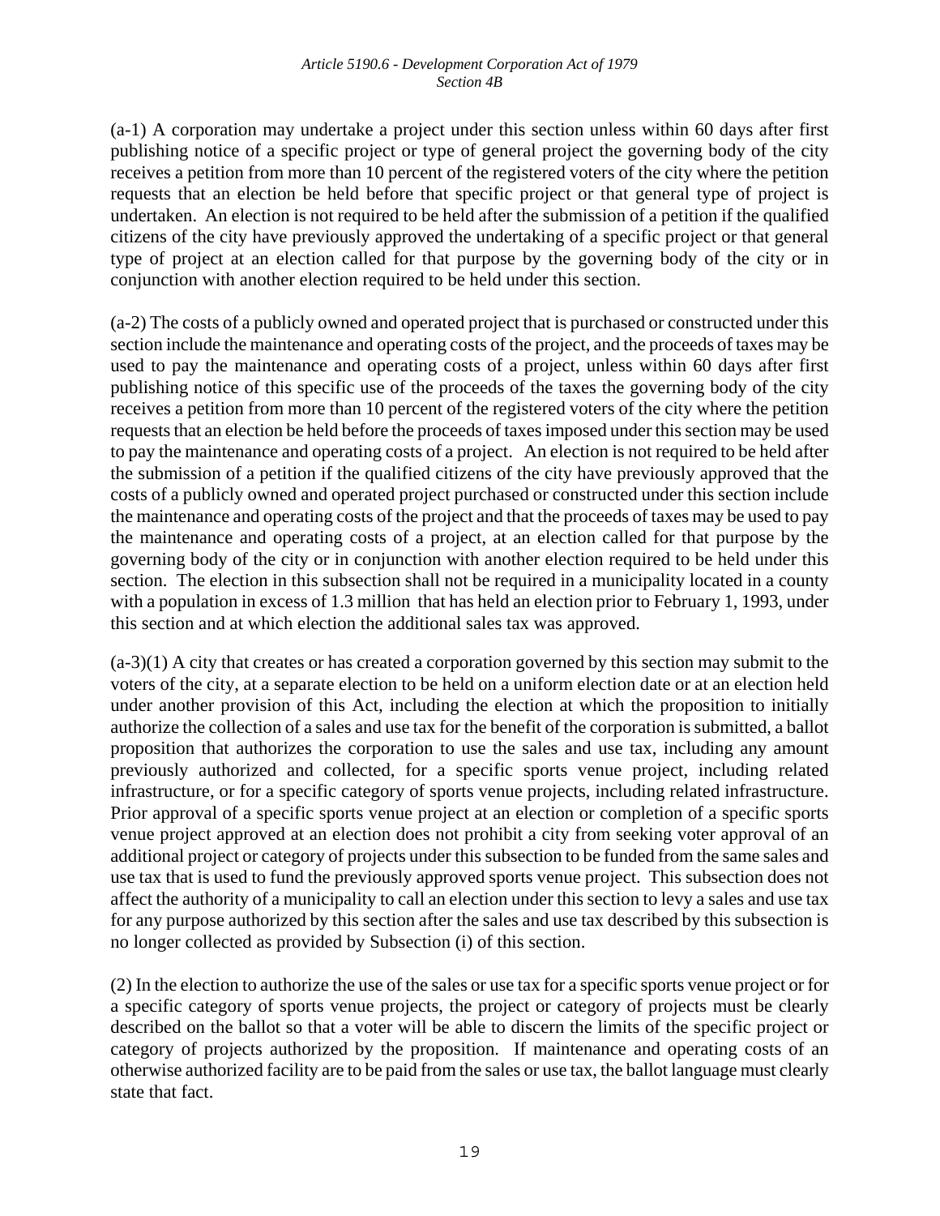(a-1) A corporation may undertake a project under this section unless within 60 days after first publishing notice of a specific project or type of general project the governing body of the city receives a petition from more than 10 percent of the registered voters of the city where the petition requests that an election be held before that specific project or that general type of project is undertaken. An election is not required to be held after the submission of a petition if the qualified citizens of the city have previously approved the undertaking of a specific project or that general type of project at an election called for that purpose by the governing body of the city or in conjunction with another election required to be held under this section.

(a-2) The costs of a publicly owned and operated project that is purchased or constructed under this section include the maintenance and operating costs of the project, and the proceeds of taxes may be used to pay the maintenance and operating costs of a project, unless within 60 days after first publishing notice of this specific use of the proceeds of the taxes the governing body of the city receives a petition from more than 10 percent of the registered voters of the city where the petition requests that an election be held before the proceeds of taxes imposed under this section may be used to pay the maintenance and operating costs of a project. An election is not required to be held after the submission of a petition if the qualified citizens of the city have previously approved that the costs of a publicly owned and operated project purchased or constructed under this section include the maintenance and operating costs of the project and that the proceeds of taxes may be used to pay the maintenance and operating costs of a project, at an election called for that purpose by the governing body of the city or in conjunction with another election required to be held under this section. The election in this subsection shall not be required in a municipality located in a county with a population in excess of 1.3 million that has held an election prior to February 1, 1993, under this section and at which election the additional sales tax was approved.

(a-3)(1) A city that creates or has created a corporation governed by this section may submit to the voters of the city, at a separate election to be held on a uniform election date or at an election held under another provision of this Act, including the election at which the proposition to initially authorize the collection of a sales and use tax for the benefit of the corporation is submitted, a ballot proposition that authorizes the corporation to use the sales and use tax, including any amount previously authorized and collected, for a specific sports venue project, including related infrastructure, or for a specific category of sports venue projects, including related infrastructure. Prior approval of a specific sports venue project at an election or completion of a specific sports venue project approved at an election does not prohibit a city from seeking voter approval of an additional project or category of projects under this subsection to be funded from the same sales and use tax that is used to fund the previously approved sports venue project. This subsection does not affect the authority of a municipality to call an election under this section to levy a sales and use tax for any purpose authorized by this section after the sales and use tax described by this subsection is no longer collected as provided by Subsection (i) of this section.

(2) In the election to authorize the use of the sales or use tax for a specific sports venue project or for a specific category of sports venue projects, the project or category of projects must be clearly described on the ballot so that a voter will be able to discern the limits of the specific project or category of projects authorized by the proposition. If maintenance and operating costs of an otherwise authorized facility are to be paid from the sales or use tax, the ballot language must clearly state that fact.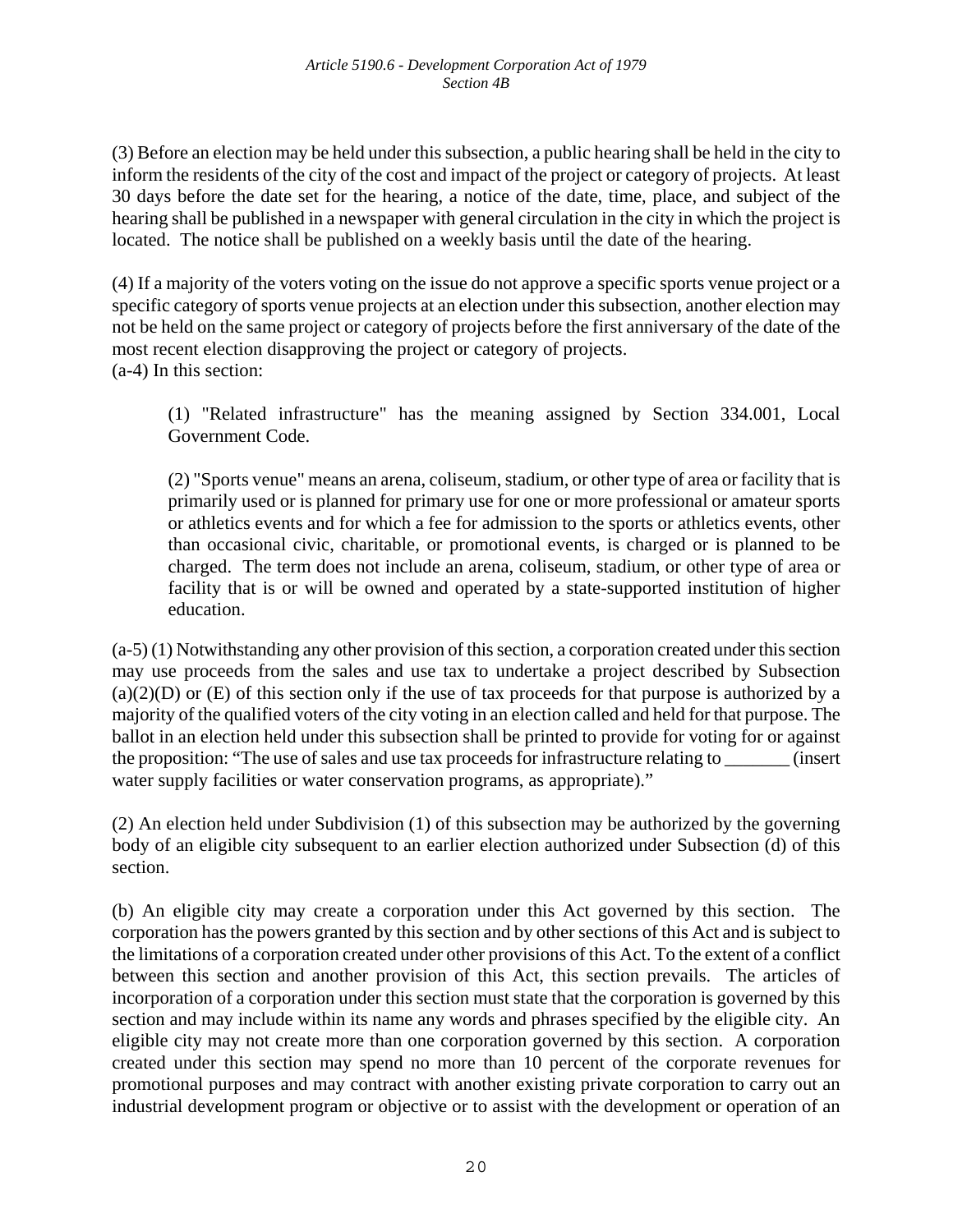(3) Before an election may be held under this subsection, a public hearing shall be held in the city to inform the residents of the city of the cost and impact of the project or category of projects. At least 30 days before the date set for the hearing, a notice of the date, time, place, and subject of the hearing shall be published in a newspaper with general circulation in the city in which the project is located. The notice shall be published on a weekly basis until the date of the hearing.

(4) If a majority of the voters voting on the issue do not approve a specific sports venue project or a specific category of sports venue projects at an election under this subsection, another election may not be held on the same project or category of projects before the first anniversary of the date of the most recent election disapproving the project or category of projects.

(a-4) In this section:

> (1) "Related infrastructure" has the meaning assigned by Section 334.001, Local Government Code.
>
> (2) "Sports venue" means an arena, coliseum, stadium, or other type of area or facility that is primarily used or is planned for primary use for one or more professional or amateur sports or athletics events and for which a fee for admission to the sports or athletics events, other than occasional civic, charitable, or promotional events, is charged or is planned to be charged. The term does not include an arena, coliseum, stadium, or other type of area or facility that is or will be owned and operated by a state-supported institution of higher education.

(a-5) (1) Notwithstanding any other provision of this section, a corporation created under this section may use proceeds from the sales and use tax to undertake a project described by Subsection (a)(2)(D) or (E) of this section only if the use of tax proceeds for that purpose is authorized by a majority of the qualified voters of the city voting in an election called and held for that purpose. The ballot in an election held under this subsection shall be printed to provide for voting for or against the proposition: "The use of sales and use tax proceeds for infrastructure relating to _______ (insert water supply facilities or water conservation programs, as appropriate)."

(2) An election held under Subdivision (1) of this subsection may be authorized by the governing body of an eligible city subsequent to an earlier election authorized under Subsection (d) of this section.

(b) An eligible city may create a corporation under this Act governed by this section. The corporation has the powers granted by this section and by other sections of this Act and is subject to the limitations of a corporation created under other provisions of this Act. To the extent of a conflict between this section and another provision of this Act, this section prevails. The articles of incorporation of a corporation under this section must state that the corporation is governed by this section and may include within its name any words and phrases specified by the eligible city. An eligible city may not create more than one corporation governed by this section. A corporation created under this section may spend no more than 10 percent of the corporate revenues for promotional purposes and may contract with another existing private corporation to carry out an industrial development program or objective or to assist with the development or operation of an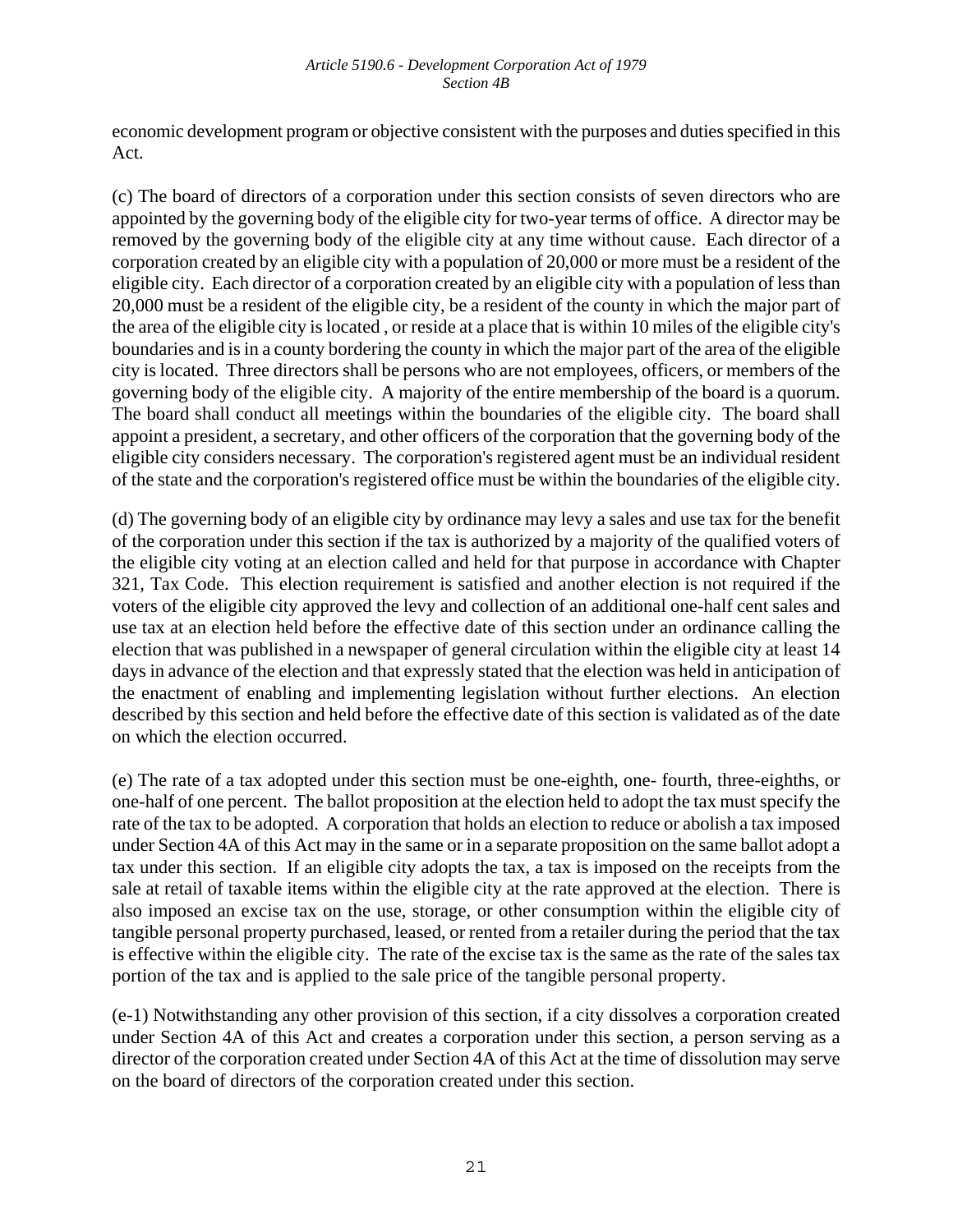economic development program or objective consistent with the purposes and duties specified in this Act.

(c) The board of directors of a corporation under this section consists of seven directors who are appointed by the governing body of the eligible city for two-year terms of office. A director may be removed by the governing body of the eligible city at any time without cause. Each director of a corporation created by an eligible city with a population of 20,000 or more must be a resident of the eligible city. Each director of a corporation created by an eligible city with a population of less than 20,000 must be a resident of the eligible city, be a resident of the county in which the major part of the area of the eligible city is located , or reside at a place that is within 10 miles of the eligible city's boundaries and is in a county bordering the county in which the major part of the area of the eligible city is located. Three directors shall be persons who are not employees, officers, or members of the governing body of the eligible city. A majority of the entire membership of the board is a quorum. The board shall conduct all meetings within the boundaries of the eligible city. The board shall appoint a president, a secretary, and other officers of the corporation that the governing body of the eligible city considers necessary. The corporation's registered agent must be an individual resident of the state and the corporation's registered office must be within the boundaries of the eligible city.

(d) The governing body of an eligible city by ordinance may levy a sales and use tax for the benefit of the corporation under this section if the tax is authorized by a majority of the qualified voters of the eligible city voting at an election called and held for that purpose in accordance with Chapter 321, Tax Code. This election requirement is satisfied and another election is not required if the voters of the eligible city approved the levy and collection of an additional one-half cent sales and use tax at an election held before the effective date of this section under an ordinance calling the election that was published in a newspaper of general circulation within the eligible city at least 14 days in advance of the election and that expressly stated that the election was held in anticipation of the enactment of enabling and implementing legislation without further elections. An election described by this section and held before the effective date of this section is validated as of the date on which the election occurred.

(e) The rate of a tax adopted under this section must be one-eighth, one- fourth, three-eighths, or one-half of one percent. The ballot proposition at the election held to adopt the tax must specify the rate of the tax to be adopted. A corporation that holds an election to reduce or abolish a tax imposed under Section 4A of this Act may in the same or in a separate proposition on the same ballot adopt a tax under this section. If an eligible city adopts the tax, a tax is imposed on the receipts from the sale at retail of taxable items within the eligible city at the rate approved at the election. There is also imposed an excise tax on the use, storage, or other consumption within the eligible city of tangible personal property purchased, leased, or rented from a retailer during the period that the tax is effective within the eligible city. The rate of the excise tax is the same as the rate of the sales tax portion of the tax and is applied to the sale price of the tangible personal property.

(e-1) Notwithstanding any other provision of this section, if a city dissolves a corporation created under Section 4A of this Act and creates a corporation under this section, a person serving as a director of the corporation created under Section 4A of this Act at the time of dissolution may serve on the board of directors of the corporation created under this section.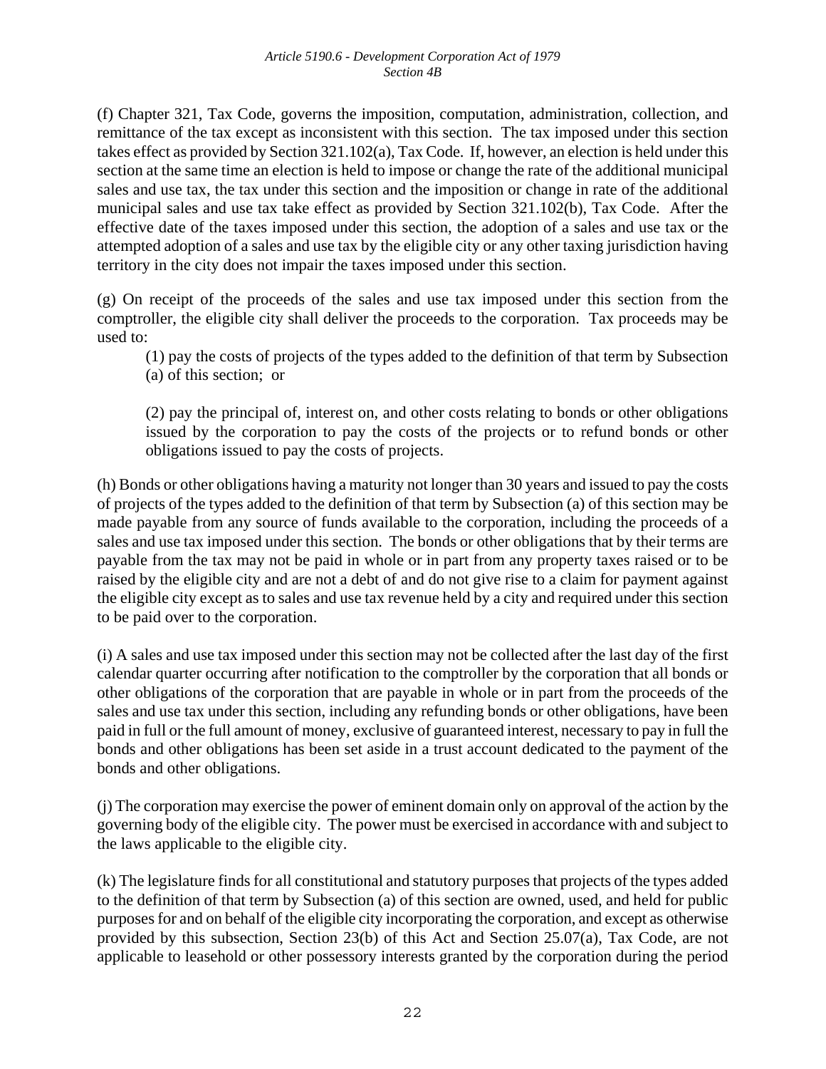(f) Chapter 321, Tax Code, governs the imposition, computation, administration, collection, and remittance of the tax except as inconsistent with this section. The tax imposed under this section takes effect as provided by Section 321.102(a), Tax Code. If, however, an election is held under this section at the same time an election is held to impose or change the rate of the additional municipal sales and use tax, the tax under this section and the imposition or change in rate of the additional municipal sales and use tax take effect as provided by Section 321.102(b), Tax Code. After the effective date of the taxes imposed under this section, the adoption of a sales and use tax or the attempted adoption of a sales and use tax by the eligible city or any other taxing jurisdiction having territory in the city does not impair the taxes imposed under this section.

(g) On receipt of the proceeds of the sales and use tax imposed under this section from the comptroller, the eligible city shall deliver the proceeds to the corporation. Tax proceeds may be used to:

(1) pay the costs of projects of the types added to the definition of that term by Subsection (a) of this section; or

(2) pay the principal of, interest on, and other costs relating to bonds or other obligations issued by the corporation to pay the costs of the projects or to refund bonds or other obligations issued to pay the costs of projects.

(h) Bonds or other obligations having a maturity not longer than 30 years and issued to pay the costs of projects of the types added to the definition of that term by Subsection (a) of this section may be made payable from any source of funds available to the corporation, including the proceeds of a sales and use tax imposed under this section. The bonds or other obligations that by their terms are payable from the tax may not be paid in whole or in part from any property taxes raised or to be raised by the eligible city and are not a debt of and do not give rise to a claim for payment against the eligible city except as to sales and use tax revenue held by a city and required under this section to be paid over to the corporation.

(i) A sales and use tax imposed under this section may not be collected after the last day of the first calendar quarter occurring after notification to the comptroller by the corporation that all bonds or other obligations of the corporation that are payable in whole or in part from the proceeds of the sales and use tax under this section, including any refunding bonds or other obligations, have been paid in full or the full amount of money, exclusive of guaranteed interest, necessary to pay in full the bonds and other obligations has been set aside in a trust account dedicated to the payment of the bonds and other obligations.

(j) The corporation may exercise the power of eminent domain only on approval of the action by the governing body of the eligible city. The power must be exercised in accordance with and subject to the laws applicable to the eligible city.

(k) The legislature finds for all constitutional and statutory purposes that projects of the types added to the definition of that term by Subsection (a) of this section are owned, used, and held for public purposes for and on behalf of the eligible city incorporating the corporation, and except as otherwise provided by this subsection, Section 23(b) of this Act and Section 25.07(a), Tax Code, are not applicable to leasehold or other possessory interests granted by the corporation during the period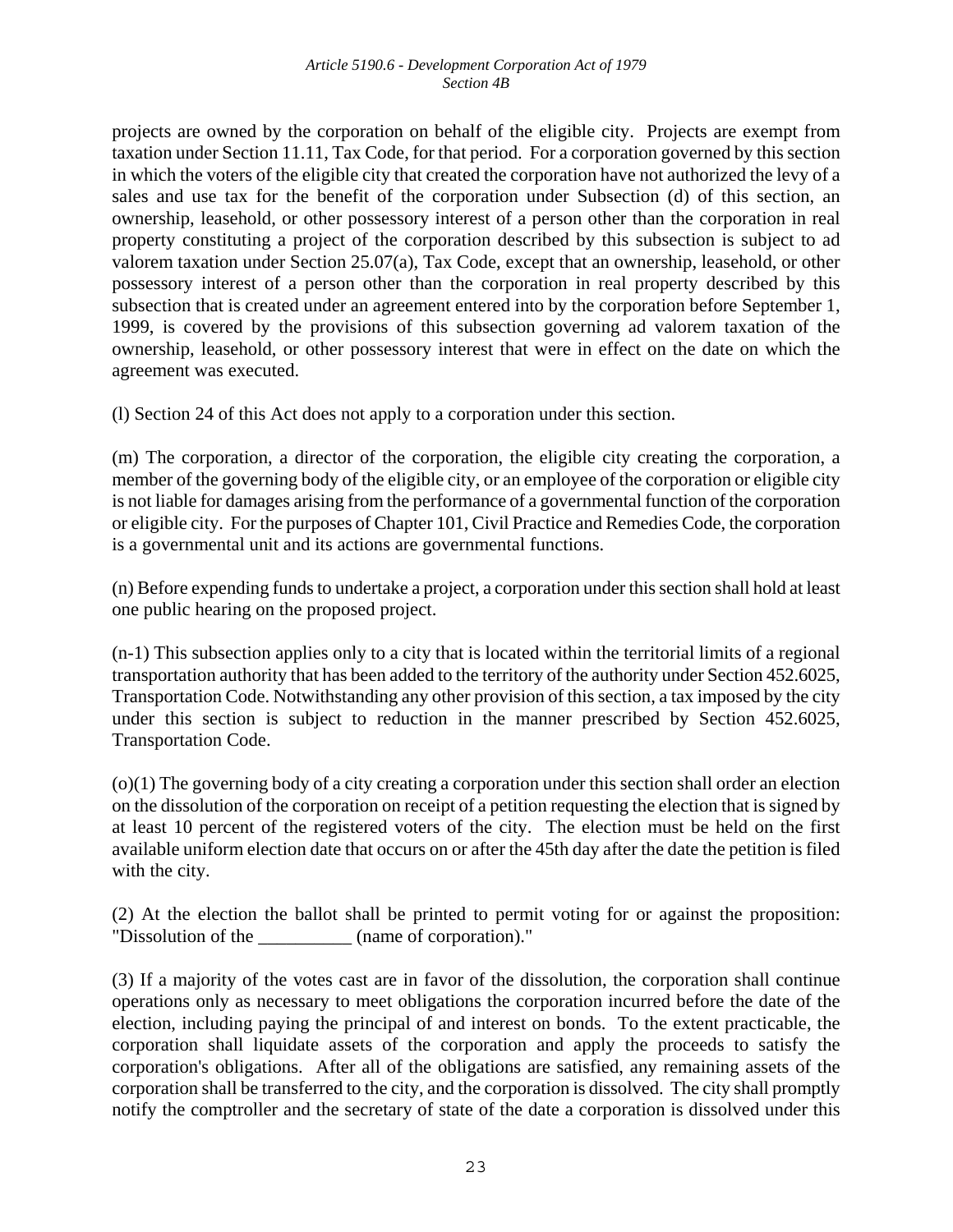projects are owned by the corporation on behalf of the eligible city. Projects are exempt from taxation under Section 11.11, Tax Code, for that period. For a corporation governed by this section in which the voters of the eligible city that created the corporation have not authorized the levy of a sales and use tax for the benefit of the corporation under Subsection (d) of this section, an ownership, leasehold, or other possessory interest of a person other than the corporation in real property constituting a project of the corporation described by this subsection is subject to ad valorem taxation under Section 25.07(a), Tax Code, except that an ownership, leasehold, or other possessory interest of a person other than the corporation in real property described by this subsection that is created under an agreement entered into by the corporation before September 1, 1999, is covered by the provisions of this subsection governing ad valorem taxation of the ownership, leasehold, or other possessory interest that were in effect on the date on which the agreement was executed.

(l) Section 24 of this Act does not apply to a corporation under this section.

(m) The corporation, a director of the corporation, the eligible city creating the corporation, a member of the governing body of the eligible city, or an employee of the corporation or eligible city is not liable for damages arising from the performance of a governmental function of the corporation or eligible city. For the purposes of Chapter 101, Civil Practice and Remedies Code, the corporation is a governmental unit and its actions are governmental functions.

(n) Before expending funds to undertake a project, a corporation under this section shall hold at least one public hearing on the proposed project.

(n-1) This subsection applies only to a city that is located within the territorial limits of a regional transportation authority that has been added to the territory of the authority under Section 452.6025, Transportation Code. Notwithstanding any other provision of this section, a tax imposed by the city under this section is subject to reduction in the manner prescribed by Section 452.6025, Transportation Code.

(o)(1) The governing body of a city creating a corporation under this section shall order an election on the dissolution of the corporation on receipt of a petition requesting the election that is signed by at least 10 percent of the registered voters of the city. The election must be held on the first available uniform election date that occurs on or after the 45th day after the date the petition is filed with the city.

(2) At the election the ballot shall be printed to permit voting for or against the proposition: "Dissolution of the __________ (name of corporation)."

(3) If a majority of the votes cast are in favor of the dissolution, the corporation shall continue operations only as necessary to meet obligations the corporation incurred before the date of the election, including paying the principal of and interest on bonds. To the extent practicable, the corporation shall liquidate assets of the corporation and apply the proceeds to satisfy the corporation's obligations. After all of the obligations are satisfied, any remaining assets of the corporation shall be transferred to the city, and the corporation is dissolved. The city shall promptly notify the comptroller and the secretary of state of the date a corporation is dissolved under this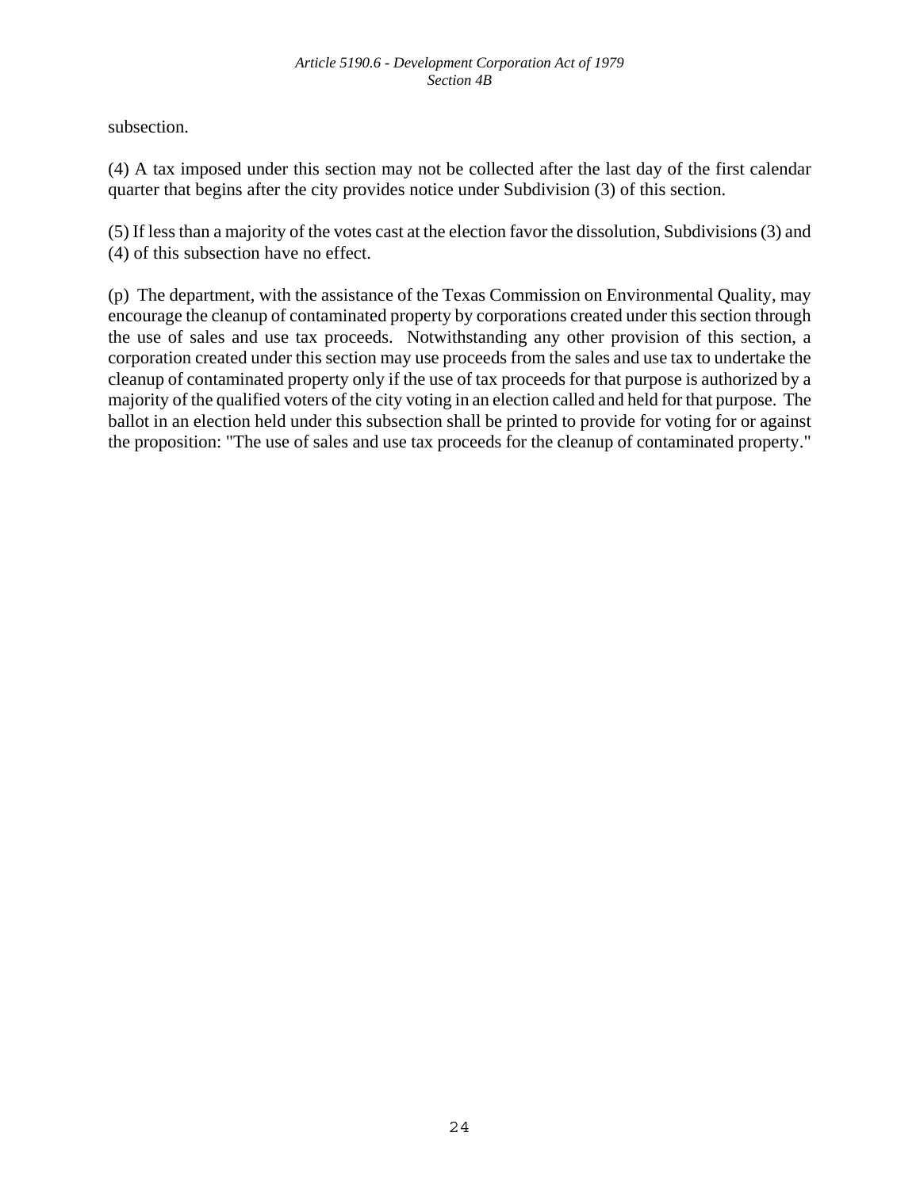subsection.

(4) A tax imposed under this section may not be collected after the last day of the first calendar quarter that begins after the city provides notice under Subdivision (3) of this section.

(5) If less than a majority of the votes cast at the election favor the dissolution, Subdivisions (3) and (4) of this subsection have no effect.

(p) The department, with the assistance of the Texas Commission on Environmental Quality, may encourage the cleanup of contaminated property by corporations created under this section through the use of sales and use tax proceeds. Notwithstanding any other provision of this section, a corporation created under this section may use proceeds from the sales and use tax to undertake the cleanup of contaminated property only if the use of tax proceeds for that purpose is authorized by a majority of the qualified voters of the city voting in an election called and held for that purpose. The ballot in an election held under this subsection shall be printed to provide for voting for or against the proposition: "The use of sales and use tax proceeds for the cleanup of contaminated property."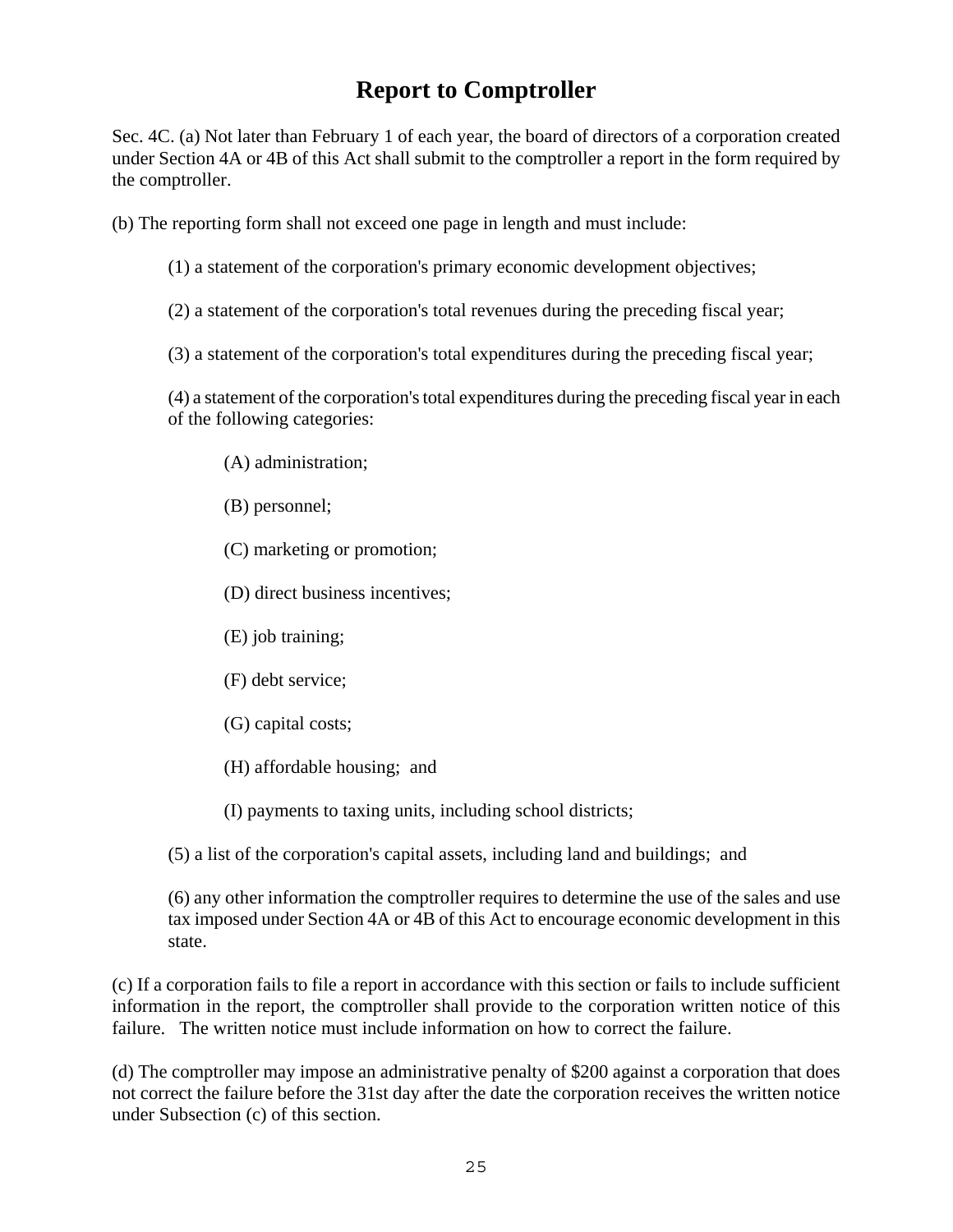# Report to Comptroller

Sec. 4C. (a) Not later than February 1 of each year, the board of directors of a corporation created under Section 4A or 4B of this Act shall submit to the comptroller a report in the form required by the comptroller.

(b) The reporting form shall not exceed one page in length and must include:

(1) a statement of the corporation's primary economic development objectives;

(2) a statement of the corporation's total revenues during the preceding fiscal year;

(3) a statement of the corporation's total expenditures during the preceding fiscal year;

(4) a statement of the corporation's total expenditures during the preceding fiscal year in each of the following categories:

(A) administration;

(B) personnel;

(C) marketing or promotion;

(D) direct business incentives;

(E) job training;

(F) debt service;

(G) capital costs;

(H) affordable housing; and

(I) payments to taxing units, including school districts;

(5) a list of the corporation's capital assets, including land and buildings; and

(6) any other information the comptroller requires to determine the use of the sales and use tax imposed under Section 4A or 4B of this Act to encourage economic development in this state.

(c) If a corporation fails to file a report in accordance with this section or fails to include sufficient information in the report, the comptroller shall provide to the corporation written notice of this failure. The written notice must include information on how to correct the failure.

(d) The comptroller may impose an administrative penalty of $200 against a corporation that does not correct the failure before the 31st day after the date the corporation receives the written notice under Subsection (c) of this section.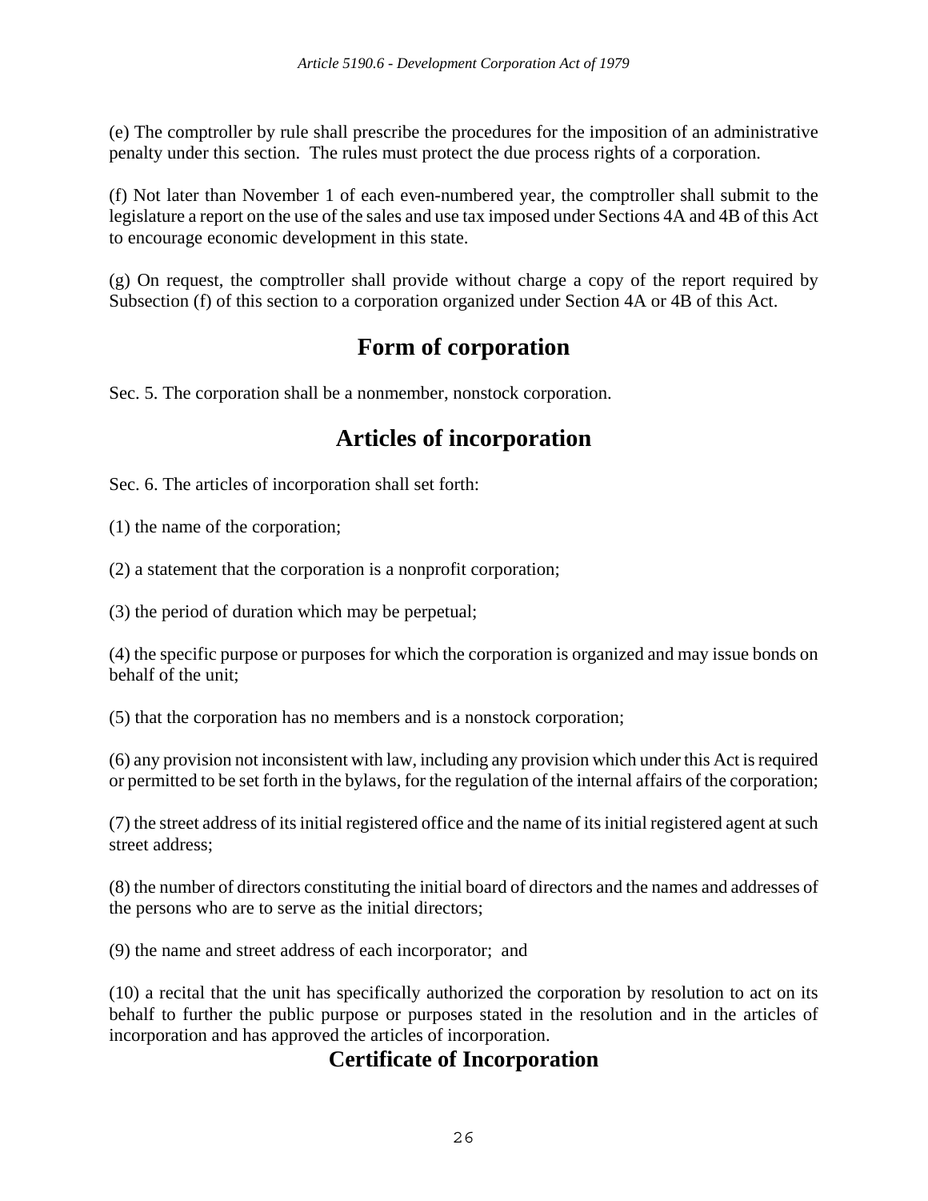(e) The comptroller by rule shall prescribe the procedures for the imposition of an administrative penalty under this section. The rules must protect the due process rights of a corporation.

(f) Not later than November 1 of each even-numbered year, the comptroller shall submit to the legislature a report on the use of the sales and use tax imposed under Sections 4A and 4B of this Act to encourage economic development in this state.

(g) On request, the comptroller shall provide without charge a copy of the report required by Subsection (f) of this section to a corporation organized under Section 4A or 4B of this Act.

## Form of corporation

Sec. 5. The corporation shall be a nonmember, nonstock corporation.

## Articles of incorporation

Sec. 6. The articles of incorporation shall set forth:

(1) the name of the corporation;

(2) a statement that the corporation is a nonprofit corporation;

(3) the period of duration which may be perpetual;

(4) the specific purpose or purposes for which the corporation is organized and may issue bonds on behalf of the unit;

(5) that the corporation has no members and is a nonstock corporation;

(6) any provision not inconsistent with law, including any provision which under this Act is required or permitted to be set forth in the bylaws, for the regulation of the internal affairs of the corporation;

(7) the street address of its initial registered office and the name of its initial registered agent at such street address;

(8) the number of directors constituting the initial board of directors and the names and addresses of the persons who are to serve as the initial directors;

(9) the name and street address of each incorporator; and

(10) a recital that the unit has specifically authorized the corporation by resolution to act on its behalf to further the public purpose or purposes stated in the resolution and in the articles of incorporation and has approved the articles of incorporation.

## Certificate of Incorporation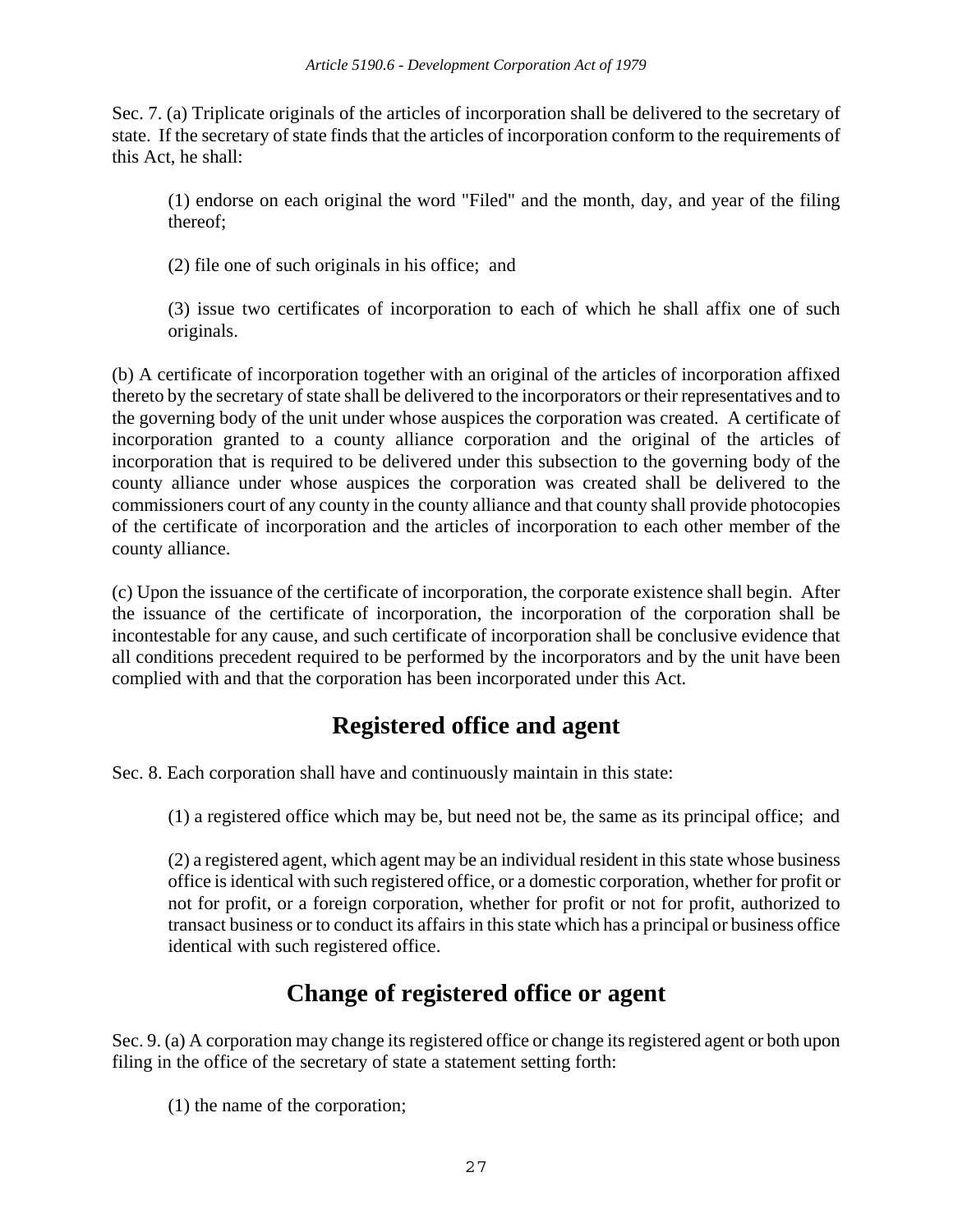Sec. 7. (a) Triplicate originals of the articles of incorporation shall be delivered to the secretary of state. If the secretary of state finds that the articles of incorporation conform to the requirements of this Act, he shall:

(1) endorse on each original the word "Filed" and the month, day, and year of the filing thereof;

(2) file one of such originals in his office; and

(3) issue two certificates of incorporation to each of which he shall affix one of such originals.

(b) A certificate of incorporation together with an original of the articles of incorporation affixed thereto by the secretary of state shall be delivered to the incorporators or their representatives and to the governing body of the unit under whose auspices the corporation was created. A certificate of incorporation granted to a county alliance corporation and the original of the articles of incorporation that is required to be delivered under this subsection to the governing body of the county alliance under whose auspices the corporation was created shall be delivered to the commissioners court of any county in the county alliance and that county shall provide photocopies of the certificate of incorporation and the articles of incorporation to each other member of the county alliance.

(c) Upon the issuance of the certificate of incorporation, the corporate existence shall begin. After the issuance of the certificate of incorporation, the incorporation of the corporation shall be incontestable for any cause, and such certificate of incorporation shall be conclusive evidence that all conditions precedent required to be performed by the incorporators and by the unit have been complied with and that the corporation has been incorporated under this Act.

## Registered office and agent

Sec. 8. Each corporation shall have and continuously maintain in this state:

(1) a registered office which may be, but need not be, the same as its principal office; and

(2) a registered agent, which agent may be an individual resident in this state whose business office is identical with such registered office, or a domestic corporation, whether for profit or not for profit, or a foreign corporation, whether for profit or not for profit, authorized to transact business or to conduct its affairs in this state which has a principal or business office identical with such registered office.

## Change of registered office or agent

Sec. 9. (a) A corporation may change its registered office or change its registered agent or both upon filing in the office of the secretary of state a statement setting forth:

(1) the name of the corporation;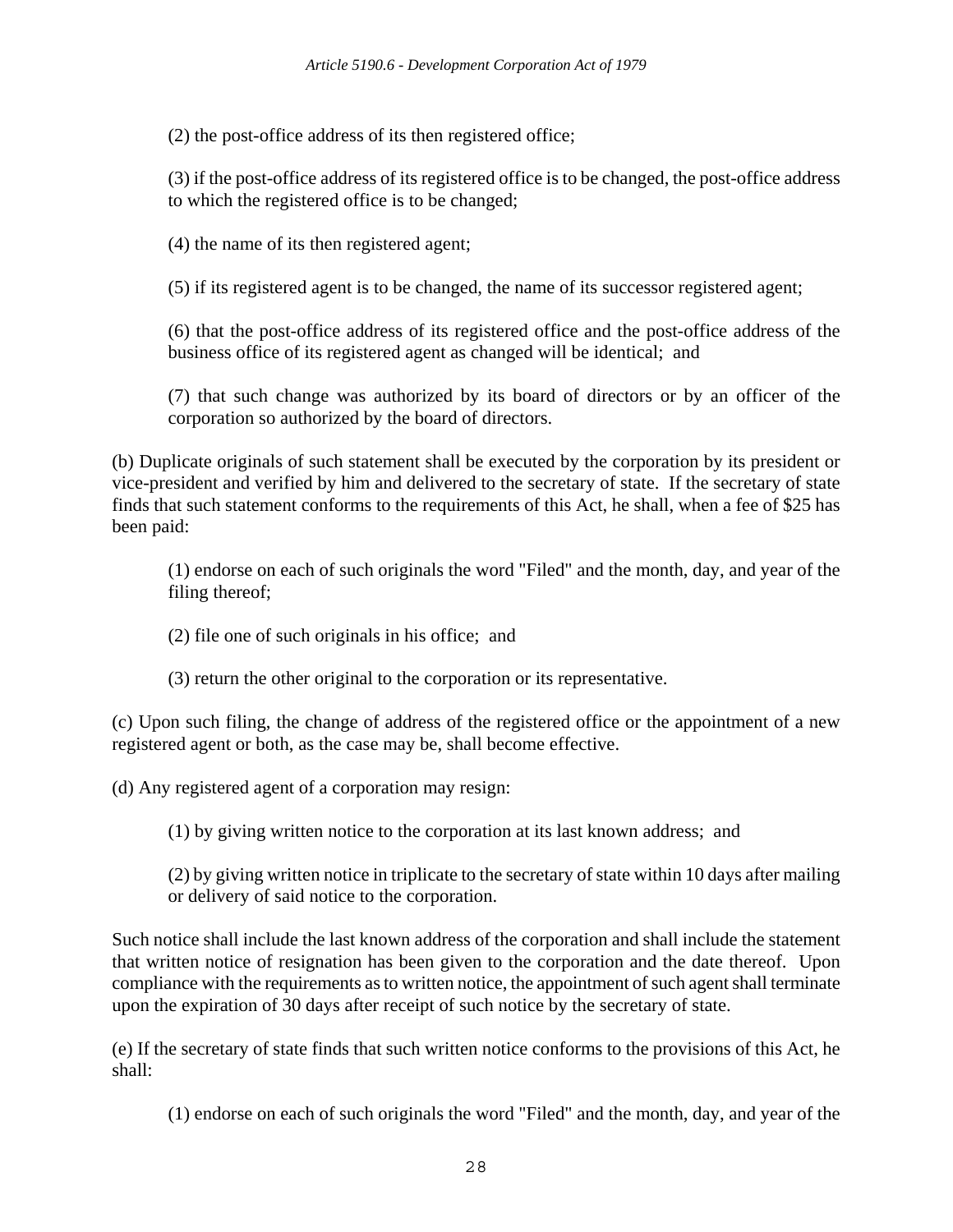(2) the post-office address of its then registered office;

(3) if the post-office address of its registered office is to be changed, the post-office address to which the registered office is to be changed;

(4) the name of its then registered agent;

(5) if its registered agent is to be changed, the name of its successor registered agent;

(6) that the post-office address of its registered office and the post-office address of the business office of its registered agent as changed will be identical; and

(7) that such change was authorized by its board of directors or by an officer of the corporation so authorized by the board of directors.

(b) Duplicate originals of such statement shall be executed by the corporation by its president or vice-president and verified by him and delivered to the secretary of state. If the secretary of state finds that such statement conforms to the requirements of this Act, he shall, when a fee of $25 has been paid:

(1) endorse on each of such originals the word "Filed" and the month, day, and year of the filing thereof;

(2) file one of such originals in his office; and

(3) return the other original to the corporation or its representative.

(c) Upon such filing, the change of address of the registered office or the appointment of a new registered agent or both, as the case may be, shall become effective.

(d) Any registered agent of a corporation may resign:

(1) by giving written notice to the corporation at its last known address; and

(2) by giving written notice in triplicate to the secretary of state within 10 days after mailing or delivery of said notice to the corporation.

Such notice shall include the last known address of the corporation and shall include the statement that written notice of resignation has been given to the corporation and the date thereof. Upon compliance with the requirements as to written notice, the appointment of such agent shall terminate upon the expiration of 30 days after receipt of such notice by the secretary of state.

(e) If the secretary of state finds that such written notice conforms to the provisions of this Act, he shall:

(1) endorse on each of such originals the word "Filed" and the month, day, and year of the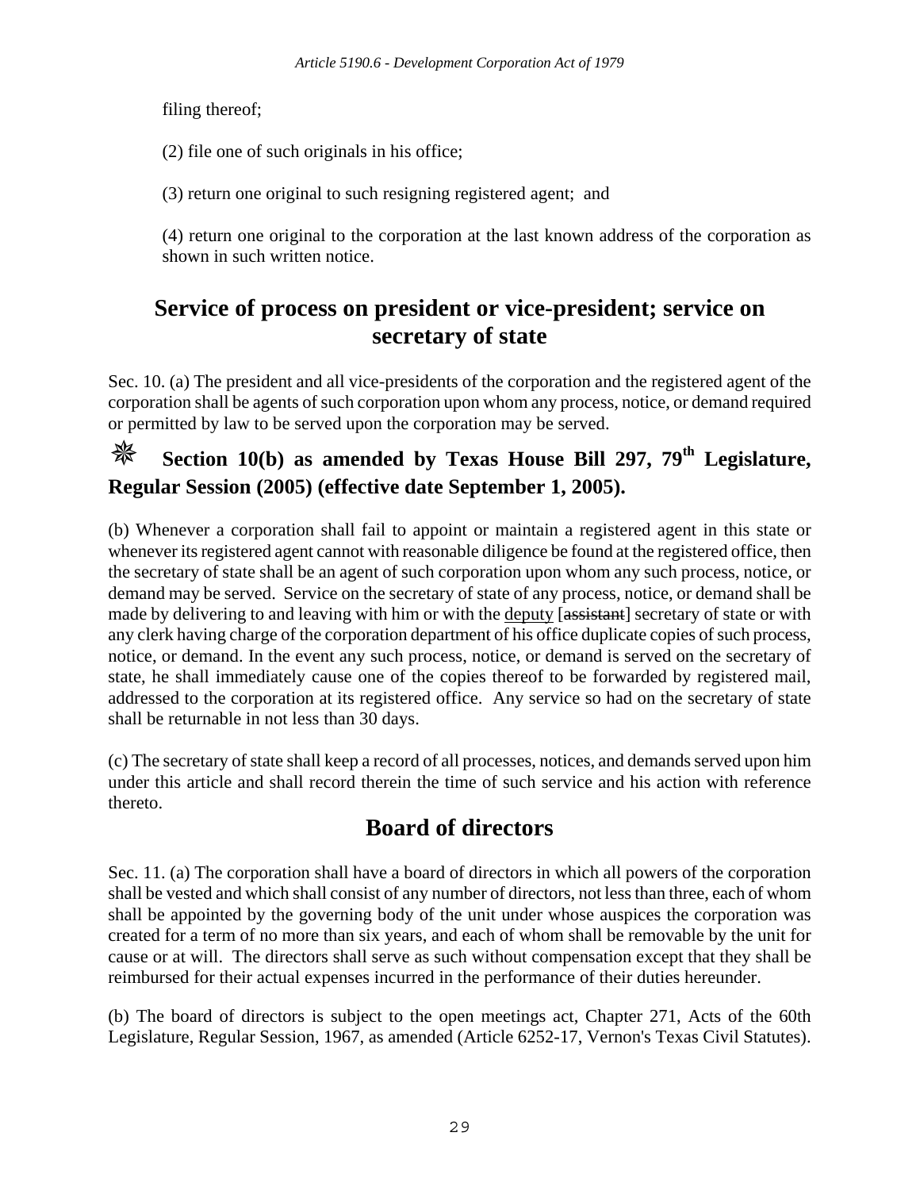filing thereof;

(2) file one of such originals in his office;

(3) return one original to such resigning registered agent; and

(4) return one original to the corporation at the last known address of the corporation as shown in such written notice.

## Service of process on president or vice-president; service on secretary of state

Sec. 10. (a) The president and all vice-presidents of the corporation and the registered agent of the corporation shall be agents of such corporation upon whom any process, notice, or demand required or permitted by law to be served upon the corporation may be served.

**❋ Section 10(b) as amended by Texas House Bill 297, 79th Legislature, Regular Session (2005) (effective date September 1, 2005).**

(b) Whenever a corporation shall fail to appoint or maintain a registered agent in this state or whenever its registered agent cannot with reasonable diligence be found at the registered office, then the secretary of state shall be an agent of such corporation upon whom any such process, notice, or demand may be served. Service on the secretary of state of any process, notice, or demand shall be made by delivering to and leaving with him or with the <u>deputy</u> [~~assistant~~] secretary of state or with any clerk having charge of the corporation department of his office duplicate copies of such process, notice, or demand. In the event any such process, notice, or demand is served on the secretary of state, he shall immediately cause one of the copies thereof to be forwarded by registered mail, addressed to the corporation at its registered office. Any service so had on the secretary of state shall be returnable in not less than 30 days.

(c) The secretary of state shall keep a record of all processes, notices, and demands served upon him under this article and shall record therein the time of such service and his action with reference thereto.

## Board of directors

Sec. 11. (a) The corporation shall have a board of directors in which all powers of the corporation shall be vested and which shall consist of any number of directors, not less than three, each of whom shall be appointed by the governing body of the unit under whose auspices the corporation was created for a term of no more than six years, and each of whom shall be removable by the unit for cause or at will. The directors shall serve as such without compensation except that they shall be reimbursed for their actual expenses incurred in the performance of their duties hereunder.

(b) The board of directors is subject to the open meetings act, Chapter 271, Acts of the 60th Legislature, Regular Session, 1967, as amended (Article 6252-17, Vernon's Texas Civil Statutes).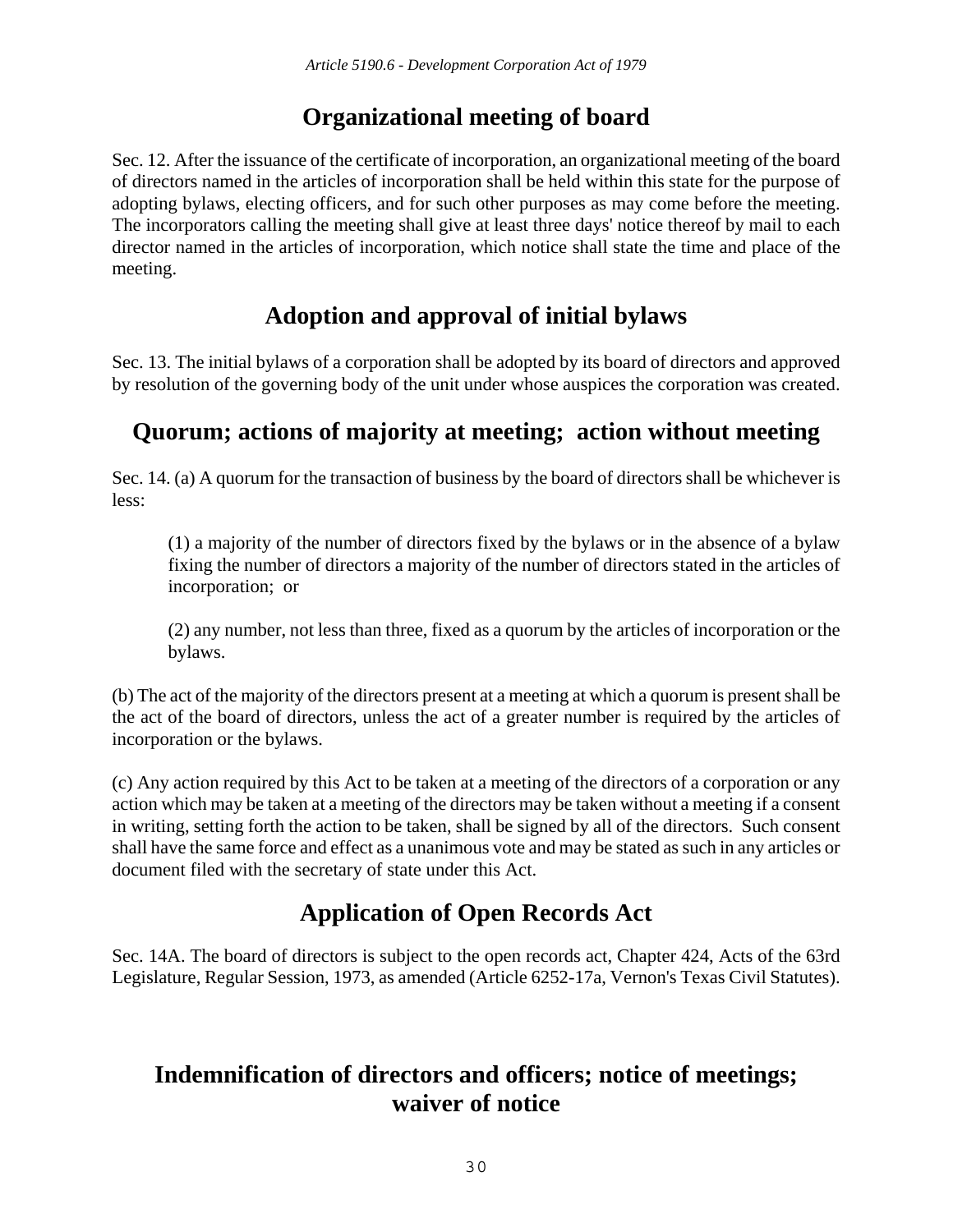## Organizational meeting of board

Sec. 12. After the issuance of the certificate of incorporation, an organizational meeting of the board of directors named in the articles of incorporation shall be held within this state for the purpose of adopting bylaws, electing officers, and for such other purposes as may come before the meeting. The incorporators calling the meeting shall give at least three days' notice thereof by mail to each director named in the articles of incorporation, which notice shall state the time and place of the meeting.

## Adoption and approval of initial bylaws

Sec. 13. The initial bylaws of a corporation shall be adopted by its board of directors and approved by resolution of the governing body of the unit under whose auspices the corporation was created.

## Quorum; actions of majority at meeting; action without meeting

Sec. 14. (a) A quorum for the transaction of business by the board of directors shall be whichever is less:

(1) a majority of the number of directors fixed by the bylaws or in the absence of a bylaw fixing the number of directors a majority of the number of directors stated in the articles of incorporation; or

(2) any number, not less than three, fixed as a quorum by the articles of incorporation or the bylaws.

(b) The act of the majority of the directors present at a meeting at which a quorum is present shall be the act of the board of directors, unless the act of a greater number is required by the articles of incorporation or the bylaws.

(c) Any action required by this Act to be taken at a meeting of the directors of a corporation or any action which may be taken at a meeting of the directors may be taken without a meeting if a consent in writing, setting forth the action to be taken, shall be signed by all of the directors. Such consent shall have the same force and effect as a unanimous vote and may be stated as such in any articles or document filed with the secretary of state under this Act.

## Application of Open Records Act

Sec. 14A. The board of directors is subject to the open records act, Chapter 424, Acts of the 63rd Legislature, Regular Session, 1973, as amended (Article 6252-17a, Vernon's Texas Civil Statutes).

## Indemnification of directors and officers; notice of meetings; waiver of notice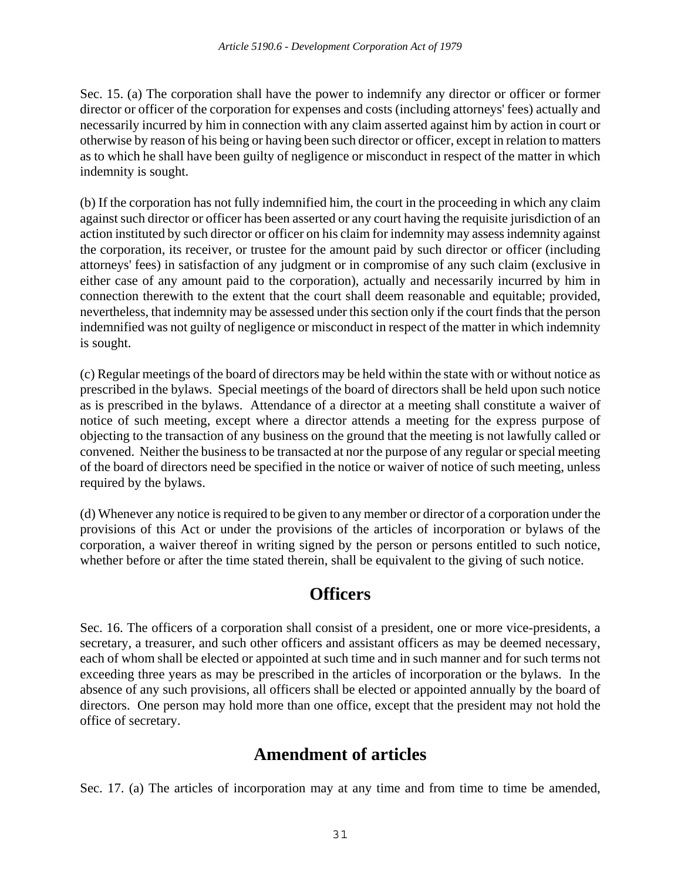Sec. 15. (a) The corporation shall have the power to indemnify any director or officer or former director or officer of the corporation for expenses and costs (including attorneys' fees) actually and necessarily incurred by him in connection with any claim asserted against him by action in court or otherwise by reason of his being or having been such director or officer, except in relation to matters as to which he shall have been guilty of negligence or misconduct in respect of the matter in which indemnity is sought.

(b) If the corporation has not fully indemnified him, the court in the proceeding in which any claim against such director or officer has been asserted or any court having the requisite jurisdiction of an action instituted by such director or officer on his claim for indemnity may assess indemnity against the corporation, its receiver, or trustee for the amount paid by such director or officer (including attorneys' fees) in satisfaction of any judgment or in compromise of any such claim (exclusive in either case of any amount paid to the corporation), actually and necessarily incurred by him in connection therewith to the extent that the court shall deem reasonable and equitable; provided, nevertheless, that indemnity may be assessed under this section only if the court finds that the person indemnified was not guilty of negligence or misconduct in respect of the matter in which indemnity is sought.

(c) Regular meetings of the board of directors may be held within the state with or without notice as prescribed in the bylaws. Special meetings of the board of directors shall be held upon such notice as is prescribed in the bylaws. Attendance of a director at a meeting shall constitute a waiver of notice of such meeting, except where a director attends a meeting for the express purpose of objecting to the transaction of any business on the ground that the meeting is not lawfully called or convened. Neither the business to be transacted at nor the purpose of any regular or special meeting of the board of directors need be specified in the notice or waiver of notice of such meeting, unless required by the bylaws.

(d) Whenever any notice is required to be given to any member or director of a corporation under the provisions of this Act or under the provisions of the articles of incorporation or bylaws of the corporation, a waiver thereof in writing signed by the person or persons entitled to such notice, whether before or after the time stated therein, shall be equivalent to the giving of such notice.

## Officers

Sec. 16. The officers of a corporation shall consist of a president, one or more vice-presidents, a secretary, a treasurer, and such other officers and assistant officers as may be deemed necessary, each of whom shall be elected or appointed at such time and in such manner and for such terms not exceeding three years as may be prescribed in the articles of incorporation or the bylaws. In the absence of any such provisions, all officers shall be elected or appointed annually by the board of directors. One person may hold more than one office, except that the president may not hold the office of secretary.

## Amendment of articles

Sec. 17. (a) The articles of incorporation may at any time and from time to time be amended,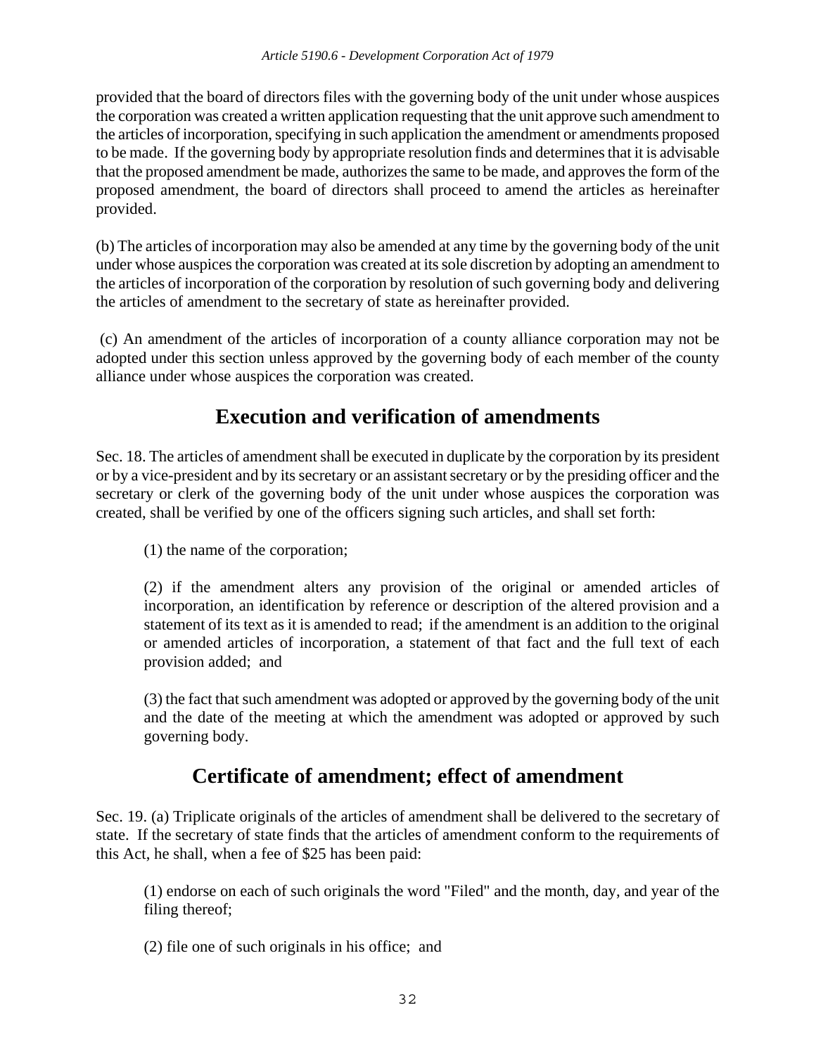provided that the board of directors files with the governing body of the unit under whose auspices the corporation was created a written application requesting that the unit approve such amendment to the articles of incorporation, specifying in such application the amendment or amendments proposed to be made. If the governing body by appropriate resolution finds and determines that it is advisable that the proposed amendment be made, authorizes the same to be made, and approves the form of the proposed amendment, the board of directors shall proceed to amend the articles as hereinafter provided.

(b) The articles of incorporation may also be amended at any time by the governing body of the unit under whose auspices the corporation was created at its sole discretion by adopting an amendment to the articles of incorporation of the corporation by resolution of such governing body and delivering the articles of amendment to the secretary of state as hereinafter provided.

(c) An amendment of the articles of incorporation of a county alliance corporation may not be adopted under this section unless approved by the governing body of each member of the county alliance under whose auspices the corporation was created.

## Execution and verification of amendments

Sec. 18. The articles of amendment shall be executed in duplicate by the corporation by its president or by a vice-president and by its secretary or an assistant secretary or by the presiding officer and the secretary or clerk of the governing body of the unit under whose auspices the corporation was created, shall be verified by one of the officers signing such articles, and shall set forth:

(1) the name of the corporation;

(2) if the amendment alters any provision of the original or amended articles of incorporation, an identification by reference or description of the altered provision and a statement of its text as it is amended to read; if the amendment is an addition to the original or amended articles of incorporation, a statement of that fact and the full text of each provision added; and

(3) the fact that such amendment was adopted or approved by the governing body of the unit and the date of the meeting at which the amendment was adopted or approved by such governing body.

## Certificate of amendment; effect of amendment

Sec. 19. (a) Triplicate originals of the articles of amendment shall be delivered to the secretary of state. If the secretary of state finds that the articles of amendment conform to the requirements of this Act, he shall, when a fee of $25 has been paid:

(1) endorse on each of such originals the word "Filed" and the month, day, and year of the filing thereof;

(2) file one of such originals in his office; and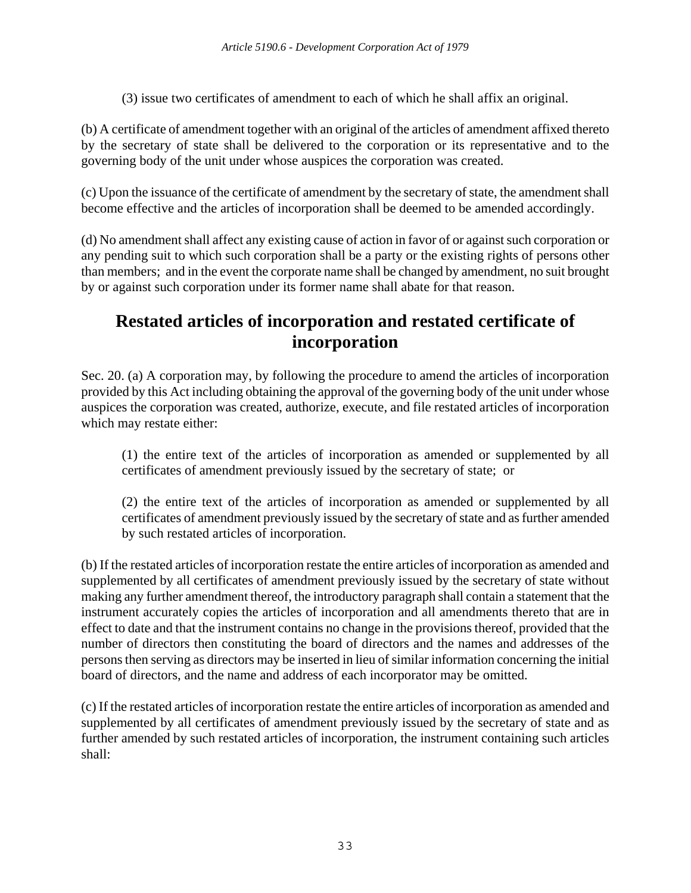(3) issue two certificates of amendment to each of which he shall affix an original.

(b) A certificate of amendment together with an original of the articles of amendment affixed thereto by the secretary of state shall be delivered to the corporation or its representative and to the governing body of the unit under whose auspices the corporation was created.

(c) Upon the issuance of the certificate of amendment by the secretary of state, the amendment shall become effective and the articles of incorporation shall be deemed to be amended accordingly.

(d) No amendment shall affect any existing cause of action in favor of or against such corporation or any pending suit to which such corporation shall be a party or the existing rights of persons other than members; and in the event the corporate name shall be changed by amendment, no suit brought by or against such corporation under its former name shall abate for that reason.

## Restated articles of incorporation and restated certificate of incorporation

Sec. 20. (a) A corporation may, by following the procedure to amend the articles of incorporation provided by this Act including obtaining the approval of the governing body of the unit under whose auspices the corporation was created, authorize, execute, and file restated articles of incorporation which may restate either:

(1) the entire text of the articles of incorporation as amended or supplemented by all certificates of amendment previously issued by the secretary of state; or

(2) the entire text of the articles of incorporation as amended or supplemented by all certificates of amendment previously issued by the secretary of state and as further amended by such restated articles of incorporation.

(b) If the restated articles of incorporation restate the entire articles of incorporation as amended and supplemented by all certificates of amendment previously issued by the secretary of state without making any further amendment thereof, the introductory paragraph shall contain a statement that the instrument accurately copies the articles of incorporation and all amendments thereto that are in effect to date and that the instrument contains no change in the provisions thereof, provided that the number of directors then constituting the board of directors and the names and addresses of the persons then serving as directors may be inserted in lieu of similar information concerning the initial board of directors, and the name and address of each incorporator may be omitted.

(c) If the restated articles of incorporation restate the entire articles of incorporation as amended and supplemented by all certificates of amendment previously issued by the secretary of state and as further amended by such restated articles of incorporation, the instrument containing such articles shall: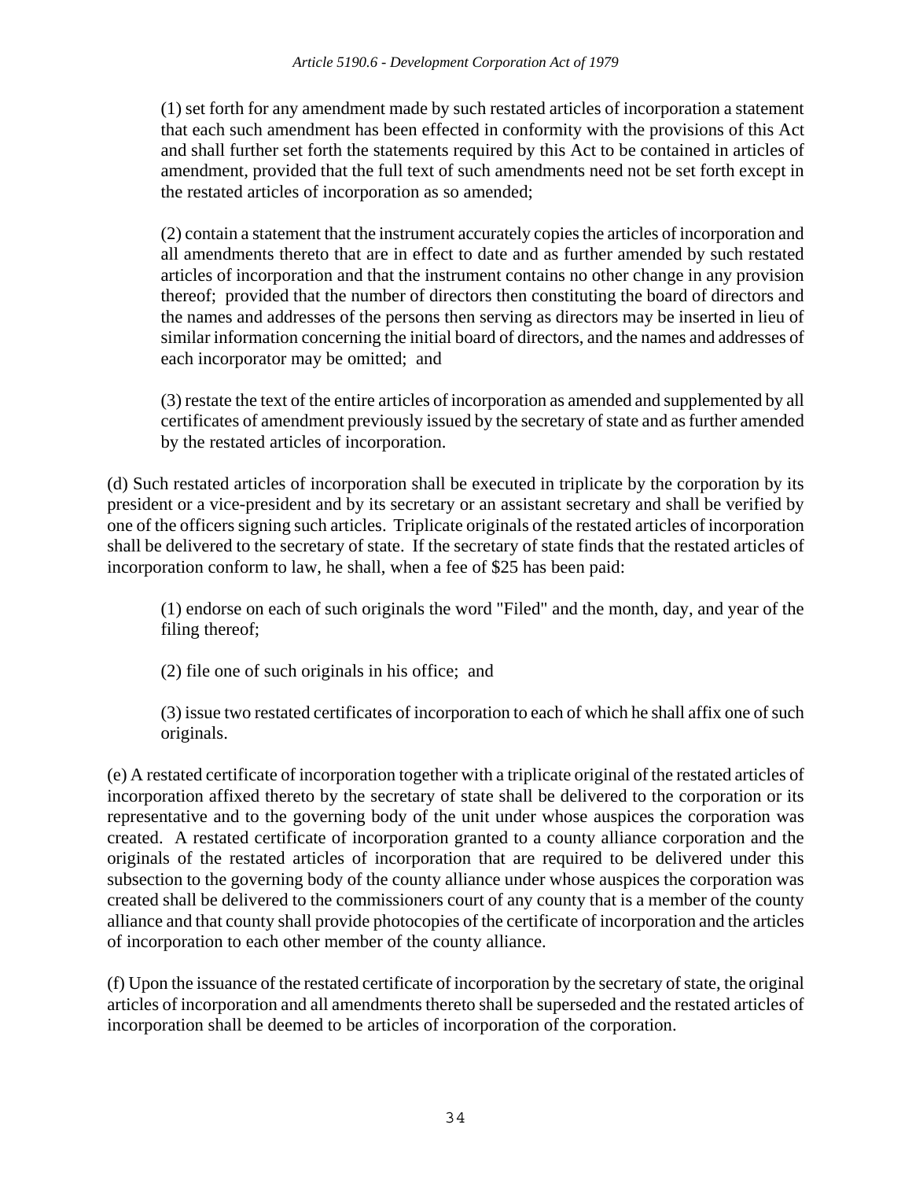(1) set forth for any amendment made by such restated articles of incorporation a statement that each such amendment has been effected in conformity with the provisions of this Act and shall further set forth the statements required by this Act to be contained in articles of amendment, provided that the full text of such amendments need not be set forth except in the restated articles of incorporation as so amended;

(2) contain a statement that the instrument accurately copies the articles of incorporation and all amendments thereto that are in effect to date and as further amended by such restated articles of incorporation and that the instrument contains no other change in any provision thereof; provided that the number of directors then constituting the board of directors and the names and addresses of the persons then serving as directors may be inserted in lieu of similar information concerning the initial board of directors, and the names and addresses of each incorporator may be omitted; and

(3) restate the text of the entire articles of incorporation as amended and supplemented by all certificates of amendment previously issued by the secretary of state and as further amended by the restated articles of incorporation.

(d) Such restated articles of incorporation shall be executed in triplicate by the corporation by its president or a vice-president and by its secretary or an assistant secretary and shall be verified by one of the officers signing such articles. Triplicate originals of the restated articles of incorporation shall be delivered to the secretary of state. If the secretary of state finds that the restated articles of incorporation conform to law, he shall, when a fee of $25 has been paid:

(1) endorse on each of such originals the word "Filed" and the month, day, and year of the filing thereof;

(2) file one of such originals in his office; and

(3) issue two restated certificates of incorporation to each of which he shall affix one of such originals.

(e) A restated certificate of incorporation together with a triplicate original of the restated articles of incorporation affixed thereto by the secretary of state shall be delivered to the corporation or its representative and to the governing body of the unit under whose auspices the corporation was created. A restated certificate of incorporation granted to a county alliance corporation and the originals of the restated articles of incorporation that are required to be delivered under this subsection to the governing body of the county alliance under whose auspices the corporation was created shall be delivered to the commissioners court of any county that is a member of the county alliance and that county shall provide photocopies of the certificate of incorporation and the articles of incorporation to each other member of the county alliance.

(f) Upon the issuance of the restated certificate of incorporation by the secretary of state, the original articles of incorporation and all amendments thereto shall be superseded and the restated articles of incorporation shall be deemed to be articles of incorporation of the corporation.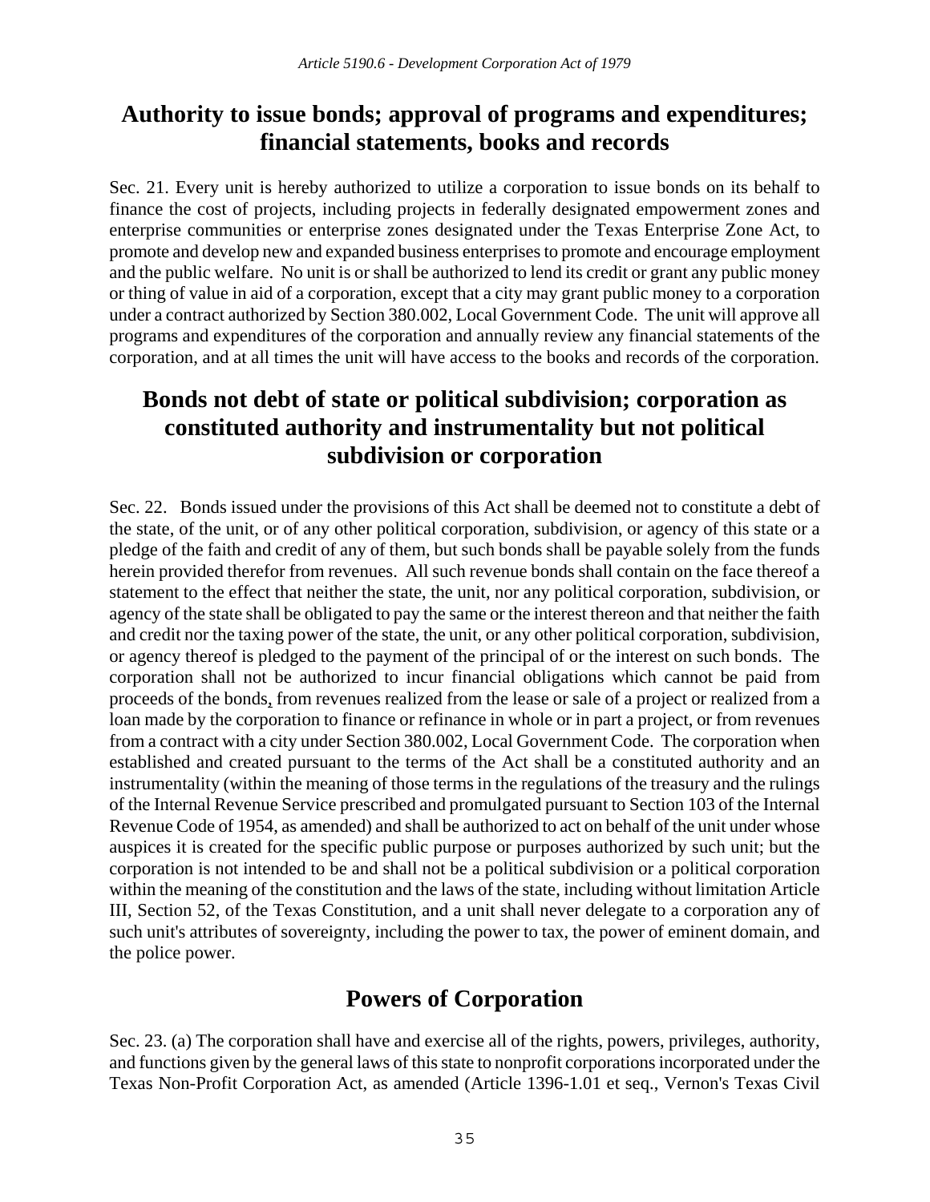## Authority to issue bonds; approval of programs and expenditures; financial statements, books and records

Sec. 21. Every unit is hereby authorized to utilize a corporation to issue bonds on its behalf to finance the cost of projects, including projects in federally designated empowerment zones and enterprise communities or enterprise zones designated under the Texas Enterprise Zone Act, to promote and develop new and expanded business enterprises to promote and encourage employment and the public welfare. No unit is or shall be authorized to lend its credit or grant any public money or thing of value in aid of a corporation, except that a city may grant public money to a corporation under a contract authorized by Section 380.002, Local Government Code. The unit will approve all programs and expenditures of the corporation and annually review any financial statements of the corporation, and at all times the unit will have access to the books and records of the corporation.

## Bonds not debt of state or political subdivision; corporation as constituted authority and instrumentality but not political subdivision or corporation

Sec. 22. Bonds issued under the provisions of this Act shall be deemed not to constitute a debt of the state, of the unit, or of any other political corporation, subdivision, or agency of this state or a pledge of the faith and credit of any of them, but such bonds shall be payable solely from the funds herein provided therefor from revenues. All such revenue bonds shall contain on the face thereof a statement to the effect that neither the state, the unit, nor any political corporation, subdivision, or agency of the state shall be obligated to pay the same or the interest thereon and that neither the faith and credit nor the taxing power of the state, the unit, or any other political corporation, subdivision, or agency thereof is pledged to the payment of the principal of or the interest on such bonds. The corporation shall not be authorized to incur financial obligations which cannot be paid from proceeds of the bonds, from revenues realized from the lease or sale of a project or realized from a loan made by the corporation to finance or refinance in whole or in part a project, or from revenues from a contract with a city under Section 380.002, Local Government Code. The corporation when established and created pursuant to the terms of the Act shall be a constituted authority and an instrumentality (within the meaning of those terms in the regulations of the treasury and the rulings of the Internal Revenue Service prescribed and promulgated pursuant to Section 103 of the Internal Revenue Code of 1954, as amended) and shall be authorized to act on behalf of the unit under whose auspices it is created for the specific public purpose or purposes authorized by such unit; but the corporation is not intended to be and shall not be a political subdivision or a political corporation within the meaning of the constitution and the laws of the state, including without limitation Article III, Section 52, of the Texas Constitution, and a unit shall never delegate to a corporation any of such unit's attributes of sovereignty, including the power to tax, the power of eminent domain, and the police power.

## Powers of Corporation

Sec. 23. (a) The corporation shall have and exercise all of the rights, powers, privileges, authority, and functions given by the general laws of this state to nonprofit corporations incorporated under the Texas Non-Profit Corporation Act, as amended (Article 1396-1.01 et seq., Vernon's Texas Civil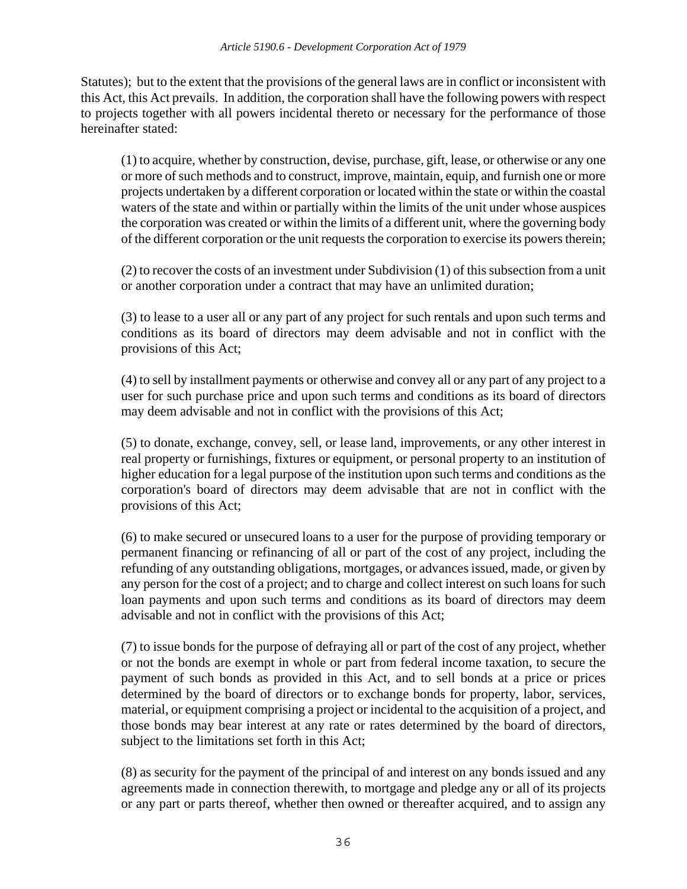Statutes); but to the extent that the provisions of the general laws are in conflict or inconsistent with this Act, this Act prevails. In addition, the corporation shall have the following powers with respect to projects together with all powers incidental thereto or necessary for the performance of those hereinafter stated:

(1) to acquire, whether by construction, devise, purchase, gift, lease, or otherwise or any one or more of such methods and to construct, improve, maintain, equip, and furnish one or more projects undertaken by a different corporation or located within the state or within the coastal waters of the state and within or partially within the limits of the unit under whose auspices the corporation was created or within the limits of a different unit, where the governing body of the different corporation or the unit requests the corporation to exercise its powers therein;

(2) to recover the costs of an investment under Subdivision (1) of this subsection from a unit or another corporation under a contract that may have an unlimited duration;

(3) to lease to a user all or any part of any project for such rentals and upon such terms and conditions as its board of directors may deem advisable and not in conflict with the provisions of this Act;

(4) to sell by installment payments or otherwise and convey all or any part of any project to a user for such purchase price and upon such terms and conditions as its board of directors may deem advisable and not in conflict with the provisions of this Act;

(5) to donate, exchange, convey, sell, or lease land, improvements, or any other interest in real property or furnishings, fixtures or equipment, or personal property to an institution of higher education for a legal purpose of the institution upon such terms and conditions as the corporation's board of directors may deem advisable that are not in conflict with the provisions of this Act;

(6) to make secured or unsecured loans to a user for the purpose of providing temporary or permanent financing or refinancing of all or part of the cost of any project, including the refunding of any outstanding obligations, mortgages, or advances issued, made, or given by any person for the cost of a project; and to charge and collect interest on such loans for such loan payments and upon such terms and conditions as its board of directors may deem advisable and not in conflict with the provisions of this Act;

(7) to issue bonds for the purpose of defraying all or part of the cost of any project, whether or not the bonds are exempt in whole or part from federal income taxation, to secure the payment of such bonds as provided in this Act, and to sell bonds at a price or prices determined by the board of directors or to exchange bonds for property, labor, services, material, or equipment comprising a project or incidental to the acquisition of a project, and those bonds may bear interest at any rate or rates determined by the board of directors, subject to the limitations set forth in this Act;

(8) as security for the payment of the principal of and interest on any bonds issued and any agreements made in connection therewith, to mortgage and pledge any or all of its projects or any part or parts thereof, whether then owned or thereafter acquired, and to assign any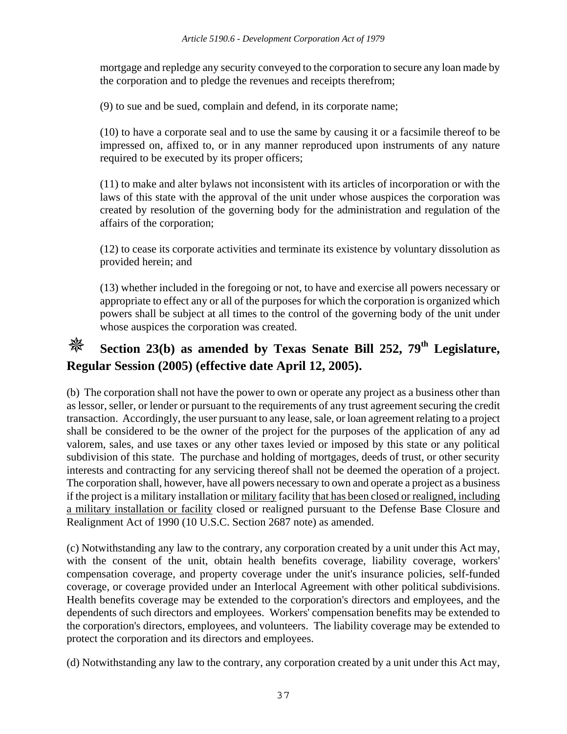mortgage and repledge any security conveyed to the corporation to secure any loan made by the corporation and to pledge the revenues and receipts therefrom;

(9) to sue and be sued, complain and defend, in its corporate name;

(10) to have a corporate seal and to use the same by causing it or a facsimile thereof to be impressed on, affixed to, or in any manner reproduced upon instruments of any nature required to be executed by its proper officers;

(11) to make and alter bylaws not inconsistent with its articles of incorporation or with the laws of this state with the approval of the unit under whose auspices the corporation was created by resolution of the governing body for the administration and regulation of the affairs of the corporation;

(12) to cease its corporate activities and terminate its existence by voluntary dissolution as provided herein; and

(13) whether included in the foregoing or not, to have and exercise all powers necessary or appropriate to effect any or all of the purposes for which the corporation is organized which powers shall be subject at all times to the control of the governing body of the unit under whose auspices the corporation was created.

## ❊ Section 23(b) as amended by Texas Senate Bill 252, 79th Legislature, Regular Session (2005) (effective date April 12, 2005).

(b) The corporation shall not have the power to own or operate any project as a business other than as lessor, seller, or lender or pursuant to the requirements of any trust agreement securing the credit transaction. Accordingly, the user pursuant to any lease, sale, or loan agreement relating to a project shall be considered to be the owner of the project for the purposes of the application of any ad valorem, sales, and use taxes or any other taxes levied or imposed by this state or any political subdivision of this state. The purchase and holding of mortgages, deeds of trust, or other security interests and contracting for any servicing thereof shall not be deemed the operation of a project. The corporation shall, however, have all powers necessary to own and operate a project as a business if the project is a military installation or <u>military</u> facility <u>that has been closed or realigned, including a military installation or facility</u> closed or realigned pursuant to the Defense Base Closure and Realignment Act of 1990 (10 U.S.C. Section 2687 note) as amended.

(c) Notwithstanding any law to the contrary, any corporation created by a unit under this Act may, with the consent of the unit, obtain health benefits coverage, liability coverage, workers' compensation coverage, and property coverage under the unit's insurance policies, self-funded coverage, or coverage provided under an Interlocal Agreement with other political subdivisions. Health benefits coverage may be extended to the corporation's directors and employees, and the dependents of such directors and employees. Workers' compensation benefits may be extended to the corporation's directors, employees, and volunteers. The liability coverage may be extended to protect the corporation and its directors and employees.

(d) Notwithstanding any law to the contrary, any corporation created by a unit under this Act may,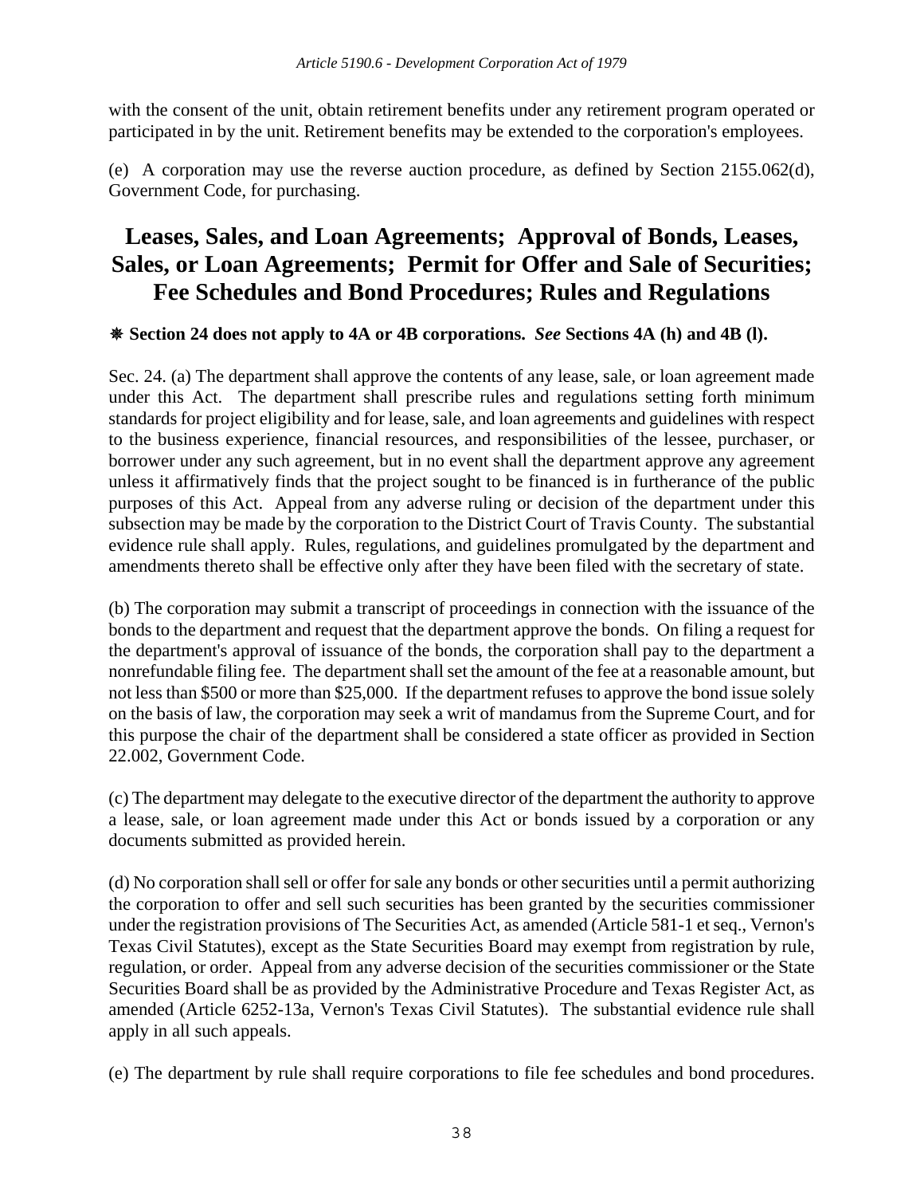with the consent of the unit, obtain retirement benefits under any retirement program operated or participated in by the unit. Retirement benefits may be extended to the corporation's employees.

(e) A corporation may use the reverse auction procedure, as defined by Section 2155.062(d), Government Code, for purchasing.

## Leases, Sales, and Loan Agreements; Approval of Bonds, Leases, Sales, or Loan Agreements; Permit for Offer and Sale of Securities; Fee Schedules and Bond Procedures; Rules and Regulations

**❋ Section 24 does not apply to 4A or 4B corporations. *See* Sections 4A (h) and 4B (l).**

Sec. 24. (a) The department shall approve the contents of any lease, sale, or loan agreement made under this Act. The department shall prescribe rules and regulations setting forth minimum standards for project eligibility and for lease, sale, and loan agreements and guidelines with respect to the business experience, financial resources, and responsibilities of the lessee, purchaser, or borrower under any such agreement, but in no event shall the department approve any agreement unless it affirmatively finds that the project sought to be financed is in furtherance of the public purposes of this Act. Appeal from any adverse ruling or decision of the department under this subsection may be made by the corporation to the District Court of Travis County. The substantial evidence rule shall apply. Rules, regulations, and guidelines promulgated by the department and amendments thereto shall be effective only after they have been filed with the secretary of state.

(b) The corporation may submit a transcript of proceedings in connection with the issuance of the bonds to the department and request that the department approve the bonds. On filing a request for the department's approval of issuance of the bonds, the corporation shall pay to the department a nonrefundable filing fee. The department shall set the amount of the fee at a reasonable amount, but not less than $500 or more than $25,000. If the department refuses to approve the bond issue solely on the basis of law, the corporation may seek a writ of mandamus from the Supreme Court, and for this purpose the chair of the department shall be considered a state officer as provided in Section 22.002, Government Code.

(c) The department may delegate to the executive director of the department the authority to approve a lease, sale, or loan agreement made under this Act or bonds issued by a corporation or any documents submitted as provided herein.

(d) No corporation shall sell or offer for sale any bonds or other securities until a permit authorizing the corporation to offer and sell such securities has been granted by the securities commissioner under the registration provisions of The Securities Act, as amended (Article 581-1 et seq., Vernon's Texas Civil Statutes), except as the State Securities Board may exempt from registration by rule, regulation, or order. Appeal from any adverse decision of the securities commissioner or the State Securities Board shall be as provided by the Administrative Procedure and Texas Register Act, as amended (Article 6252-13a, Vernon's Texas Civil Statutes). The substantial evidence rule shall apply in all such appeals.

(e) The department by rule shall require corporations to file fee schedules and bond procedures.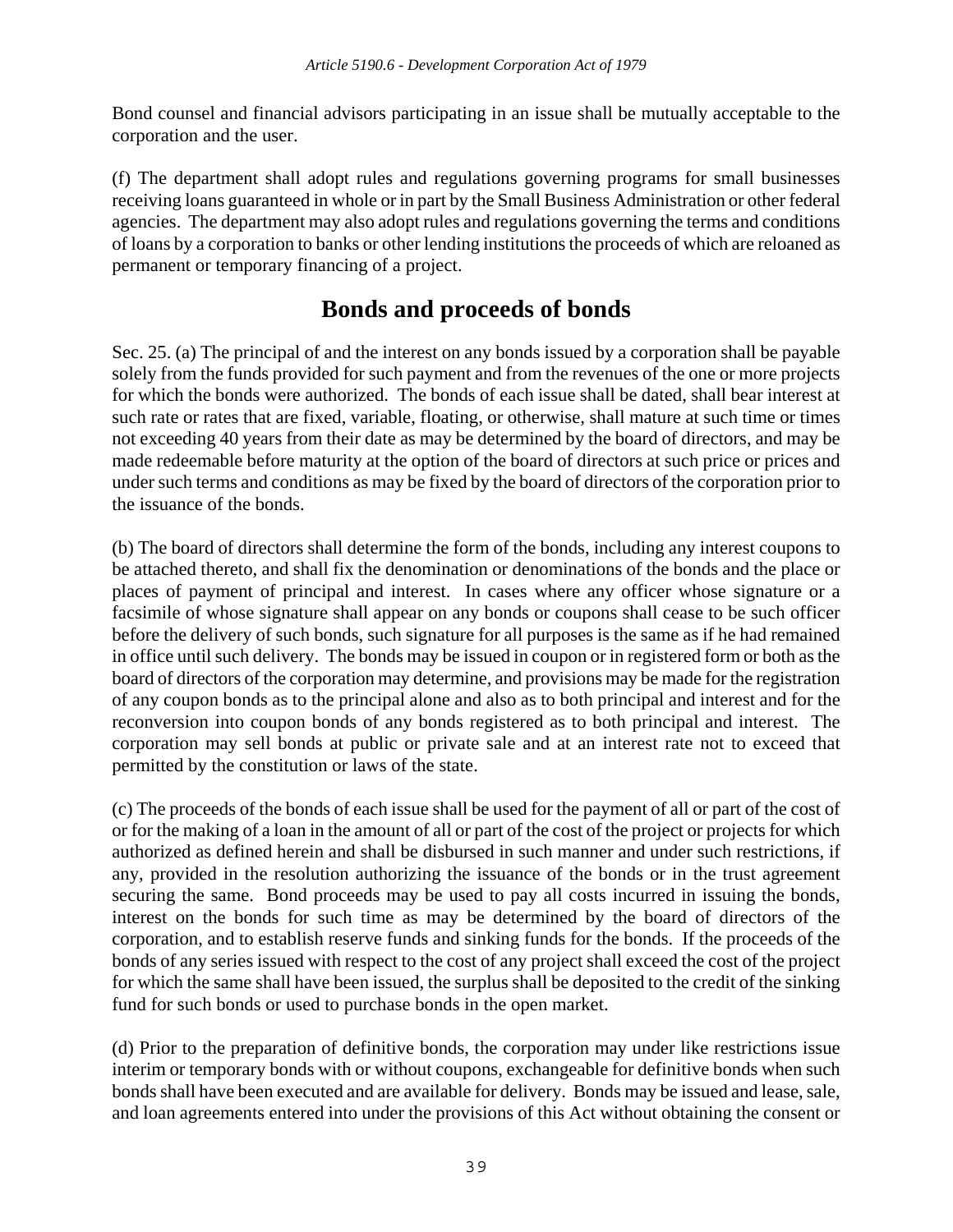Bond counsel and financial advisors participating in an issue shall be mutually acceptable to the corporation and the user.

(f) The department shall adopt rules and regulations governing programs for small businesses receiving loans guaranteed in whole or in part by the Small Business Administration or other federal agencies. The department may also adopt rules and regulations governing the terms and conditions of loans by a corporation to banks or other lending institutions the proceeds of which are reloaned as permanent or temporary financing of a project.

## Bonds and proceeds of bonds

Sec. 25. (a) The principal of and the interest on any bonds issued by a corporation shall be payable solely from the funds provided for such payment and from the revenues of the one or more projects for which the bonds were authorized. The bonds of each issue shall be dated, shall bear interest at such rate or rates that are fixed, variable, floating, or otherwise, shall mature at such time or times not exceeding 40 years from their date as may be determined by the board of directors, and may be made redeemable before maturity at the option of the board of directors at such price or prices and under such terms and conditions as may be fixed by the board of directors of the corporation prior to the issuance of the bonds.

(b) The board of directors shall determine the form of the bonds, including any interest coupons to be attached thereto, and shall fix the denomination or denominations of the bonds and the place or places of payment of principal and interest. In cases where any officer whose signature or a facsimile of whose signature shall appear on any bonds or coupons shall cease to be such officer before the delivery of such bonds, such signature for all purposes is the same as if he had remained in office until such delivery. The bonds may be issued in coupon or in registered form or both as the board of directors of the corporation may determine, and provisions may be made for the registration of any coupon bonds as to the principal alone and also as to both principal and interest and for the reconversion into coupon bonds of any bonds registered as to both principal and interest. The corporation may sell bonds at public or private sale and at an interest rate not to exceed that permitted by the constitution or laws of the state.

(c) The proceeds of the bonds of each issue shall be used for the payment of all or part of the cost of or for the making of a loan in the amount of all or part of the cost of the project or projects for which authorized as defined herein and shall be disbursed in such manner and under such restrictions, if any, provided in the resolution authorizing the issuance of the bonds or in the trust agreement securing the same. Bond proceeds may be used to pay all costs incurred in issuing the bonds, interest on the bonds for such time as may be determined by the board of directors of the corporation, and to establish reserve funds and sinking funds for the bonds. If the proceeds of the bonds of any series issued with respect to the cost of any project shall exceed the cost of the project for which the same shall have been issued, the surplus shall be deposited to the credit of the sinking fund for such bonds or used to purchase bonds in the open market.

(d) Prior to the preparation of definitive bonds, the corporation may under like restrictions issue interim or temporary bonds with or without coupons, exchangeable for definitive bonds when such bonds shall have been executed and are available for delivery. Bonds may be issued and lease, sale, and loan agreements entered into under the provisions of this Act without obtaining the consent or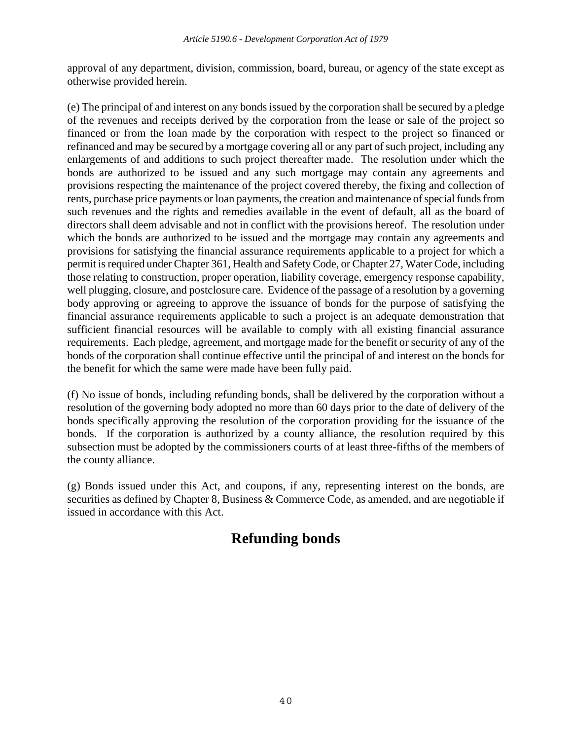approval of any department, division, commission, board, bureau, or agency of the state except as otherwise provided herein.

(e) The principal of and interest on any bonds issued by the corporation shall be secured by a pledge of the revenues and receipts derived by the corporation from the lease or sale of the project so financed or from the loan made by the corporation with respect to the project so financed or refinanced and may be secured by a mortgage covering all or any part of such project, including any enlargements of and additions to such project thereafter made. The resolution under which the bonds are authorized to be issued and any such mortgage may contain any agreements and provisions respecting the maintenance of the project covered thereby, the fixing and collection of rents, purchase price payments or loan payments, the creation and maintenance of special funds from such revenues and the rights and remedies available in the event of default, all as the board of directors shall deem advisable and not in conflict with the provisions hereof. The resolution under which the bonds are authorized to be issued and the mortgage may contain any agreements and provisions for satisfying the financial assurance requirements applicable to a project for which a permit is required under Chapter 361, Health and Safety Code, or Chapter 27, Water Code, including those relating to construction, proper operation, liability coverage, emergency response capability, well plugging, closure, and postclosure care. Evidence of the passage of a resolution by a governing body approving or agreeing to approve the issuance of bonds for the purpose of satisfying the financial assurance requirements applicable to such a project is an adequate demonstration that sufficient financial resources will be available to comply with all existing financial assurance requirements. Each pledge, agreement, and mortgage made for the benefit or security of any of the bonds of the corporation shall continue effective until the principal of and interest on the bonds for the benefit for which the same were made have been fully paid.

(f) No issue of bonds, including refunding bonds, shall be delivered by the corporation without a resolution of the governing body adopted no more than 60 days prior to the date of delivery of the bonds specifically approving the resolution of the corporation providing for the issuance of the bonds. If the corporation is authorized by a county alliance, the resolution required by this subsection must be adopted by the commissioners courts of at least three-fifths of the members of the county alliance.

(g) Bonds issued under this Act, and coupons, if any, representing interest on the bonds, are securities as defined by Chapter 8, Business & Commerce Code, as amended, and are negotiable if issued in accordance with this Act.

## Refunding bonds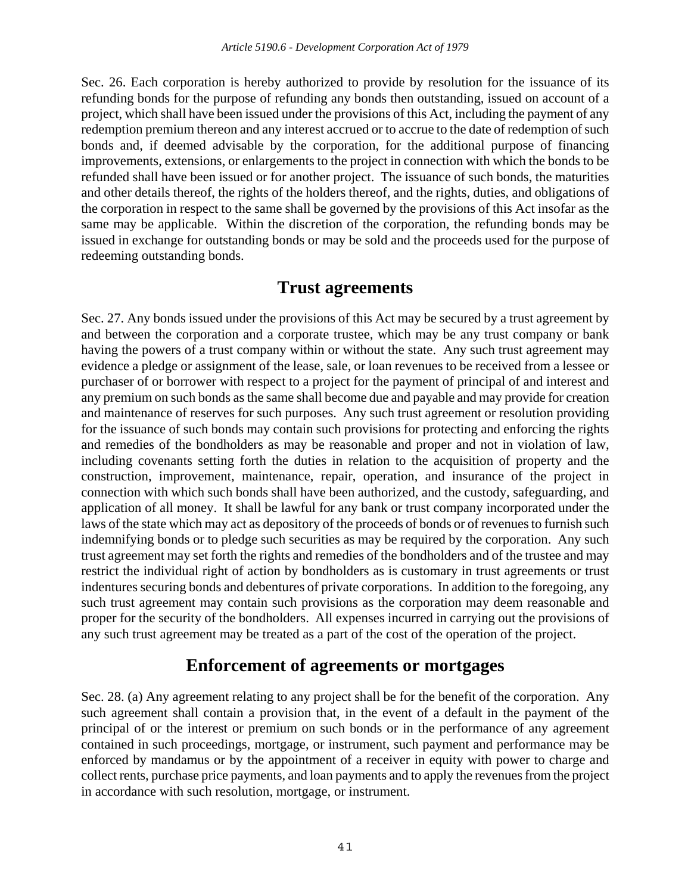Sec. 26. Each corporation is hereby authorized to provide by resolution for the issuance of its refunding bonds for the purpose of refunding any bonds then outstanding, issued on account of a project, which shall have been issued under the provisions of this Act, including the payment of any redemption premium thereon and any interest accrued or to accrue to the date of redemption of such bonds and, if deemed advisable by the corporation, for the additional purpose of financing improvements, extensions, or enlargements to the project in connection with which the bonds to be refunded shall have been issued or for another project. The issuance of such bonds, the maturities and other details thereof, the rights of the holders thereof, and the rights, duties, and obligations of the corporation in respect to the same shall be governed by the provisions of this Act insofar as the same may be applicable. Within the discretion of the corporation, the refunding bonds may be issued in exchange for outstanding bonds or may be sold and the proceeds used for the purpose of redeeming outstanding bonds.

## Trust agreements

Sec. 27. Any bonds issued under the provisions of this Act may be secured by a trust agreement by and between the corporation and a corporate trustee, which may be any trust company or bank having the powers of a trust company within or without the state. Any such trust agreement may evidence a pledge or assignment of the lease, sale, or loan revenues to be received from a lessee or purchaser of or borrower with respect to a project for the payment of principal of and interest and any premium on such bonds as the same shall become due and payable and may provide for creation and maintenance of reserves for such purposes. Any such trust agreement or resolution providing for the issuance of such bonds may contain such provisions for protecting and enforcing the rights and remedies of the bondholders as may be reasonable and proper and not in violation of law, including covenants setting forth the duties in relation to the acquisition of property and the construction, improvement, maintenance, repair, operation, and insurance of the project in connection with which such bonds shall have been authorized, and the custody, safeguarding, and application of all money. It shall be lawful for any bank or trust company incorporated under the laws of the state which may act as depository of the proceeds of bonds or of revenues to furnish such indemnifying bonds or to pledge such securities as may be required by the corporation. Any such trust agreement may set forth the rights and remedies of the bondholders and of the trustee and may restrict the individual right of action by bondholders as is customary in trust agreements or trust indentures securing bonds and debentures of private corporations. In addition to the foregoing, any such trust agreement may contain such provisions as the corporation may deem reasonable and proper for the security of the bondholders. All expenses incurred in carrying out the provisions of any such trust agreement may be treated as a part of the cost of the operation of the project.

## Enforcement of agreements or mortgages

Sec. 28. (a) Any agreement relating to any project shall be for the benefit of the corporation. Any such agreement shall contain a provision that, in the event of a default in the payment of the principal of or the interest or premium on such bonds or in the performance of any agreement contained in such proceedings, mortgage, or instrument, such payment and performance may be enforced by mandamus or by the appointment of a receiver in equity with power to charge and collect rents, purchase price payments, and loan payments and to apply the revenues from the project in accordance with such resolution, mortgage, or instrument.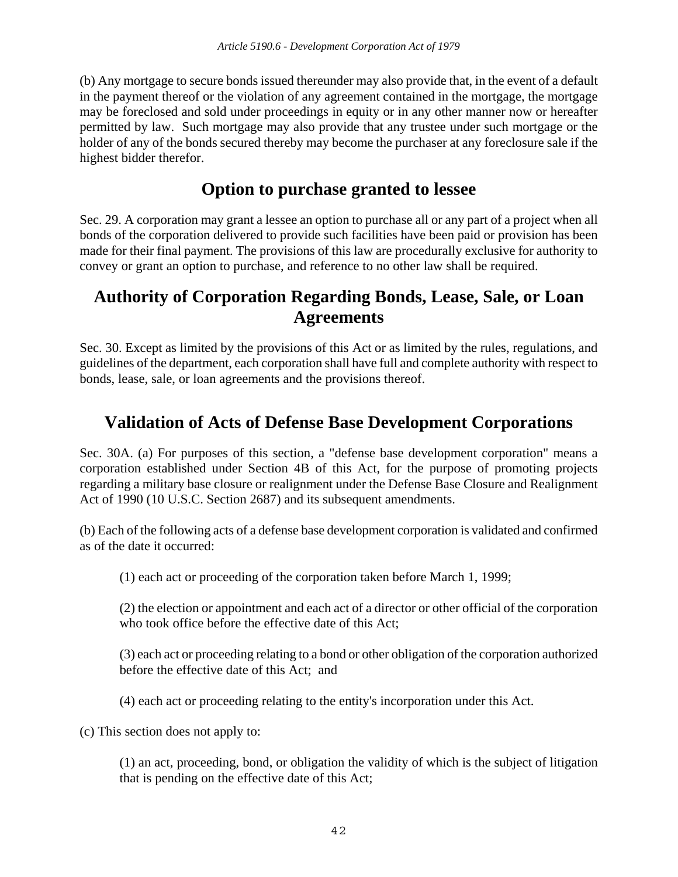(b) Any mortgage to secure bonds issued thereunder may also provide that, in the event of a default in the payment thereof or the violation of any agreement contained in the mortgage, the mortgage may be foreclosed and sold under proceedings in equity or in any other manner now or hereafter permitted by law. Such mortgage may also provide that any trustee under such mortgage or the holder of any of the bonds secured thereby may become the purchaser at any foreclosure sale if the highest bidder therefor.

## Option to purchase granted to lessee

Sec. 29. A corporation may grant a lessee an option to purchase all or any part of a project when all bonds of the corporation delivered to provide such facilities have been paid or provision has been made for their final payment. The provisions of this law are procedurally exclusive for authority to convey or grant an option to purchase, and reference to no other law shall be required.

## Authority of Corporation Regarding Bonds, Lease, Sale, or Loan Agreements

Sec. 30. Except as limited by the provisions of this Act or as limited by the rules, regulations, and guidelines of the department, each corporation shall have full and complete authority with respect to bonds, lease, sale, or loan agreements and the provisions thereof.

## Validation of Acts of Defense Base Development Corporations

Sec. 30A. (a) For purposes of this section, a "defense base development corporation" means a corporation established under Section 4B of this Act, for the purpose of promoting projects regarding a military base closure or realignment under the Defense Base Closure and Realignment Act of 1990 (10 U.S.C. Section 2687) and its subsequent amendments.

(b) Each of the following acts of a defense base development corporation is validated and confirmed as of the date it occurred:

(1) each act or proceeding of the corporation taken before March 1, 1999;

(2) the election or appointment and each act of a director or other official of the corporation who took office before the effective date of this Act;

(3) each act or proceeding relating to a bond or other obligation of the corporation authorized before the effective date of this Act; and

(4) each act or proceeding relating to the entity's incorporation under this Act.

(c) This section does not apply to:

(1) an act, proceeding, bond, or obligation the validity of which is the subject of litigation that is pending on the effective date of this Act;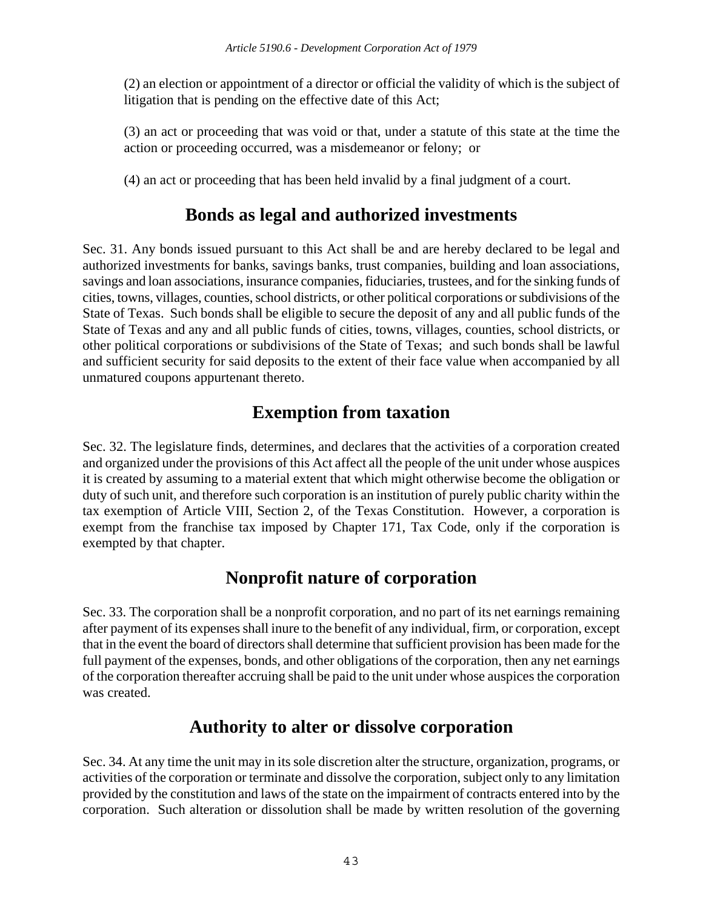(2) an election or appointment of a director or official the validity of which is the subject of litigation that is pending on the effective date of this Act;

(3) an act or proceeding that was void or that, under a statute of this state at the time the action or proceeding occurred, was a misdemeanor or felony;  or

(4) an act or proceeding that has been held invalid by a final judgment of a court.

## Bonds as legal and authorized investments

Sec. 31. Any bonds issued pursuant to this Act shall be and are hereby declared to be legal and authorized investments for banks, savings banks, trust companies, building and loan associations, savings and loan associations, insurance companies, fiduciaries, trustees, and for the sinking funds of cities, towns, villages, counties, school districts, or other political corporations or subdivisions of the State of Texas.  Such bonds shall be eligible to secure the deposit of any and all public funds of the State of Texas and any and all public funds of cities, towns, villages, counties, school districts, or other political corporations or subdivisions of the State of Texas;  and such bonds shall be lawful and sufficient security for said deposits to the extent of their face value when accompanied by all unmatured coupons appurtenant thereto.

## Exemption from taxation

Sec. 32. The legislature finds, determines, and declares that the activities of a corporation created and organized under the provisions of this Act affect all the people of the unit under whose auspices it is created by assuming to a material extent that which might otherwise become the obligation or duty of such unit, and therefore such corporation is an institution of purely public charity within the tax exemption of Article VIII, Section 2, of the Texas Constitution.  However, a corporation is exempt from the franchise tax imposed by Chapter 171, Tax Code, only if the corporation is exempted by that chapter.

## Nonprofit nature of corporation

Sec. 33. The corporation shall be a nonprofit corporation, and no part of its net earnings remaining after payment of its expenses shall inure to the benefit of any individual, firm, or corporation, except that in the event the board of directors shall determine that sufficient provision has been made for the full payment of the expenses, bonds, and other obligations of the corporation, then any net earnings of the corporation thereafter accruing shall be paid to the unit under whose auspices the corporation was created.

## Authority to alter or dissolve corporation

Sec. 34. At any time the unit may in its sole discretion alter the structure, organization, programs, or activities of the corporation or terminate and dissolve the corporation, subject only to any limitation provided by the constitution and laws of the state on the impairment of contracts entered into by the corporation.  Such alteration or dissolution shall be made by written resolution of the governing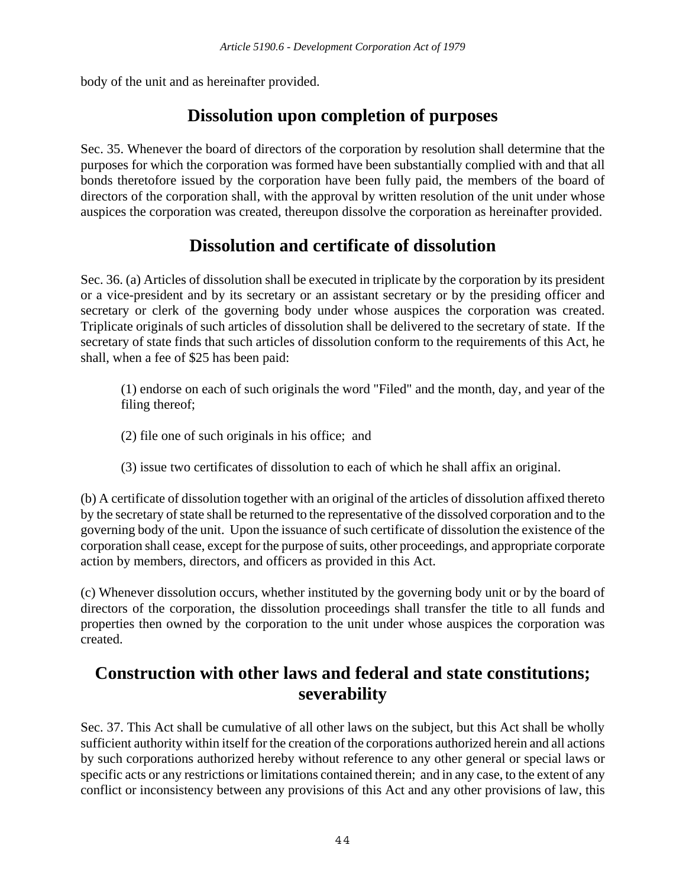body of the unit and as hereinafter provided.

## Dissolution upon completion of purposes

Sec. 35. Whenever the board of directors of the corporation by resolution shall determine that the purposes for which the corporation was formed have been substantially complied with and that all bonds theretofore issued by the corporation have been fully paid, the members of the board of directors of the corporation shall, with the approval by written resolution of the unit under whose auspices the corporation was created, thereupon dissolve the corporation as hereinafter provided.

## Dissolution and certificate of dissolution

Sec. 36. (a) Articles of dissolution shall be executed in triplicate by the corporation by its president or a vice-president and by its secretary or an assistant secretary or by the presiding officer and secretary or clerk of the governing body under whose auspices the corporation was created. Triplicate originals of such articles of dissolution shall be delivered to the secretary of state. If the secretary of state finds that such articles of dissolution conform to the requirements of this Act, he shall, when a fee of $25 has been paid:

(1) endorse on each of such originals the word "Filed" and the month, day, and year of the filing thereof;

(2) file one of such originals in his office; and

(3) issue two certificates of dissolution to each of which he shall affix an original.

(b) A certificate of dissolution together with an original of the articles of dissolution affixed thereto by the secretary of state shall be returned to the representative of the dissolved corporation and to the governing body of the unit. Upon the issuance of such certificate of dissolution the existence of the corporation shall cease, except for the purpose of suits, other proceedings, and appropriate corporate action by members, directors, and officers as provided in this Act.

(c) Whenever dissolution occurs, whether instituted by the governing body unit or by the board of directors of the corporation, the dissolution proceedings shall transfer the title to all funds and properties then owned by the corporation to the unit under whose auspices the corporation was created.

## Construction with other laws and federal and state constitutions; severability

Sec. 37. This Act shall be cumulative of all other laws on the subject, but this Act shall be wholly sufficient authority within itself for the creation of the corporations authorized herein and all actions by such corporations authorized hereby without reference to any other general or special laws or specific acts or any restrictions or limitations contained therein; and in any case, to the extent of any conflict or inconsistency between any provisions of this Act and any other provisions of law, this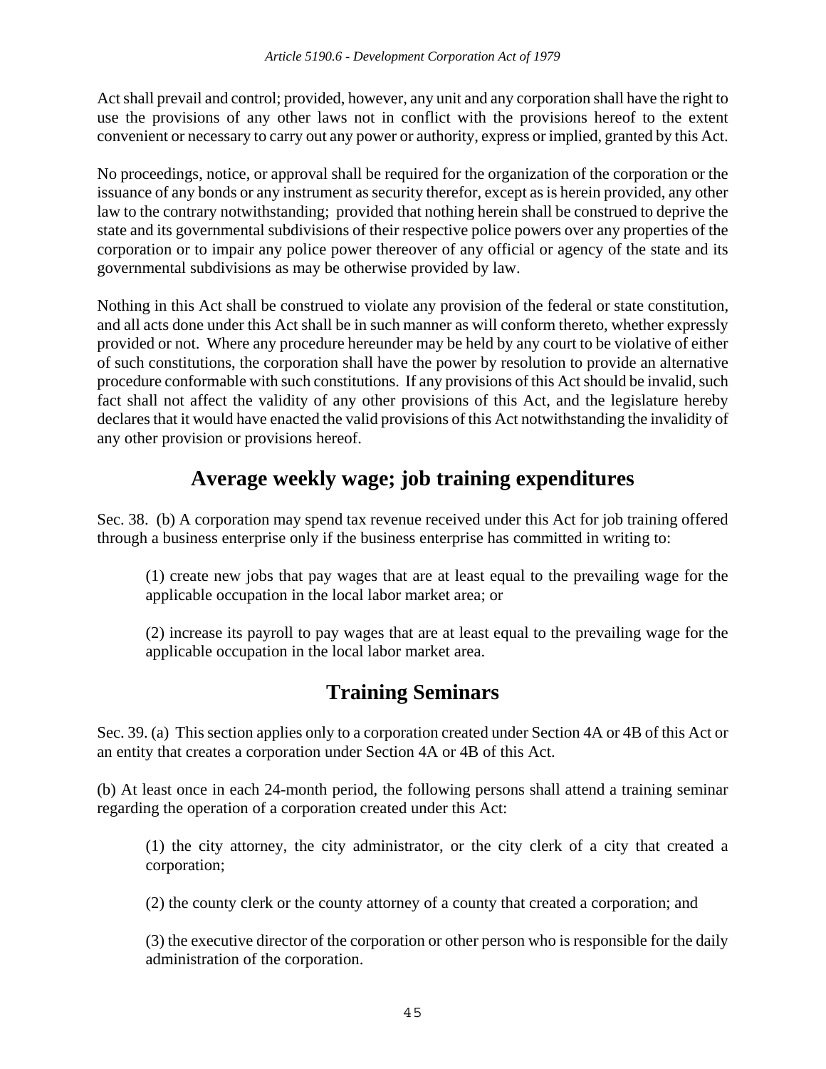Act shall prevail and control; provided, however, any unit and any corporation shall have the right to use the provisions of any other laws not in conflict with the provisions hereof to the extent convenient or necessary to carry out any power or authority, express or implied, granted by this Act.

No proceedings, notice, or approval shall be required for the organization of the corporation or the issuance of any bonds or any instrument as security therefor, except as is herein provided, any other law to the contrary notwithstanding; provided that nothing herein shall be construed to deprive the state and its governmental subdivisions of their respective police powers over any properties of the corporation or to impair any police power thereover of any official or agency of the state and its governmental subdivisions as may be otherwise provided by law.

Nothing in this Act shall be construed to violate any provision of the federal or state constitution, and all acts done under this Act shall be in such manner as will conform thereto, whether expressly provided or not. Where any procedure hereunder may be held by any court to be violative of either of such constitutions, the corporation shall have the power by resolution to provide an alternative procedure conformable with such constitutions. If any provisions of this Act should be invalid, such fact shall not affect the validity of any other provisions of this Act, and the legislature hereby declares that it would have enacted the valid provisions of this Act notwithstanding the invalidity of any other provision or provisions hereof.

## Average weekly wage; job training expenditures

Sec. 38. (b) A corporation may spend tax revenue received under this Act for job training offered through a business enterprise only if the business enterprise has committed in writing to:

(1) create new jobs that pay wages that are at least equal to the prevailing wage for the applicable occupation in the local labor market area; or

(2) increase its payroll to pay wages that are at least equal to the prevailing wage for the applicable occupation in the local labor market area.

## Training Seminars

Sec. 39. (a) This section applies only to a corporation created under Section 4A or 4B of this Act or an entity that creates a corporation under Section 4A or 4B of this Act.

(b) At least once in each 24-month period, the following persons shall attend a training seminar regarding the operation of a corporation created under this Act:

(1) the city attorney, the city administrator, or the city clerk of a city that created a corporation;

(2) the county clerk or the county attorney of a county that created a corporation; and

(3) the executive director of the corporation or other person who is responsible for the daily administration of the corporation.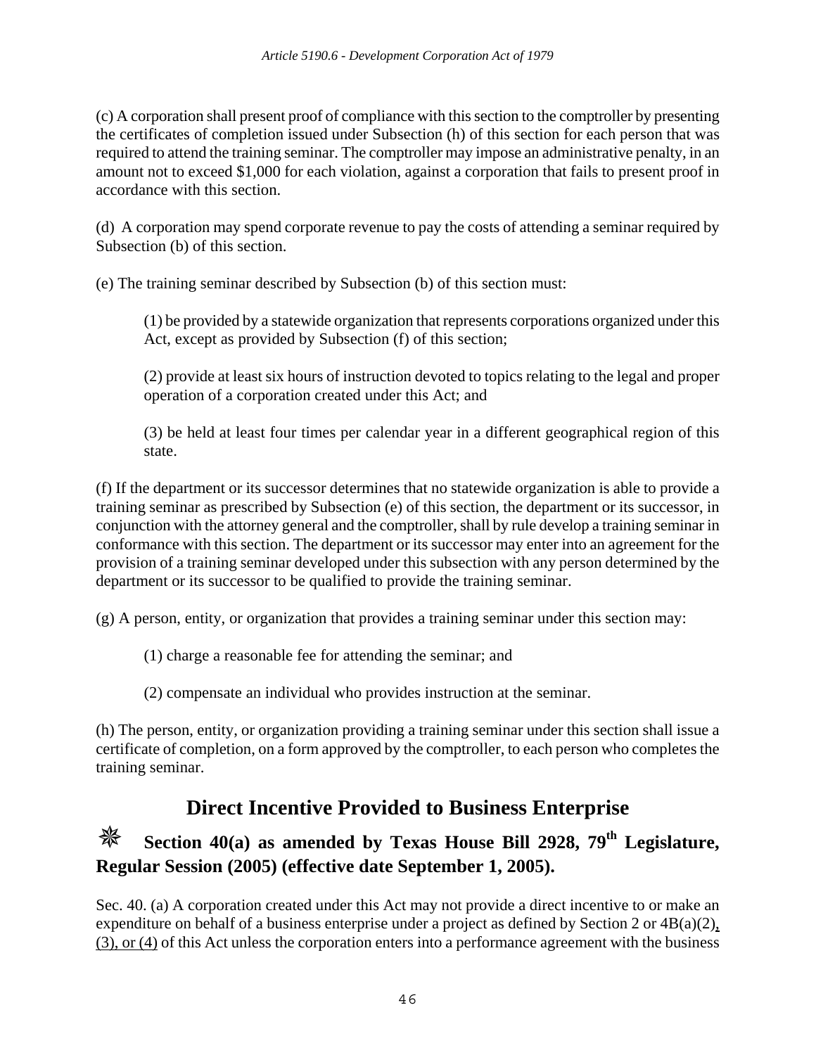(c) A corporation shall present proof of compliance with this section to the comptroller by presenting the certificates of completion issued under Subsection (h) of this section for each person that was required to attend the training seminar. The comptroller may impose an administrative penalty, in an amount not to exceed $1,000 for each violation, against a corporation that fails to present proof in accordance with this section.

(d) A corporation may spend corporate revenue to pay the costs of attending a seminar required by Subsection (b) of this section.

(e) The training seminar described by Subsection (b) of this section must:

> (1) be provided by a statewide organization that represents corporations organized under this Act, except as provided by Subsection (f) of this section;
>
> (2) provide at least six hours of instruction devoted to topics relating to the legal and proper operation of a corporation created under this Act; and
>
> (3) be held at least four times per calendar year in a different geographical region of this state.

(f) If the department or its successor determines that no statewide organization is able to provide a training seminar as prescribed by Subsection (e) of this section, the department or its successor, in conjunction with the attorney general and the comptroller, shall by rule develop a training seminar in conformance with this section. The department or its successor may enter into an agreement for the provision of a training seminar developed under this subsection with any person determined by the department or its successor to be qualified to provide the training seminar.

(g) A person, entity, or organization that provides a training seminar under this section may:

> (1) charge a reasonable fee for attending the seminar; and
>
> (2) compensate an individual who provides instruction at the seminar.

(h) The person, entity, or organization providing a training seminar under this section shall issue a certificate of completion, on a form approved by the comptroller, to each person who completes the training seminar.

## Direct Incentive Provided to Business Enterprise

### ✵ Section 40(a) as amended by Texas House Bill 2928, 79th Legislature, Regular Session (2005) (effective date September 1, 2005).

Sec. 40. (a) A corporation created under this Act may not provide a direct incentive to or make an expenditure on behalf of a business enterprise under a project as defined by Section 2 or 4B(a)(2)<u>, (3), or (4)</u> of this Act unless the corporation enters into a performance agreement with the business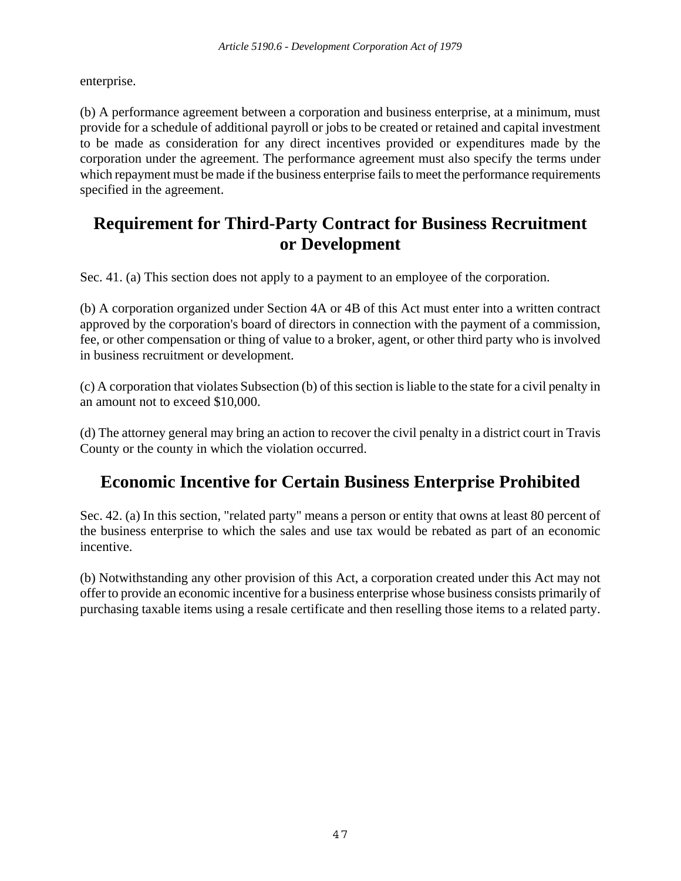enterprise.

(b) A performance agreement between a corporation and business enterprise, at a minimum, must provide for a schedule of additional payroll or jobs to be created or retained and capital investment to be made as consideration for any direct incentives provided or expenditures made by the corporation under the agreement. The performance agreement must also specify the terms under which repayment must be made if the business enterprise fails to meet the performance requirements specified in the agreement.

## Requirement for Third-Party Contract for Business Recruitment or Development

Sec. 41. (a) This section does not apply to a payment to an employee of the corporation.

(b) A corporation organized under Section 4A or 4B of this Act must enter into a written contract approved by the corporation's board of directors in connection with the payment of a commission, fee, or other compensation or thing of value to a broker, agent, or other third party who is involved in business recruitment or development.

(c) A corporation that violates Subsection (b) of this section is liable to the state for a civil penalty in an amount not to exceed $10,000.

(d) The attorney general may bring an action to recover the civil penalty in a district court in Travis County or the county in which the violation occurred.

## Economic Incentive for Certain Business Enterprise Prohibited

Sec. 42. (a) In this section, "related party" means a person or entity that owns at least 80 percent of the business enterprise to which the sales and use tax would be rebated as part of an economic incentive.

(b) Notwithstanding any other provision of this Act, a corporation created under this Act may not offer to provide an economic incentive for a business enterprise whose business consists primarily of purchasing taxable items using a resale certificate and then reselling those items to a related party.